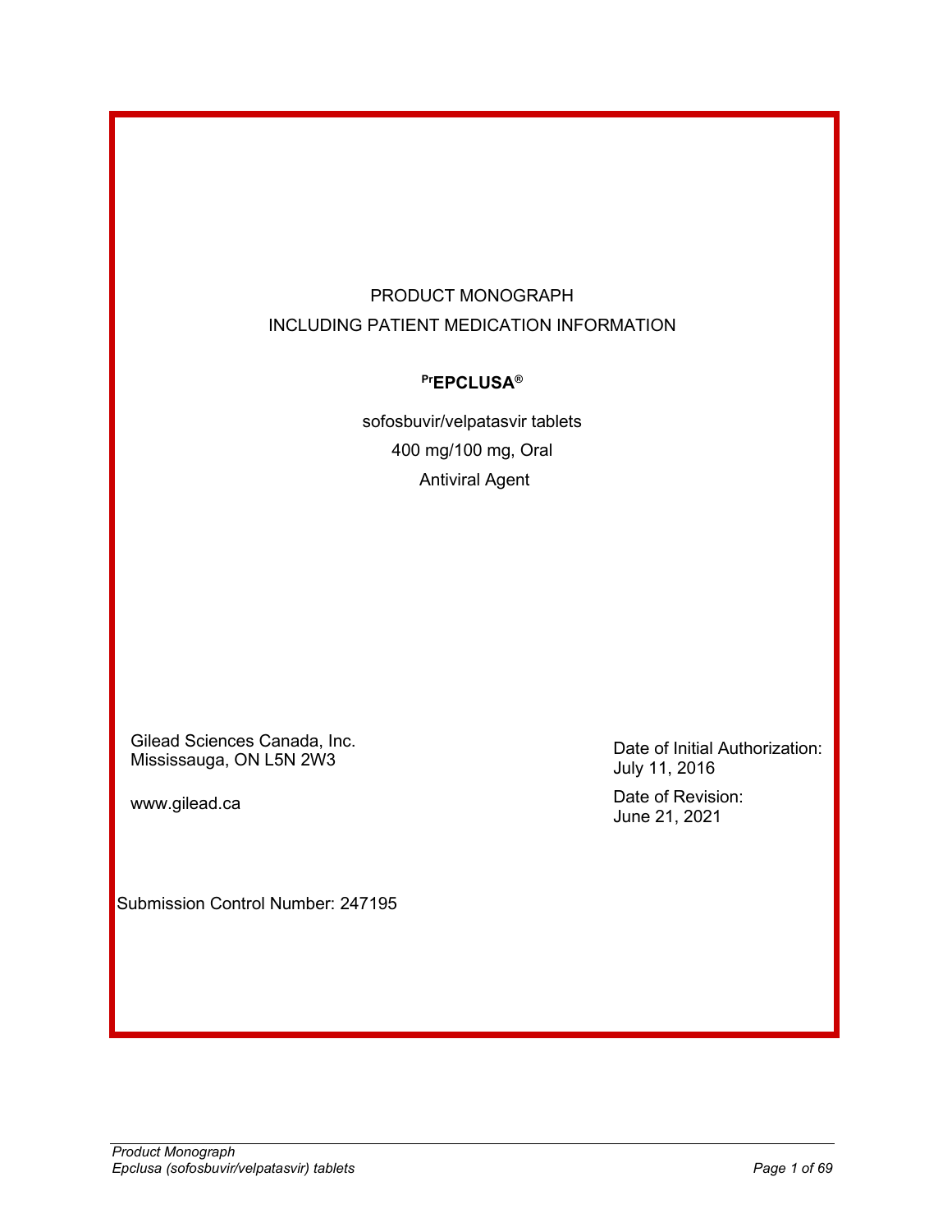PRODUCT MONOGRAPH

INCLUDING PATIENT MEDICATION INFORMATION

**[Pr]EPCLUSA®**

sofosbuvir/velpatasvir tablets

400 mg/100 mg, Oral

Antiviral Agent

Gilead Sciences Canada, Inc.
Mississauga, ON L5N 2W3

www.gilead.ca

Date of Initial Authorization:
July 11, 2016

Date of Revision:
June 21, 2021

Submission Control Number: 247195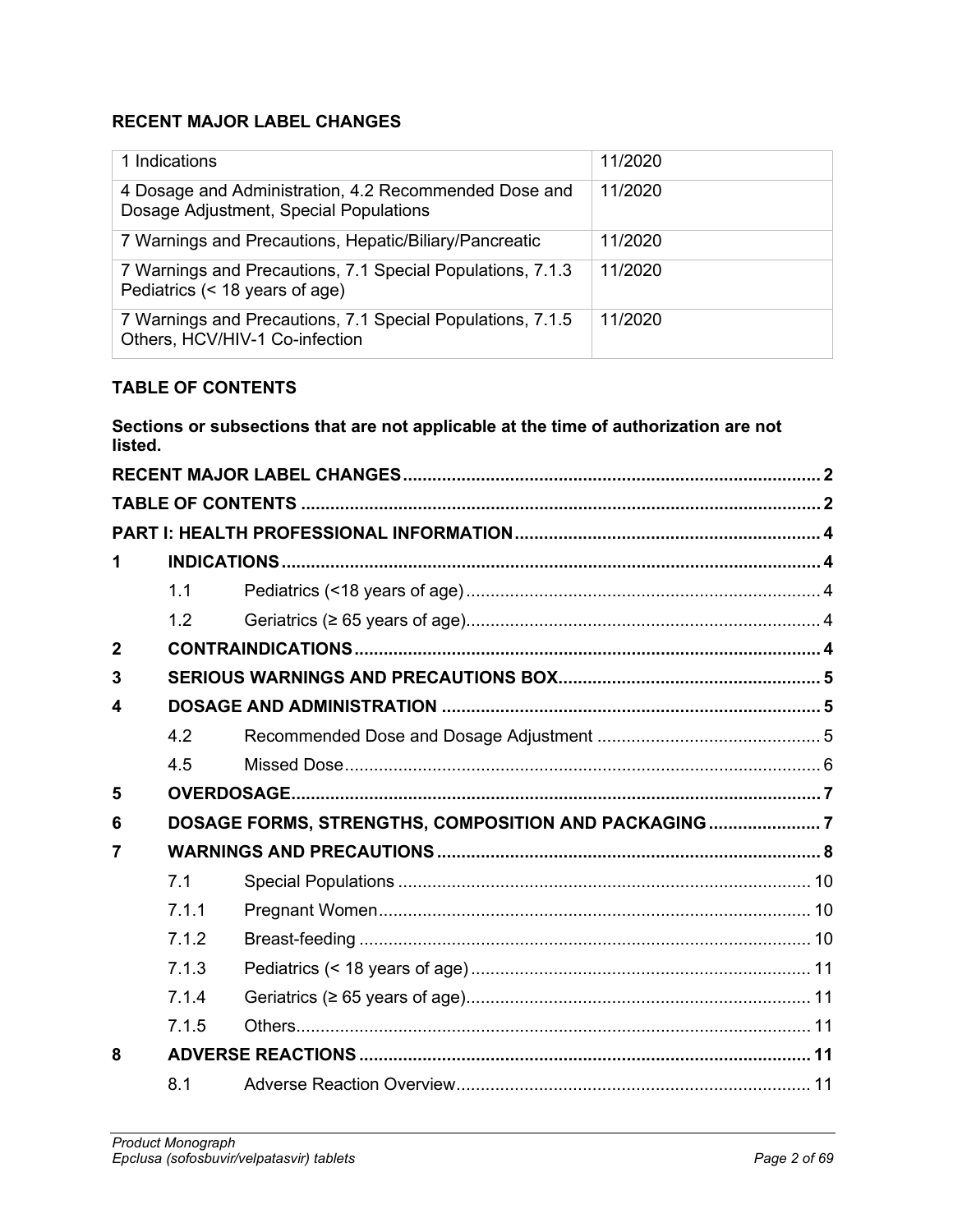## RECENT MAJOR LABEL CHANGES

| | |
|---|---|
| 1 Indications | 11/2020 |
| 4 Dosage and Administration, 4.2 Recommended Dose and Dosage Adjustment, Special Populations | 11/2020 |
| 7 Warnings and Precautions, Hepatic/Biliary/Pancreatic | 11/2020 |
| 7 Warnings and Precautions, 7.1 Special Populations, 7.1.3 Pediatrics (< 18 years of age) | 11/2020 |
| 7 Warnings and Precautions, 7.1 Special Populations, 7.1.5 Others, HCV/HIV-1 Co-infection | 11/2020 |

## TABLE OF CONTENTS

**Sections or subsections that are not applicable at the time of authorization are not listed.**

| | | | |
|---|---|---|---|
| **RECENT MAJOR LABEL CHANGES** | | | **2** |
| **TABLE OF CONTENTS** | | | **2** |
| **PART I: HEALTH PROFESSIONAL INFORMATION** | | | **4** |
| **1** | **INDICATIONS** | | **4** |
| | 1.1 | Pediatrics (<18 years of age) | 4 |
| | 1.2 | Geriatrics (≥ 65 years of age) | 4 |
| **2** | **CONTRAINDICATIONS** | | **4** |
| **3** | **SERIOUS WARNINGS AND PRECAUTIONS BOX** | | **5** |
| **4** | **DOSAGE AND ADMINISTRATION** | | **5** |
| | 4.2 | Recommended Dose and Dosage Adjustment | 5 |
| | 4.5 | Missed Dose | 6 |
| **5** | **OVERDOSAGE** | | **7** |
| **6** | **DOSAGE FORMS, STRENGTHS, COMPOSITION AND PACKAGING** | | **7** |
| **7** | **WARNINGS AND PRECAUTIONS** | | **8** |
| | 7.1 | Special Populations | 10 |
| | 7.1.1 | Pregnant Women | 10 |
| | 7.1.2 | Breast-feeding | 10 |
| | 7.1.3 | Pediatrics (< 18 years of age) | 11 |
| | 7.1.4 | Geriatrics (≥ 65 years of age) | 11 |
| | 7.1.5 | Others | 11 |
| **8** | **ADVERSE REACTIONS** | | **11** |
| | 8.1 | Adverse Reaction Overview | 11 |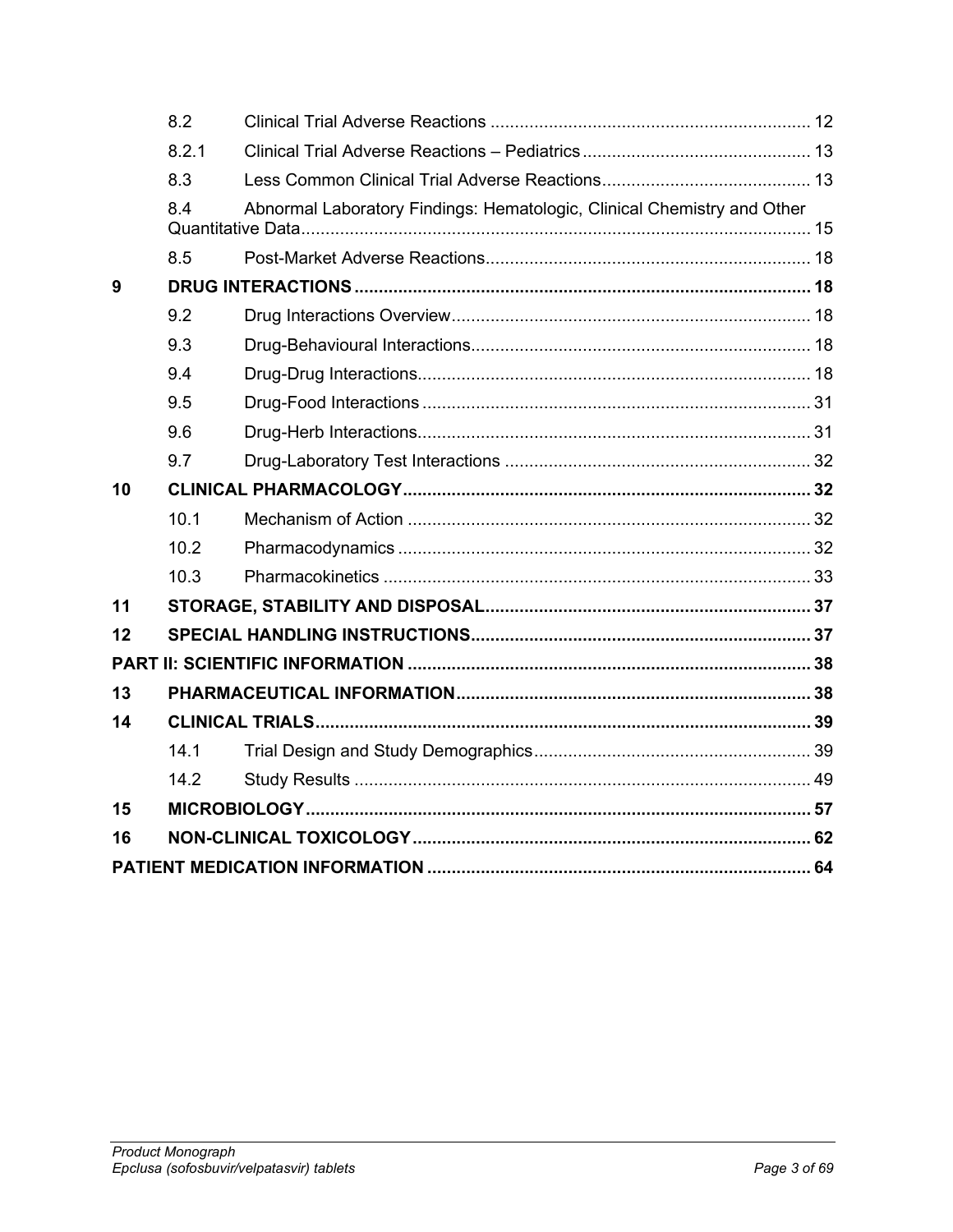| | | |
|---|---|---|
| 8.2 | Clinical Trial Adverse Reactions | 12 |
| 8.2.1 | Clinical Trial Adverse Reactions – Pediatrics | 13 |
| 8.3 | Less Common Clinical Trial Adverse Reactions | 13 |
| 8.4 | Abnormal Laboratory Findings: Hematologic, Clinical Chemistry and Other Quantitative Data | 15 |
| 8.5 | Post-Market Adverse Reactions | 18 |
| **9** | **DRUG INTERACTIONS** | **18** |
| 9.2 | Drug Interactions Overview | 18 |
| 9.3 | Drug-Behavioural Interactions | 18 |
| 9.4 | Drug-Drug Interactions | 18 |
| 9.5 | Drug-Food Interactions | 31 |
| 9.6 | Drug-Herb Interactions | 31 |
| 9.7 | Drug-Laboratory Test Interactions | 32 |
| **10** | **CLINICAL PHARMACOLOGY** | **32** |
| 10.1 | Mechanism of Action | 32 |
| 10.2 | Pharmacodynamics | 32 |
| 10.3 | Pharmacokinetics | 33 |
| **11** | **STORAGE, STABILITY AND DISPOSAL** | **37** |
| **12** | **SPECIAL HANDLING INSTRUCTIONS** | **37** |
| **PART II: SCIENTIFIC INFORMATION** | | **38** |
| **13** | **PHARMACEUTICAL INFORMATION** | **38** |
| **14** | **CLINICAL TRIALS** | **39** |
| 14.1 | Trial Design and Study Demographics | 39 |
| 14.2 | Study Results | 49 |
| **15** | **MICROBIOLOGY** | **57** |
| **16** | **NON-CLINICAL TOXICOLOGY** | **62** |
| **PATIENT MEDICATION INFORMATION** | | **64** |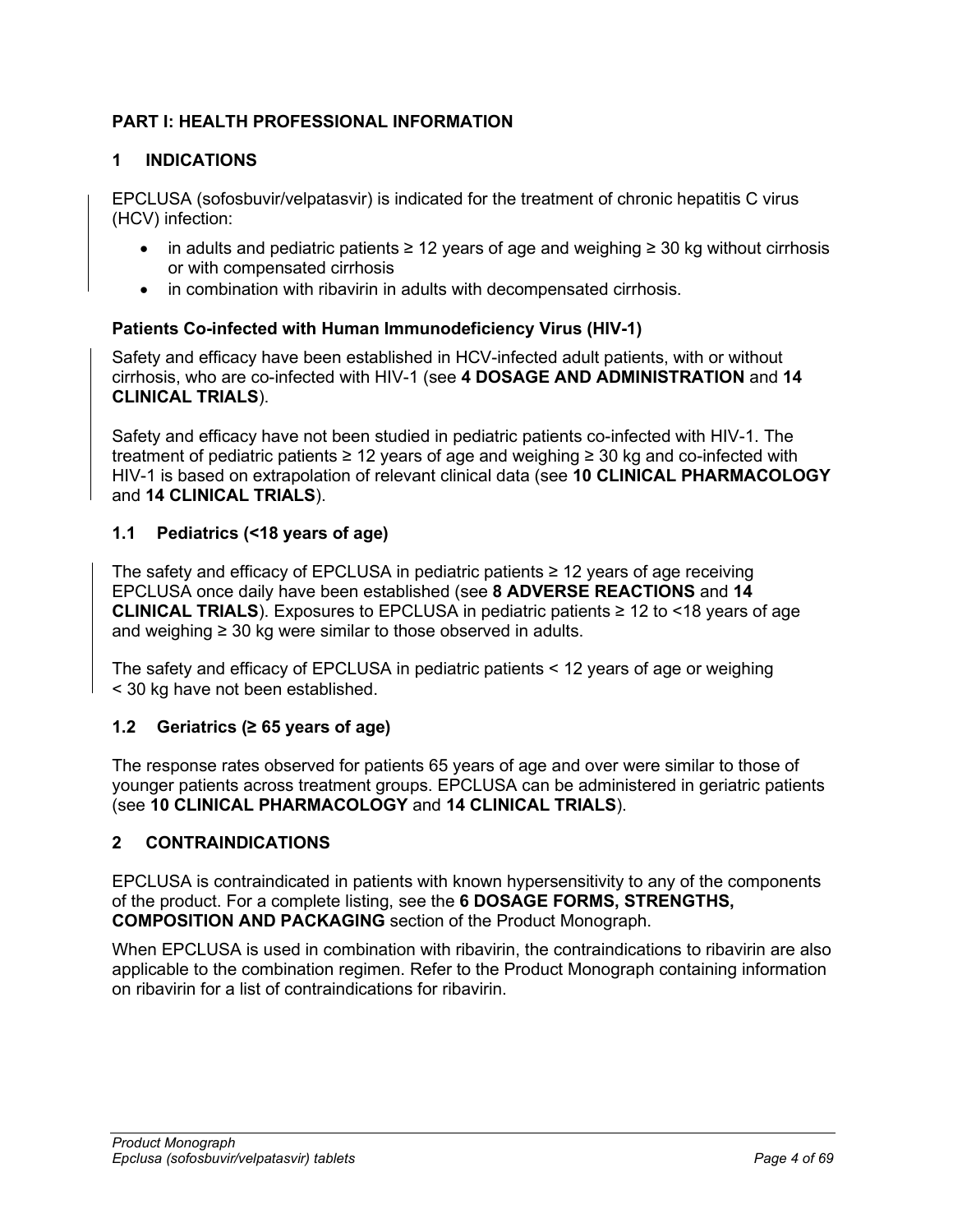## PART I: HEALTH PROFESSIONAL INFORMATION

## 1 INDICATIONS

EPCLUSA (sofosbuvir/velpatasvir) is indicated for the treatment of chronic hepatitis C virus (HCV) infection:

- in adults and pediatric patients ≥ 12 years of age and weighing ≥ 30 kg without cirrhosis or with compensated cirrhosis
- in combination with ribavirin in adults with decompensated cirrhosis.

### Patients Co-infected with Human Immunodeficiency Virus (HIV-1)

Safety and efficacy have been established in HCV-infected adult patients, with or without cirrhosis, who are co-infected with HIV-1 (see **4 DOSAGE AND ADMINISTRATION** and **14 CLINICAL TRIALS**).

Safety and efficacy have not been studied in pediatric patients co-infected with HIV-1. The treatment of pediatric patients ≥ 12 years of age and weighing ≥ 30 kg and co-infected with HIV-1 is based on extrapolation of relevant clinical data (see **10 CLINICAL PHARMACOLOGY** and **14 CLINICAL TRIALS**).

### 1.1 Pediatrics (<18 years of age)

The safety and efficacy of EPCLUSA in pediatric patients ≥ 12 years of age receiving EPCLUSA once daily have been established (see **8 ADVERSE REACTIONS** and **14 CLINICAL TRIALS**). Exposures to EPCLUSA in pediatric patients ≥ 12 to <18 years of age and weighing ≥ 30 kg were similar to those observed in adults.

The safety and efficacy of EPCLUSA in pediatric patients < 12 years of age or weighing < 30 kg have not been established.

### 1.2 Geriatrics (≥ 65 years of age)

The response rates observed for patients 65 years of age and over were similar to those of younger patients across treatment groups. EPCLUSA can be administered in geriatric patients (see **10 CLINICAL PHARMACOLOGY** and **14 CLINICAL TRIALS**).

## 2 CONTRAINDICATIONS

EPCLUSA is contraindicated in patients with known hypersensitivity to any of the components of the product. For a complete listing, see the **6 DOSAGE FORMS, STRENGTHS, COMPOSITION AND PACKAGING** section of the Product Monograph.

When EPCLUSA is used in combination with ribavirin, the contraindications to ribavirin are also applicable to the combination regimen. Refer to the Product Monograph containing information on ribavirin for a list of contraindications for ribavirin.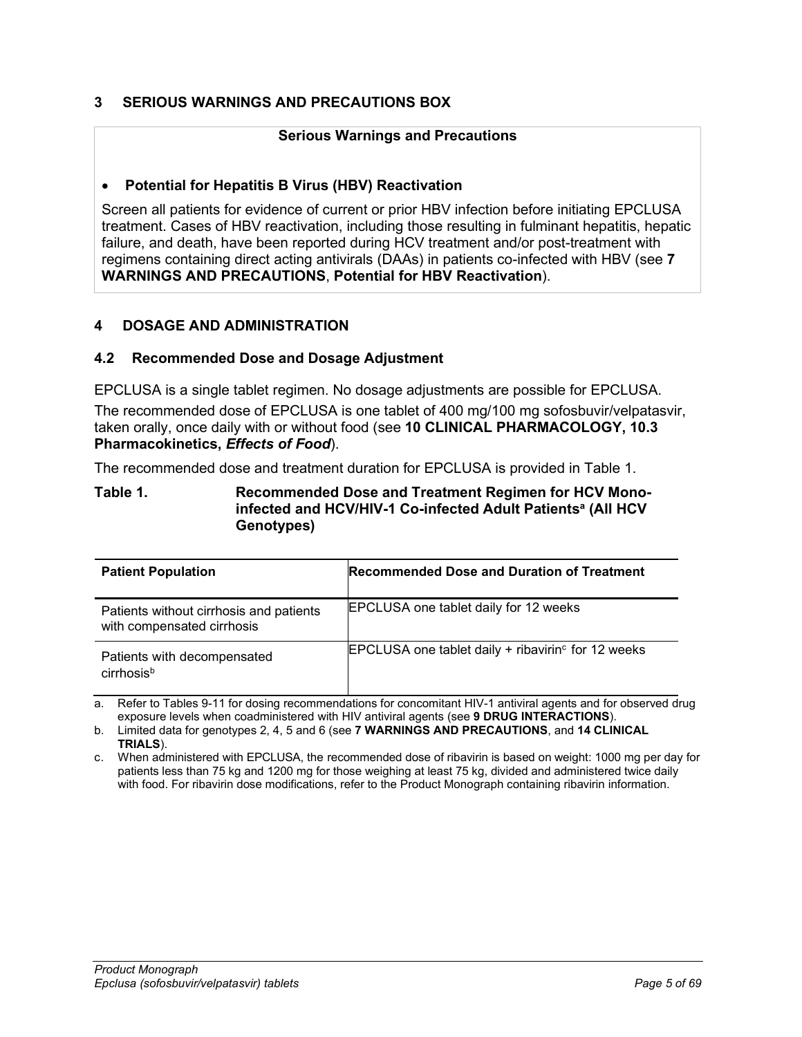## 3 SERIOUS WARNINGS AND PRECAUTIONS BOX

**Serious Warnings and Precautions**

- **Potential for Hepatitis B Virus (HBV) Reactivation**

Screen all patients for evidence of current or prior HBV infection before initiating EPCLUSA treatment. Cases of HBV reactivation, including those resulting in fulminant hepatitis, hepatic failure, and death, have been reported during HCV treatment and/or post-treatment with regimens containing direct acting antivirals (DAAs) in patients co-infected with HBV (see **7 WARNINGS AND PRECAUTIONS**, **Potential for HBV Reactivation**).

## 4 DOSAGE AND ADMINISTRATION

### 4.2 Recommended Dose and Dosage Adjustment

EPCLUSA is a single tablet regimen. No dosage adjustments are possible for EPCLUSA.

The recommended dose of EPCLUSA is one tablet of 400 mg/100 mg sofosbuvir/velpatasvir, taken orally, once daily with or without food (see **10 CLINICAL PHARMACOLOGY, 10.3 Pharmacokinetics, *Effects of Food***).

The recommended dose and treatment duration for EPCLUSA is provided in Table 1.

**Table 1. Recommended Dose and Treatment Regimen for HCV Mono-infected and HCV/HIV-1 Co-infected Adult Patients[a] (All HCV Genotypes)**

| Patient Population | Recommended Dose and Duration of Treatment |
|---|---|
| Patients without cirrhosis and patients with compensated cirrhosis | EPCLUSA one tablet daily for 12 weeks |
| Patients with decompensated cirrhosis[b] | EPCLUSA one tablet daily + ribavirin[c] for 12 weeks |

a. Refer to Tables 9-11 for dosing recommendations for concomitant HIV-1 antiviral agents and for observed drug exposure levels when coadministered with HIV antiviral agents (see **9 DRUG INTERACTIONS**).

b. Limited data for genotypes 2, 4, 5 and 6 (see **7 WARNINGS AND PRECAUTIONS**, and **14 CLINICAL TRIALS**).

c. When administered with EPCLUSA, the recommended dose of ribavirin is based on weight: 1000 mg per day for patients less than 75 kg and 1200 mg for those weighing at least 75 kg, divided and administered twice daily with food. For ribavirin dose modifications, refer to the Product Monograph containing ribavirin information.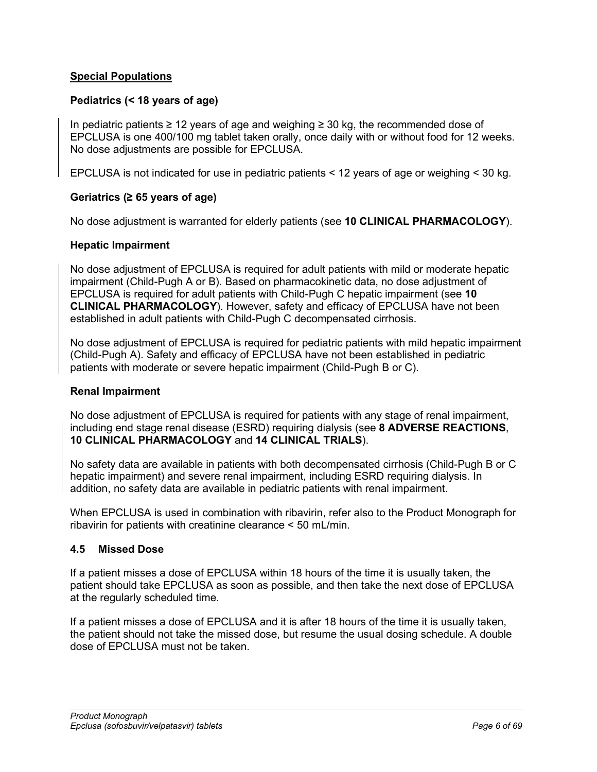## Special Populations

### Pediatrics (< 18 years of age)

In pediatric patients ≥ 12 years of age and weighing ≥ 30 kg, the recommended dose of EPCLUSA is one 400/100 mg tablet taken orally, once daily with or without food for 12 weeks. No dose adjustments are possible for EPCLUSA.

EPCLUSA is not indicated for use in pediatric patients < 12 years of age or weighing < 30 kg.

### Geriatrics (≥ 65 years of age)

No dose adjustment is warranted for elderly patients (see **10 CLINICAL PHARMACOLOGY**).

### Hepatic Impairment

No dose adjustment of EPCLUSA is required for adult patients with mild or moderate hepatic impairment (Child-Pugh A or B). Based on pharmacokinetic data, no dose adjustment of EPCLUSA is required for adult patients with Child-Pugh C hepatic impairment (see **10 CLINICAL PHARMACOLOGY**). However, safety and efficacy of EPCLUSA have not been established in adult patients with Child-Pugh C decompensated cirrhosis.

No dose adjustment of EPCLUSA is required for pediatric patients with mild hepatic impairment (Child-Pugh A). Safety and efficacy of EPCLUSA have not been established in pediatric patients with moderate or severe hepatic impairment (Child-Pugh B or C).

### Renal Impairment

No dose adjustment of EPCLUSA is required for patients with any stage of renal impairment, including end stage renal disease (ESRD) requiring dialysis (see **8 ADVERSE REACTIONS**, **10 CLINICAL PHARMACOLOGY** and **14 CLINICAL TRIALS**).

No safety data are available in patients with both decompensated cirrhosis (Child-Pugh B or C hepatic impairment) and severe renal impairment, including ESRD requiring dialysis. In addition, no safety data are available in pediatric patients with renal impairment.

When EPCLUSA is used in combination with ribavirin, refer also to the Product Monograph for ribavirin for patients with creatinine clearance < 50 mL/min.

## 4.5 Missed Dose

If a patient misses a dose of EPCLUSA within 18 hours of the time it is usually taken, the patient should take EPCLUSA as soon as possible, and then take the next dose of EPCLUSA at the regularly scheduled time.

If a patient misses a dose of EPCLUSA and it is after 18 hours of the time it is usually taken, the patient should not take the missed dose, but resume the usual dosing schedule. A double dose of EPCLUSA must not be taken.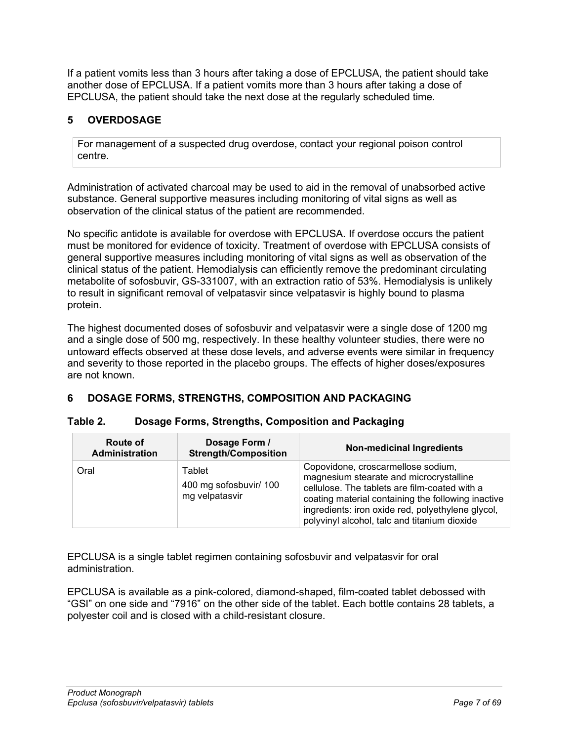If a patient vomits less than 3 hours after taking a dose of EPCLUSA, the patient should take another dose of EPCLUSA. If a patient vomits more than 3 hours after taking a dose of EPCLUSA, the patient should take the next dose at the regularly scheduled time.

## 5 OVERDOSAGE

For management of a suspected drug overdose, contact your regional poison control centre.

Administration of activated charcoal may be used to aid in the removal of unabsorbed active substance. General supportive measures including monitoring of vital signs as well as observation of the clinical status of the patient are recommended.

No specific antidote is available for overdose with EPCLUSA. If overdose occurs the patient must be monitored for evidence of toxicity. Treatment of overdose with EPCLUSA consists of general supportive measures including monitoring of vital signs as well as observation of the clinical status of the patient. Hemodialysis can efficiently remove the predominant circulating metabolite of sofosbuvir, GS-331007, with an extraction ratio of 53%. Hemodialysis is unlikely to result in significant removal of velpatasvir since velpatasvir is highly bound to plasma protein.

The highest documented doses of sofosbuvir and velpatasvir were a single dose of 1200 mg and a single dose of 500 mg, respectively. In these healthy volunteer studies, there were no untoward effects observed at these dose levels, and adverse events were similar in frequency and severity to those reported in the placebo groups. The effects of higher doses/exposures are not known.

## 6 DOSAGE FORMS, STRENGTHS, COMPOSITION AND PACKAGING

**Table 2. Dosage Forms, Strengths, Composition and Packaging**

| Route of Administration | Dosage Form / Strength/Composition | Non-medicinal Ingredients |
|---|---|---|
| Oral | Tablet<br>400 mg sofosbuvir/ 100 mg velpatasvir | Copovidone, croscarmellose sodium, magnesium stearate and microcrystalline cellulose. The tablets are film-coated with a coating material containing the following inactive ingredients: iron oxide red, polyethylene glycol, polyvinyl alcohol, talc and titanium dioxide |

EPCLUSA is a single tablet regimen containing sofosbuvir and velpatasvir for oral administration.

EPCLUSA is available as a pink-colored, diamond-shaped, film-coated tablet debossed with "GSI" on one side and "7916" on the other side of the tablet. Each bottle contains 28 tablets, a polyester coil and is closed with a child-resistant closure.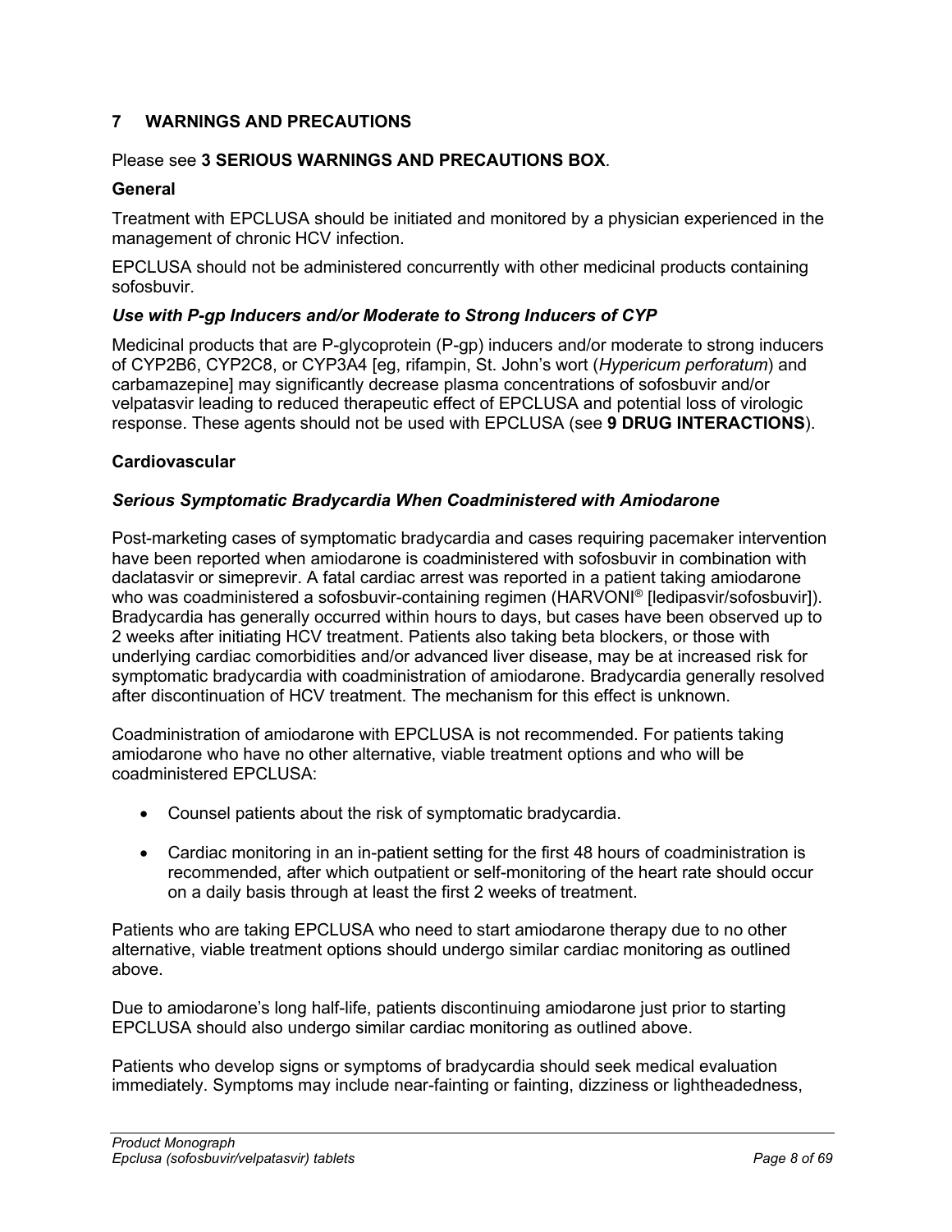## 7 WARNINGS AND PRECAUTIONS

Please see **3 SERIOUS WARNINGS AND PRECAUTIONS BOX**.

### General

Treatment with EPCLUSA should be initiated and monitored by a physician experienced in the management of chronic HCV infection.

EPCLUSA should not be administered concurrently with other medicinal products containing sofosbuvir.

***Use with P-gp Inducers and/or Moderate to Strong Inducers of CYP***

Medicinal products that are P-glycoprotein (P-gp) inducers and/or moderate to strong inducers of CYP2B6, CYP2C8, or CYP3A4 [eg, rifampin, St. John's wort (*Hypericum perforatum*) and carbamazepine] may significantly decrease plasma concentrations of sofosbuvir and/or velpatasvir leading to reduced therapeutic effect of EPCLUSA and potential loss of virologic response. These agents should not be used with EPCLUSA (see **9 DRUG INTERACTIONS**).

### Cardiovascular

***Serious Symptomatic Bradycardia When Coadministered with Amiodarone***

Post-marketing cases of symptomatic bradycardia and cases requiring pacemaker intervention have been reported when amiodarone is coadministered with sofosbuvir in combination with daclatasvir or simeprevir. A fatal cardiac arrest was reported in a patient taking amiodarone who was coadministered a sofosbuvir-containing regimen (HARVONI® [ledipasvir/sofosbuvir]). Bradycardia has generally occurred within hours to days, but cases have been observed up to 2 weeks after initiating HCV treatment. Patients also taking beta blockers, or those with underlying cardiac comorbidities and/or advanced liver disease, may be at increased risk for symptomatic bradycardia with coadministration of amiodarone. Bradycardia generally resolved after discontinuation of HCV treatment. The mechanism for this effect is unknown.

Coadministration of amiodarone with EPCLUSA is not recommended. For patients taking amiodarone who have no other alternative, viable treatment options and who will be coadministered EPCLUSA:

- Counsel patients about the risk of symptomatic bradycardia.
- Cardiac monitoring in an in-patient setting for the first 48 hours of coadministration is recommended, after which outpatient or self-monitoring of the heart rate should occur on a daily basis through at least the first 2 weeks of treatment.

Patients who are taking EPCLUSA who need to start amiodarone therapy due to no other alternative, viable treatment options should undergo similar cardiac monitoring as outlined above.

Due to amiodarone's long half-life, patients discontinuing amiodarone just prior to starting EPCLUSA should also undergo similar cardiac monitoring as outlined above.

Patients who develop signs or symptoms of bradycardia should seek medical evaluation immediately. Symptoms may include near-fainting or fainting, dizziness or lightheadedness,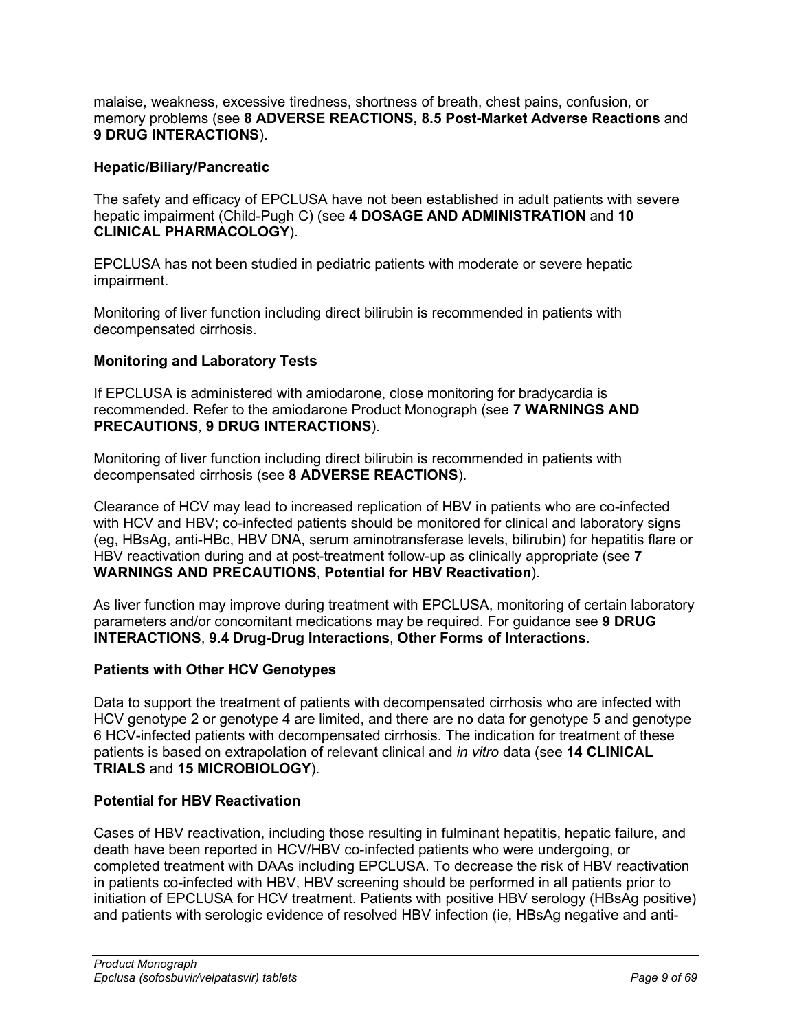malaise, weakness, excessive tiredness, shortness of breath, chest pains, confusion, or memory problems (see **8 ADVERSE REACTIONS, 8.5 Post-Market Adverse Reactions** and **9 DRUG INTERACTIONS**).

**Hepatic/Biliary/Pancreatic**

The safety and efficacy of EPCLUSA have not been established in adult patients with severe hepatic impairment (Child-Pugh C) (see **4 DOSAGE AND ADMINISTRATION** and **10 CLINICAL PHARMACOLOGY**).

EPCLUSA has not been studied in pediatric patients with moderate or severe hepatic impairment.

Monitoring of liver function including direct bilirubin is recommended in patients with decompensated cirrhosis.

**Monitoring and Laboratory Tests**

If EPCLUSA is administered with amiodarone, close monitoring for bradycardia is recommended. Refer to the amiodarone Product Monograph (see **7 WARNINGS AND PRECAUTIONS**, **9 DRUG INTERACTIONS**).

Monitoring of liver function including direct bilirubin is recommended in patients with decompensated cirrhosis (see **8 ADVERSE REACTIONS**).

Clearance of HCV may lead to increased replication of HBV in patients who are co-infected with HCV and HBV; co-infected patients should be monitored for clinical and laboratory signs (eg, HBsAg, anti-HBc, HBV DNA, serum aminotransferase levels, bilirubin) for hepatitis flare or HBV reactivation during and at post-treatment follow-up as clinically appropriate (see **7 WARNINGS AND PRECAUTIONS**, **Potential for HBV Reactivation**).

As liver function may improve during treatment with EPCLUSA, monitoring of certain laboratory parameters and/or concomitant medications may be required. For guidance see **9 DRUG INTERACTIONS**, **9.4 Drug-Drug Interactions**, **Other Forms of Interactions**.

**Patients with Other HCV Genotypes**

Data to support the treatment of patients with decompensated cirrhosis who are infected with HCV genotype 2 or genotype 4 are limited, and there are no data for genotype 5 and genotype 6 HCV-infected patients with decompensated cirrhosis. The indication for treatment of these patients is based on extrapolation of relevant clinical and *in vitro* data (see **14 CLINICAL TRIALS** and **15 MICROBIOLOGY**).

**Potential for HBV Reactivation**

Cases of HBV reactivation, including those resulting in fulminant hepatitis, hepatic failure, and death have been reported in HCV/HBV co-infected patients who were undergoing, or completed treatment with DAAs including EPCLUSA. To decrease the risk of HBV reactivation in patients co-infected with HBV, HBV screening should be performed in all patients prior to initiation of EPCLUSA for HCV treatment. Patients with positive HBV serology (HBsAg positive) and patients with serologic evidence of resolved HBV infection (ie, HBsAg negative and anti-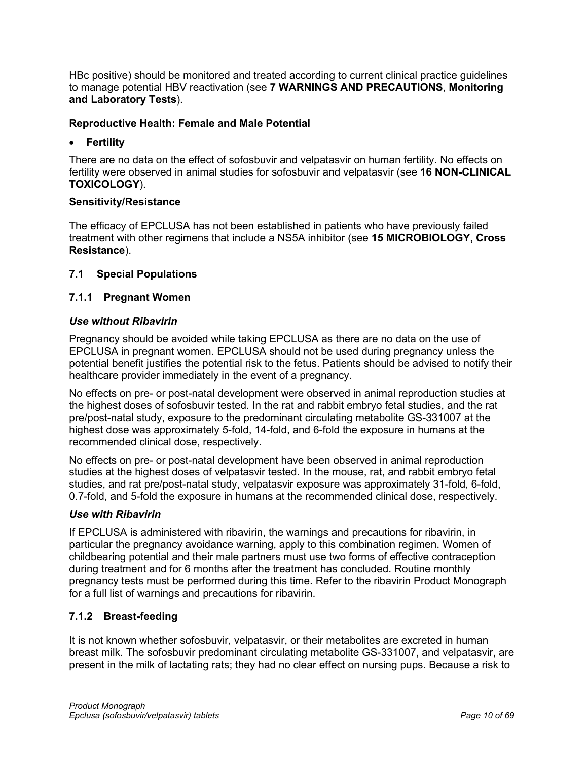HBc positive) should be monitored and treated according to current clinical practice guidelines to manage potential HBV reactivation (see **7 WARNINGS AND PRECAUTIONS**, **Monitoring and Laboratory Tests**).

**Reproductive Health: Female and Male Potential**

- **Fertility**

There are no data on the effect of sofosbuvir and velpatasvir on human fertility. No effects on fertility were observed in animal studies for sofosbuvir and velpatasvir (see **16 NON-CLINICAL TOXICOLOGY**).

**Sensitivity/Resistance**

The efficacy of EPCLUSA has not been established in patients who have previously failed treatment with other regimens that include a NS5A inhibitor (see **15 MICROBIOLOGY, Cross Resistance**).

## 7.1 Special Populations

### 7.1.1 Pregnant Women

***Use without Ribavirin***

Pregnancy should be avoided while taking EPCLUSA as there are no data on the use of EPCLUSA in pregnant women. EPCLUSA should not be used during pregnancy unless the potential benefit justifies the potential risk to the fetus. Patients should be advised to notify their healthcare provider immediately in the event of a pregnancy.

No effects on pre- or post-natal development were observed in animal reproduction studies at the highest doses of sofosbuvir tested. In the rat and rabbit embryo fetal studies, and the rat pre/post-natal study, exposure to the predominant circulating metabolite GS-331007 at the highest dose was approximately 5-fold, 14-fold, and 6-fold the exposure in humans at the recommended clinical dose, respectively.

No effects on pre- or post-natal development have been observed in animal reproduction studies at the highest doses of velpatasvir tested. In the mouse, rat, and rabbit embryo fetal studies, and rat pre/post-natal study, velpatasvir exposure was approximately 31-fold, 6-fold, 0.7-fold, and 5-fold the exposure in humans at the recommended clinical dose, respectively.

***Use with Ribavirin***

If EPCLUSA is administered with ribavirin, the warnings and precautions for ribavirin, in particular the pregnancy avoidance warning, apply to this combination regimen. Women of childbearing potential and their male partners must use two forms of effective contraception during treatment and for 6 months after the treatment has concluded. Routine monthly pregnancy tests must be performed during this time. Refer to the ribavirin Product Monograph for a full list of warnings and precautions for ribavirin.

### 7.1.2 Breast-feeding

It is not known whether sofosbuvir, velpatasvir, or their metabolites are excreted in human breast milk. The sofosbuvir predominant circulating metabolite GS-331007, and velpatasvir, are present in the milk of lactating rats; they had no clear effect on nursing pups. Because a risk to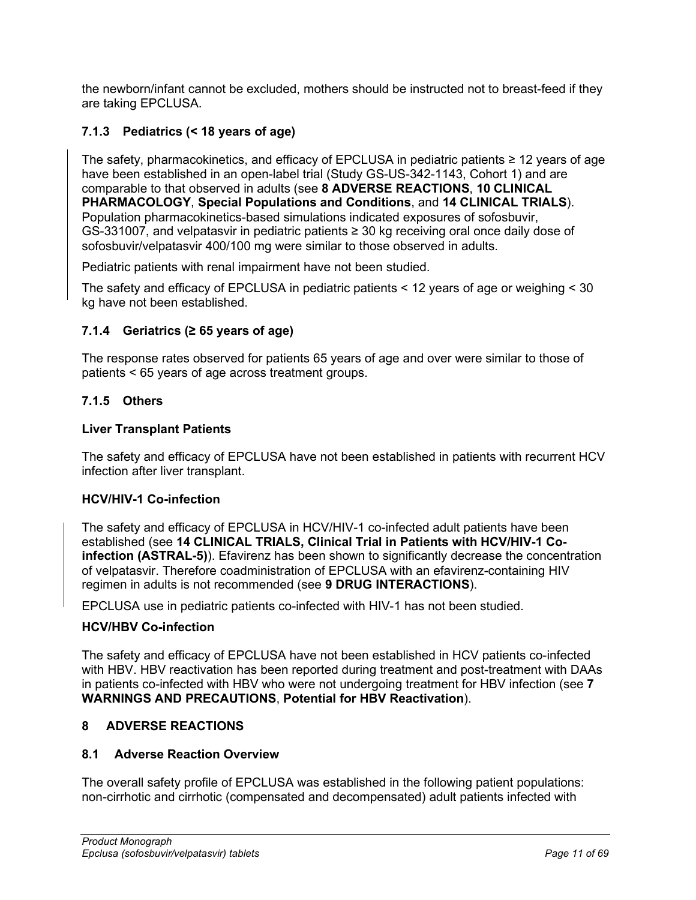the newborn/infant cannot be excluded, mothers should be instructed not to breast-feed if they are taking EPCLUSA.

### 7.1.3 Pediatrics (< 18 years of age)

The safety, pharmacokinetics, and efficacy of EPCLUSA in pediatric patients ≥ 12 years of age have been established in an open-label trial (Study GS-US-342-1143, Cohort 1) and are comparable to that observed in adults (see **8 ADVERSE REACTIONS**, **10 CLINICAL PHARMACOLOGY**, **Special Populations and Conditions**, and **14 CLINICAL TRIALS**). Population pharmacokinetics-based simulations indicated exposures of sofosbuvir, GS-331007, and velpatasvir in pediatric patients ≥ 30 kg receiving oral once daily dose of sofosbuvir/velpatasvir 400/100 mg were similar to those observed in adults.

Pediatric patients with renal impairment have not been studied.

The safety and efficacy of EPCLUSA in pediatric patients < 12 years of age or weighing < 30 kg have not been established.

### 7.1.4 Geriatrics (≥ 65 years of age)

The response rates observed for patients 65 years of age and over were similar to those of patients < 65 years of age across treatment groups.

### 7.1.5 Others

**Liver Transplant Patients**

The safety and efficacy of EPCLUSA have not been established in patients with recurrent HCV infection after liver transplant.

**HCV/HIV-1 Co-infection**

The safety and efficacy of EPCLUSA in HCV/HIV-1 co-infected adult patients have been established (see **14 CLINICAL TRIALS, Clinical Trial in Patients with HCV/HIV-1 Co-infection (ASTRAL-5)**). Efavirenz has been shown to significantly decrease the concentration of velpatasvir. Therefore coadministration of EPCLUSA with an efavirenz-containing HIV regimen in adults is not recommended (see **9 DRUG INTERACTIONS**).

EPCLUSA use in pediatric patients co-infected with HIV-1 has not been studied.

**HCV/HBV Co-infection**

The safety and efficacy of EPCLUSA have not been established in HCV patients co-infected with HBV. HBV reactivation has been reported during treatment and post-treatment with DAAs in patients co-infected with HBV who were not undergoing treatment for HBV infection (see **7 WARNINGS AND PRECAUTIONS**, **Potential for HBV Reactivation**).

## 8 ADVERSE REACTIONS

### 8.1 Adverse Reaction Overview

The overall safety profile of EPCLUSA was established in the following patient populations: non-cirrhotic and cirrhotic (compensated and decompensated) adult patients infected with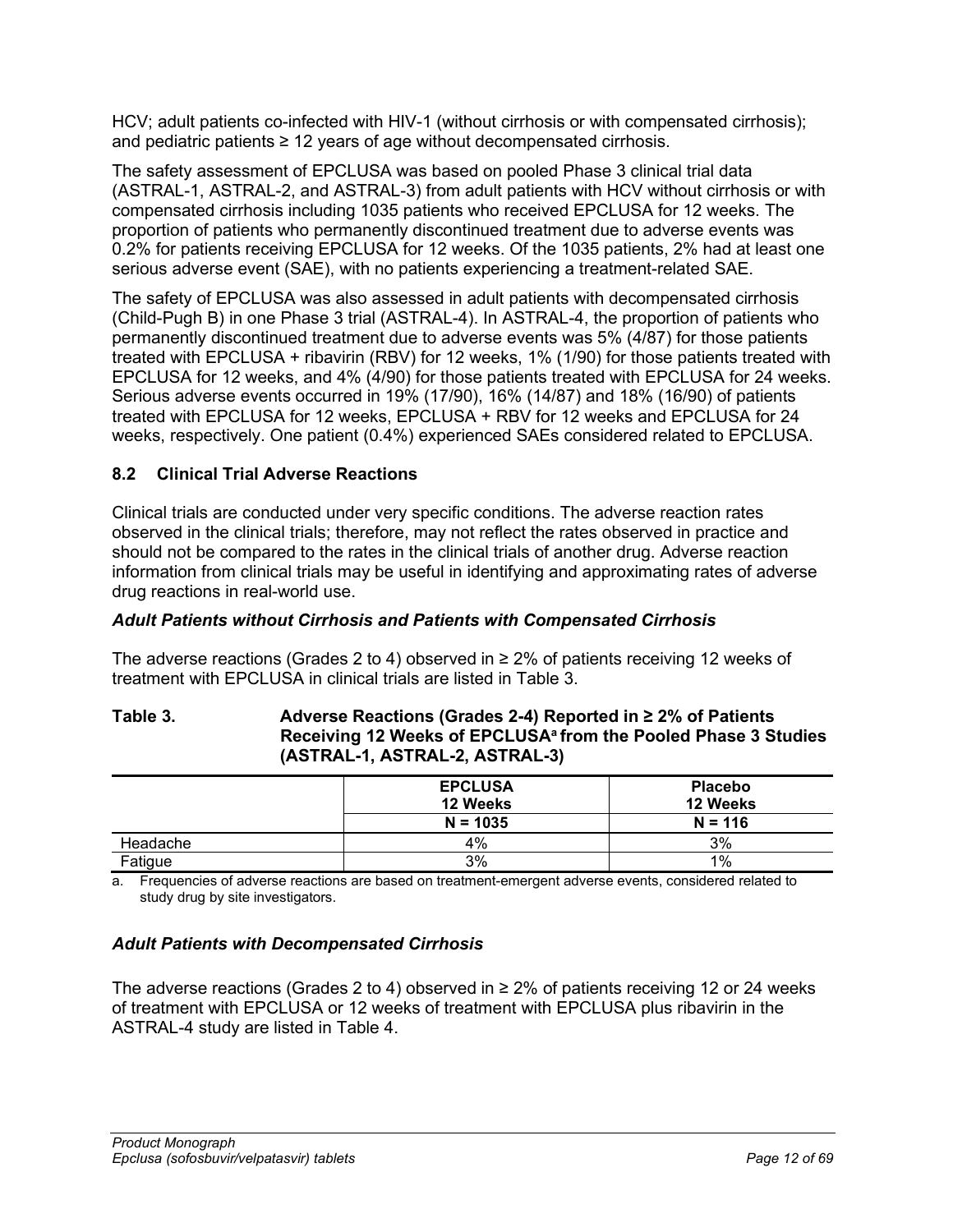HCV; adult patients co-infected with HIV-1 (without cirrhosis or with compensated cirrhosis); and pediatric patients ≥ 12 years of age without decompensated cirrhosis.

The safety assessment of EPCLUSA was based on pooled Phase 3 clinical trial data (ASTRAL-1, ASTRAL-2, and ASTRAL-3) from adult patients with HCV without cirrhosis or with compensated cirrhosis including 1035 patients who received EPCLUSA for 12 weeks. The proportion of patients who permanently discontinued treatment due to adverse events was 0.2% for patients receiving EPCLUSA for 12 weeks. Of the 1035 patients, 2% had at least one serious adverse event (SAE), with no patients experiencing a treatment-related SAE.

The safety of EPCLUSA was also assessed in adult patients with decompensated cirrhosis (Child-Pugh B) in one Phase 3 trial (ASTRAL-4). In ASTRAL-4, the proportion of patients who permanently discontinued treatment due to adverse events was 5% (4/87) for those patients treated with EPCLUSA + ribavirin (RBV) for 12 weeks, 1% (1/90) for those patients treated with EPCLUSA for 12 weeks, and 4% (4/90) for those patients treated with EPCLUSA for 24 weeks. Serious adverse events occurred in 19% (17/90), 16% (14/87) and 18% (16/90) of patients treated with EPCLUSA for 12 weeks, EPCLUSA + RBV for 12 weeks and EPCLUSA for 24 weeks, respectively. One patient (0.4%) experienced SAEs considered related to EPCLUSA.

## 8.2 Clinical Trial Adverse Reactions

Clinical trials are conducted under very specific conditions. The adverse reaction rates observed in the clinical trials; therefore, may not reflect the rates observed in practice and should not be compared to the rates in the clinical trials of another drug. Adverse reaction information from clinical trials may be useful in identifying and approximating rates of adverse drug reactions in real-world use.

### *Adult Patients without Cirrhosis and Patients with Compensated Cirrhosis*

The adverse reactions (Grades 2 to 4) observed in ≥ 2% of patients receiving 12 weeks of treatment with EPCLUSA in clinical trials are listed in Table 3.

**Table 3. Adverse Reactions (Grades 2-4) Reported in ≥ 2% of Patients Receiving 12 Weeks of EPCLUSA[a] from the Pooled Phase 3 Studies (ASTRAL-1, ASTRAL-2, ASTRAL-3)**

| | EPCLUSA 12 Weeks | Placebo 12 Weeks |
|---|---|---|
| | N = 1035 | N = 116 |
| Headache | 4% | 3% |
| Fatigue | 3% | 1% |

a. Frequencies of adverse reactions are based on treatment-emergent adverse events, considered related to study drug by site investigators.

### *Adult Patients with Decompensated Cirrhosis*

The adverse reactions (Grades 2 to 4) observed in ≥ 2% of patients receiving 12 or 24 weeks of treatment with EPCLUSA or 12 weeks of treatment with EPCLUSA plus ribavirin in the ASTRAL-4 study are listed in Table 4.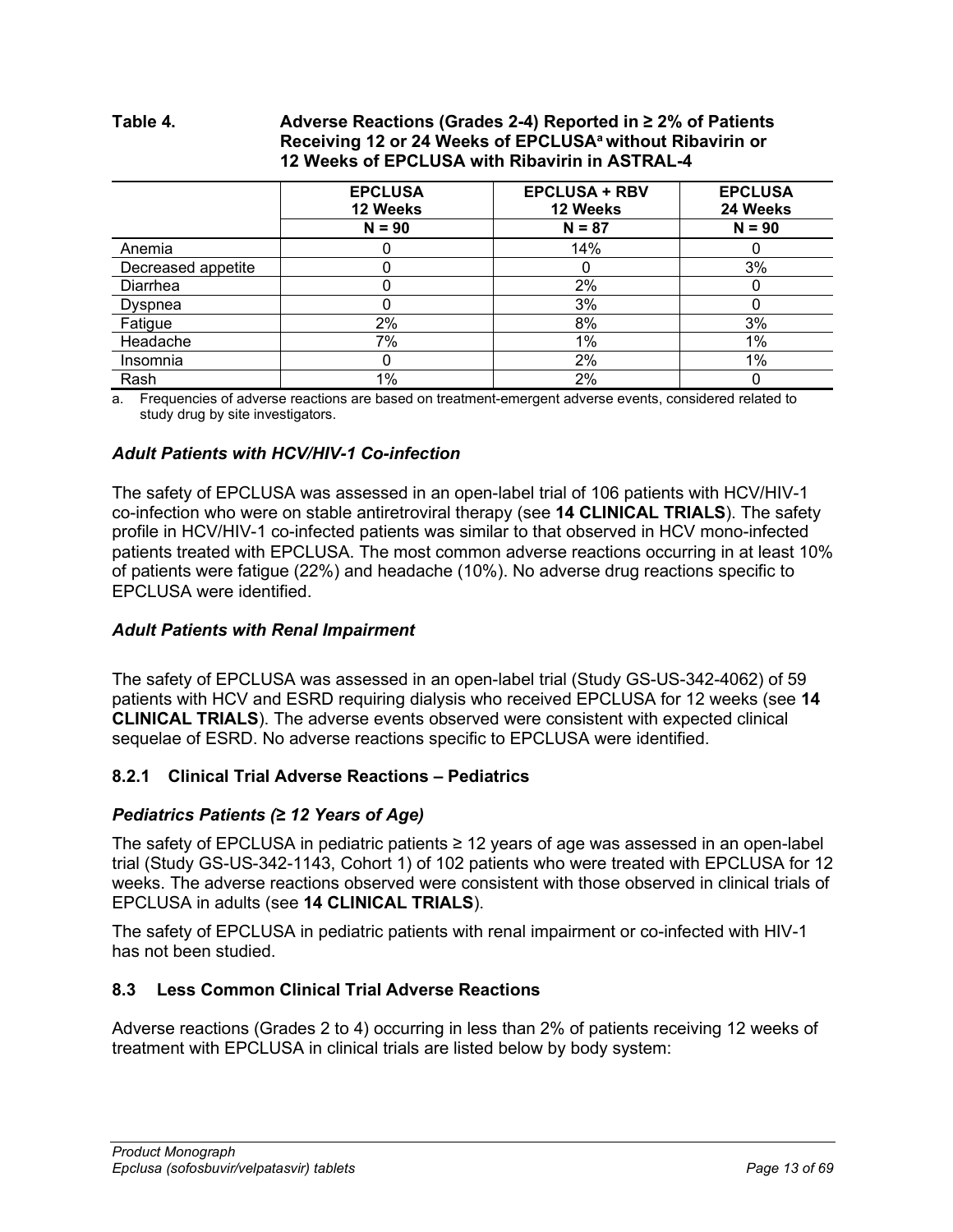**Table 4. Adverse Reactions (Grades 2-4) Reported in ≥ 2% of Patients Receiving 12 or 24 Weeks of EPCLUSA[a] without Ribavirin or 12 Weeks of EPCLUSA with Ribavirin in ASTRAL-4**

| | EPCLUSA 12 Weeks | EPCLUSA + RBV 12 Weeks | EPCLUSA 24 Weeks |
|---|---|---|---|
| | N = 90 | N = 87 | N = 90 |
| Anemia | 0 | 14% | 0 |
| Decreased appetite | 0 | 0 | 3% |
| Diarrhea | 0 | 2% | 0 |
| Dyspnea | 0 | 3% | 0 |
| Fatigue | 2% | 8% | 3% |
| Headache | 7% | 1% | 1% |
| Insomnia | 0 | 2% | 1% |
| Rash | 1% | 2% | 0 |

a. Frequencies of adverse reactions are based on treatment-emergent adverse events, considered related to study drug by site investigators.

### *Adult Patients with HCV/HIV-1 Co-infection*

The safety of EPCLUSA was assessed in an open-label trial of 106 patients with HCV/HIV-1 co-infection who were on stable antiretroviral therapy (see **14 CLINICAL TRIALS**). The safety profile in HCV/HIV-1 co-infected patients was similar to that observed in HCV mono-infected patients treated with EPCLUSA. The most common adverse reactions occurring in at least 10% of patients were fatigue (22%) and headache (10%). No adverse drug reactions specific to EPCLUSA were identified.

### *Adult Patients with Renal Impairment*

The safety of EPCLUSA was assessed in an open-label trial (Study GS-US-342-4062) of 59 patients with HCV and ESRD requiring dialysis who received EPCLUSA for 12 weeks (see **14 CLINICAL TRIALS**). The adverse events observed were consistent with expected clinical sequelae of ESRD. No adverse reactions specific to EPCLUSA were identified.

## 8.2.1 Clinical Trial Adverse Reactions – Pediatrics

### *Pediatrics Patients (≥ 12 Years of Age)*

The safety of EPCLUSA in pediatric patients ≥ 12 years of age was assessed in an open-label trial (Study GS-US-342-1143, Cohort 1) of 102 patients who were treated with EPCLUSA for 12 weeks. The adverse reactions observed were consistent with those observed in clinical trials of EPCLUSA in adults (see **14 CLINICAL TRIALS**).

The safety of EPCLUSA in pediatric patients with renal impairment or co-infected with HIV-1 has not been studied.

## 8.3 Less Common Clinical Trial Adverse Reactions

Adverse reactions (Grades 2 to 4) occurring in less than 2% of patients receiving 12 weeks of treatment with EPCLUSA in clinical trials are listed below by body system: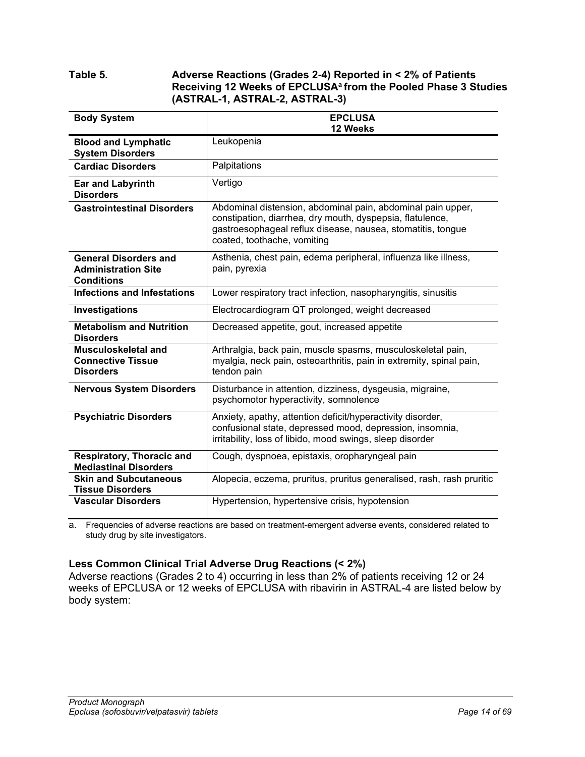**Table 5. Adverse Reactions (Grades 2-4) Reported in < 2% of Patients Receiving 12 Weeks of EPCLUSA[a] from the Pooled Phase 3 Studies (ASTRAL-1, ASTRAL-2, ASTRAL-3)**

| Body System | EPCLUSA 12 Weeks |
|---|---|
| **Blood and Lymphatic System Disorders** | Leukopenia |
| **Cardiac Disorders** | Palpitations |
| **Ear and Labyrinth Disorders** | Vertigo |
| **Gastrointestinal Disorders** | Abdominal distension, abdominal pain, abdominal pain upper, constipation, diarrhea, dry mouth, dyspepsia, flatulence, gastroesophageal reflux disease, nausea, stomatitis, tongue coated, toothache, vomiting |
| **General Disorders and Administration Site Conditions** | Asthenia, chest pain, edema peripheral, influenza like illness, pain, pyrexia |
| **Infections and Infestations** | Lower respiratory tract infection, nasopharyngitis, sinusitis |
| **Investigations** | Electrocardiogram QT prolonged, weight decreased |
| **Metabolism and Nutrition Disorders** | Decreased appetite, gout, increased appetite |
| **Musculoskeletal and Connective Tissue Disorders** | Arthralgia, back pain, muscle spasms, musculoskeletal pain, myalgia, neck pain, osteoarthritis, pain in extremity, spinal pain, tendon pain |
| **Nervous System Disorders** | Disturbance in attention, dizziness, dysgeusia, migraine, psychomotor hyperactivity, somnolence |
| **Psychiatric Disorders** | Anxiety, apathy, attention deficit/hyperactivity disorder, confusional state, depressed mood, depression, insomnia, irritability, loss of libido, mood swings, sleep disorder |
| **Respiratory, Thoracic and Mediastinal Disorders** | Cough, dyspnoea, epistaxis, oropharyngeal pain |
| **Skin and Subcutaneous Tissue Disorders** | Alopecia, eczema, pruritus, pruritus generalised, rash, rash pruritic |
| **Vascular Disorders** | Hypertension, hypertensive crisis, hypotension |

a. Frequencies of adverse reactions are based on treatment-emergent adverse events, considered related to study drug by site investigators.

### Less Common Clinical Trial Adverse Drug Reactions (< 2%)

Adverse reactions (Grades 2 to 4) occurring in less than 2% of patients receiving 12 or 24 weeks of EPCLUSA or 12 weeks of EPCLUSA with ribavirin in ASTRAL-4 are listed below by body system: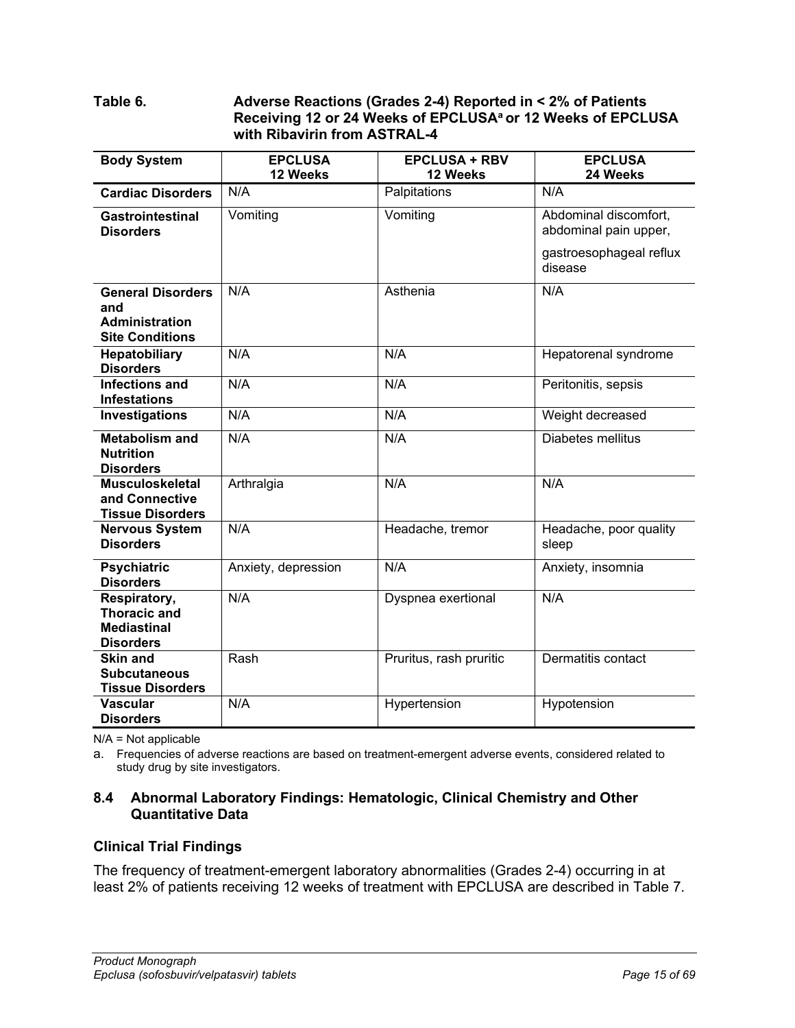**Table 6. Adverse Reactions (Grades 2-4) Reported in < 2% of Patients Receiving 12 or 24 Weeks of EPCLUSA[a] or 12 Weeks of EPCLUSA with Ribavirin from ASTRAL-4**

| Body System | EPCLUSA 12 Weeks | EPCLUSA + RBV 12 Weeks | EPCLUSA 24 Weeks |
|---|---|---|---|
| **Cardiac Disorders** | N/A | Palpitations | N/A |
| **Gastrointestinal Disorders** | Vomiting | Vomiting | Abdominal discomfort, abdominal pain upper, gastroesophageal reflux disease |
| **General Disorders and Administration Site Conditions** | N/A | Asthenia | N/A |
| **Hepatobiliary Disorders** | N/A | N/A | Hepatorenal syndrome |
| **Infections and Infestations** | N/A | N/A | Peritonitis, sepsis |
| **Investigations** | N/A | N/A | Weight decreased |
| **Metabolism and Nutrition Disorders** | N/A | N/A | Diabetes mellitus |
| **Musculoskeletal and Connective Tissue Disorders** | Arthralgia | N/A | N/A |
| **Nervous System Disorders** | N/A | Headache, tremor | Headache, poor quality sleep |
| **Psychiatric Disorders** | Anxiety, depression | N/A | Anxiety, insomnia |
| **Respiratory, Thoracic and Mediastinal Disorders** | N/A | Dyspnea exertional | N/A |
| **Skin and Subcutaneous Tissue Disorders** | Rash | Pruritus, rash pruritic | Dermatitis contact |
| **Vascular Disorders** | N/A | Hypertension | Hypotension |

N/A = Not applicable

a. Frequencies of adverse reactions are based on treatment-emergent adverse events, considered related to study drug by site investigators.

### 8.4 Abnormal Laboratory Findings: Hematologic, Clinical Chemistry and Other Quantitative Data

#### Clinical Trial Findings

The frequency of treatment-emergent laboratory abnormalities (Grades 2-4) occurring in at least 2% of patients receiving 12 weeks of treatment with EPCLUSA are described in Table 7.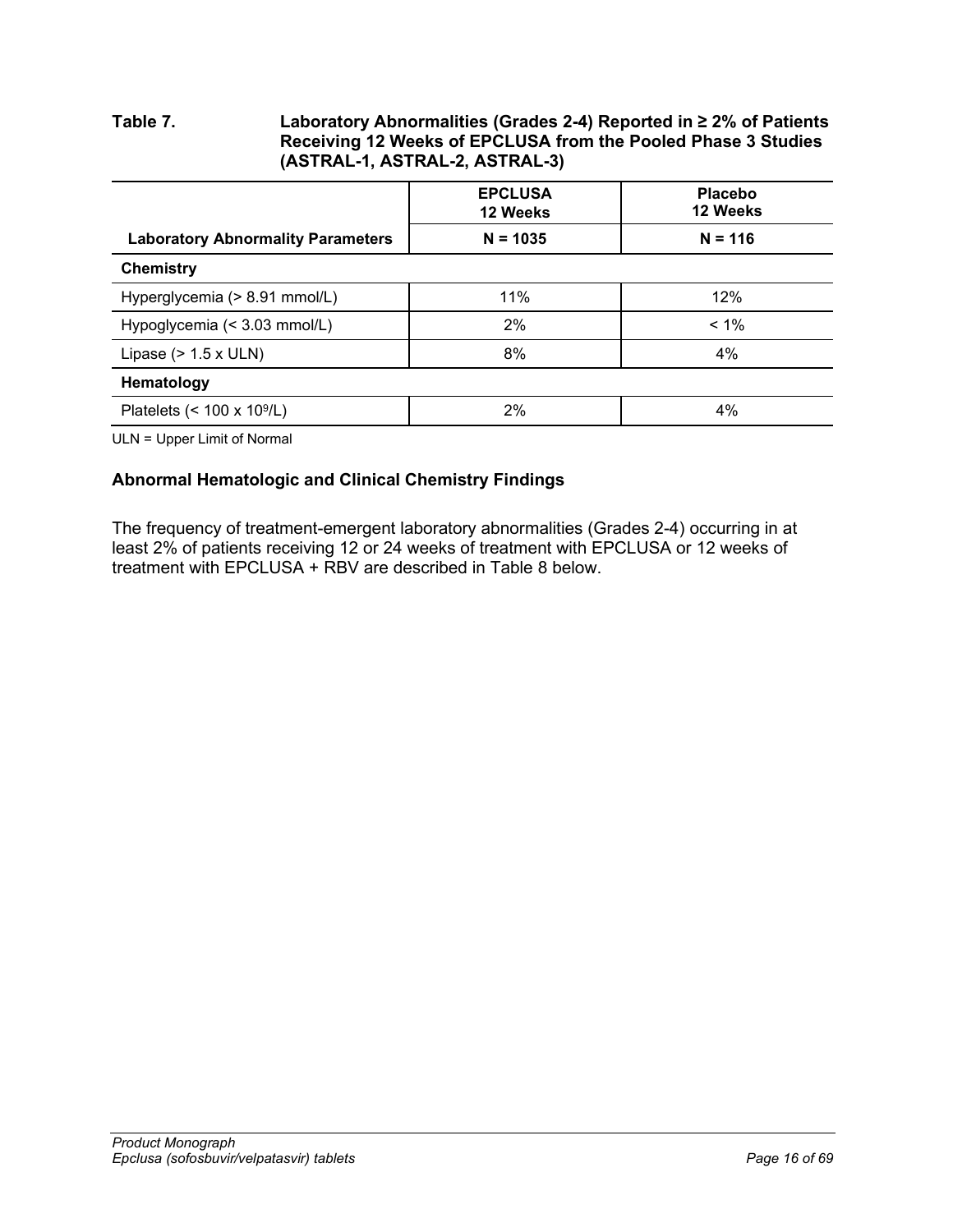**Table 7. Laboratory Abnormalities (Grades 2-4) Reported in ≥ 2% of Patients Receiving 12 Weeks of EPCLUSA from the Pooled Phase 3 Studies (ASTRAL-1, ASTRAL-2, ASTRAL-3)**

| | EPCLUSA 12 Weeks | Placebo 12 Weeks |
|---|---|---|
| **Laboratory Abnormality Parameters** | **N = 1035** | **N = 116** |
| **Chemistry** | | |
| Hyperglycemia (> 8.91 mmol/L) | 11% | 12% |
| Hypoglycemia (< 3.03 mmol/L) | 2% | < 1% |
| Lipase (> 1.5 x ULN) | 8% | 4% |
| **Hematology** | | |
| Platelets (< 100 x $10^9$/L) | 2% | 4% |

ULN = Upper Limit of Normal

### Abnormal Hematologic and Clinical Chemistry Findings

The frequency of treatment-emergent laboratory abnormalities (Grades 2-4) occurring in at least 2% of patients receiving 12 or 24 weeks of treatment with EPCLUSA or 12 weeks of treatment with EPCLUSA + RBV are described in Table 8 below.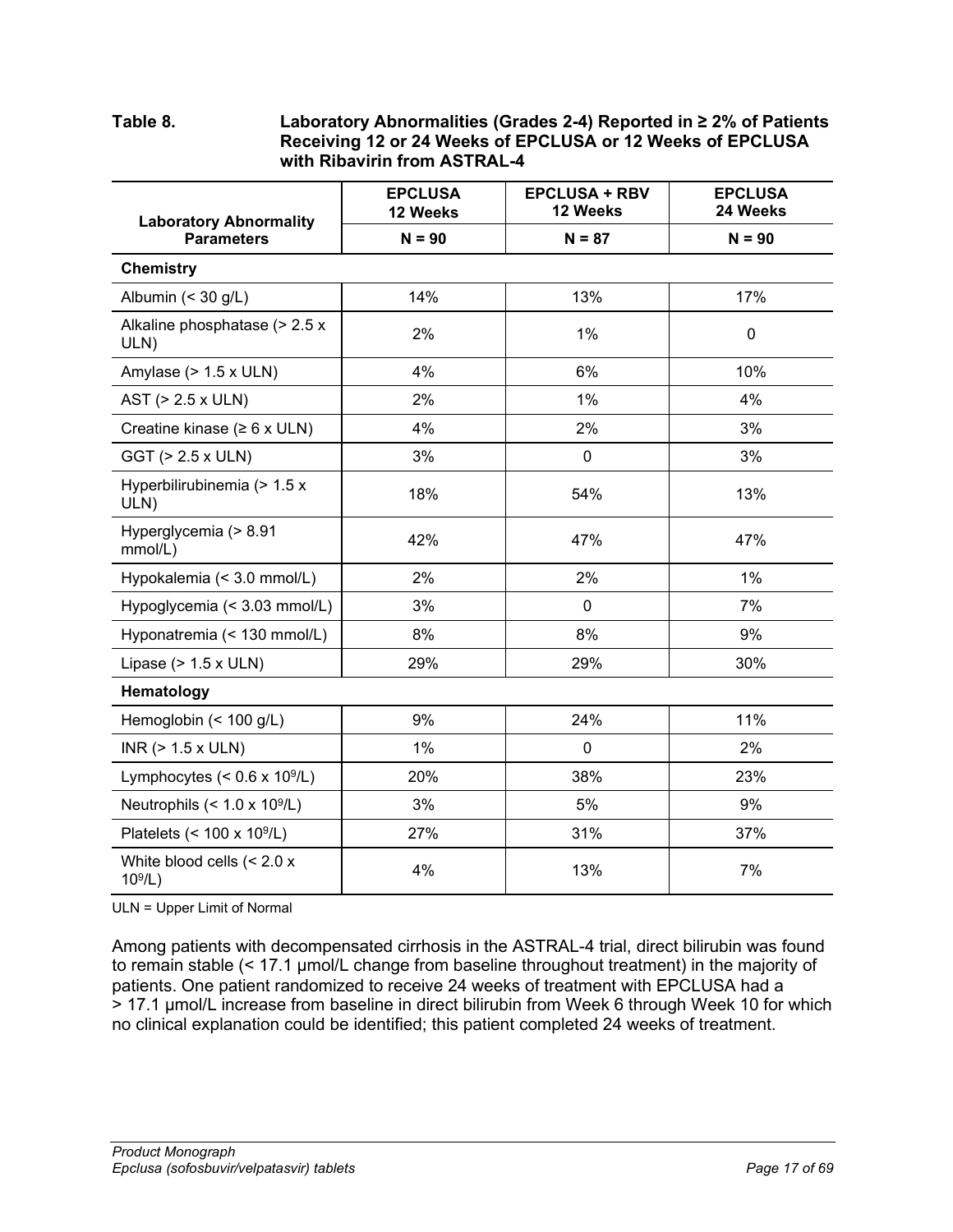**Table 8. Laboratory Abnormalities (Grades 2-4) Reported in ≥ 2% of Patients Receiving 12 or 24 Weeks of EPCLUSA or 12 Weeks of EPCLUSA with Ribavirin from ASTRAL-4**

| Laboratory Abnormality Parameters | EPCLUSA 12 Weeks N = 90 | EPCLUSA + RBV 12 Weeks N = 87 | EPCLUSA 24 Weeks N = 90 |
|---|---|---|---|
| **Chemistry** | | | |
| Albumin (< 30 g/L) | 14% | 13% | 17% |
| Alkaline phosphatase (> 2.5 x ULN) | 2% | 1% | 0 |
| Amylase (> 1.5 x ULN) | 4% | 6% | 10% |
| AST (> 2.5 x ULN) | 2% | 1% | 4% |
| Creatine kinase (≥ 6 x ULN) | 4% | 2% | 3% |
| GGT (> 2.5 x ULN) | 3% | 0 | 3% |
| Hyperbilirubinemia (> 1.5 x ULN) | 18% | 54% | 13% |
| Hyperglycemia (> 8.91 mmol/L) | 42% | 47% | 47% |
| Hypokalemia (< 3.0 mmol/L) | 2% | 2% | 1% |
| Hypoglycemia (< 3.03 mmol/L) | 3% | 0 | 7% |
| Hyponatremia (< 130 mmol/L) | 8% | 8% | 9% |
| Lipase (> 1.5 x ULN) | 29% | 29% | 30% |
| **Hematology** | | | |
| Hemoglobin (< 100 g/L) | 9% | 24% | 11% |
| INR (> 1.5 x ULN) | 1% | 0 | 2% |
| Lymphocytes (< 0.6 x $10^9$/L) | 20% | 38% | 23% |
| Neutrophils (< 1.0 x $10^9$/L) | 3% | 5% | 9% |
| Platelets (< 100 x $10^9$/L) | 27% | 31% | 37% |
| White blood cells (< 2.0 x $10^9$/L) | 4% | 13% | 7% |

ULN = Upper Limit of Normal

Among patients with decompensated cirrhosis in the ASTRAL-4 trial, direct bilirubin was found to remain stable (< 17.1 μmol/L change from baseline throughout treatment) in the majority of patients. One patient randomized to receive 24 weeks of treatment with EPCLUSA had a > 17.1 μmol/L increase from baseline in direct bilirubin from Week 6 through Week 10 for which no clinical explanation could be identified; this patient completed 24 weeks of treatment.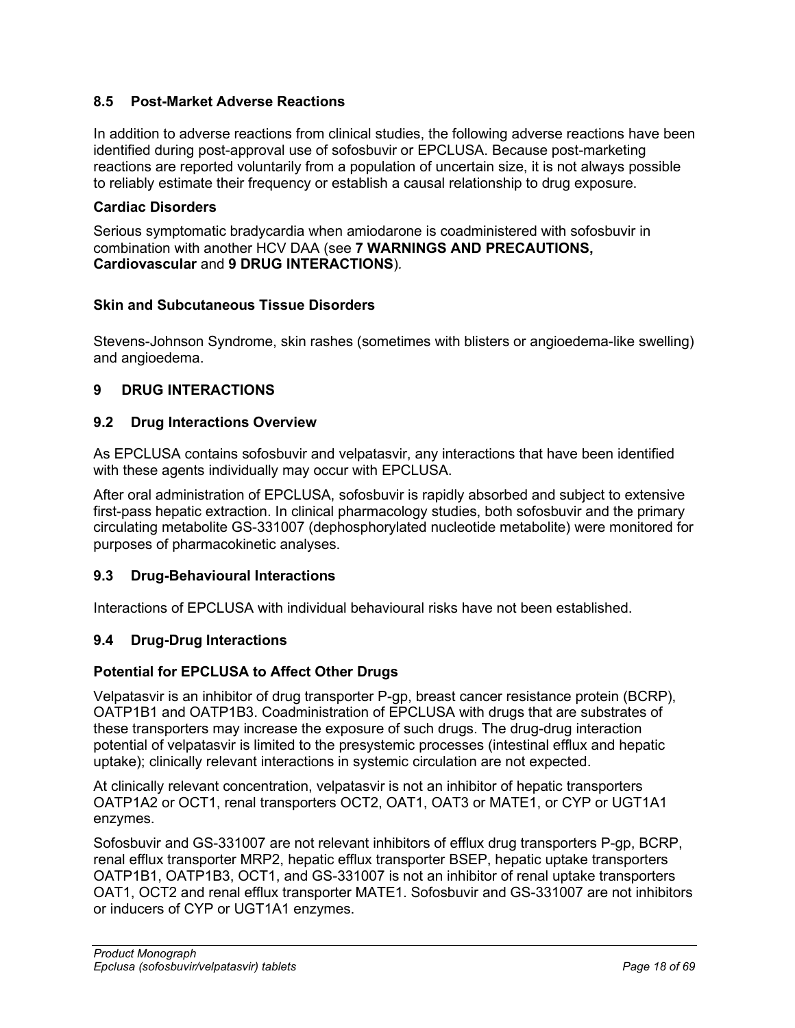### 8.5 Post-Market Adverse Reactions

In addition to adverse reactions from clinical studies, the following adverse reactions have been identified during post-approval use of sofosbuvir or EPCLUSA. Because post-marketing reactions are reported voluntarily from a population of uncertain size, it is not always possible to reliably estimate their frequency or establish a causal relationship to drug exposure.

**Cardiac Disorders**

Serious symptomatic bradycardia when amiodarone is coadministered with sofosbuvir in combination with another HCV DAA (see **7 WARNINGS AND PRECAUTIONS, Cardiovascular** and **9 DRUG INTERACTIONS**).

**Skin and Subcutaneous Tissue Disorders**

Stevens-Johnson Syndrome, skin rashes (sometimes with blisters or angioedema-like swelling) and angioedema.

## 9 DRUG INTERACTIONS

### 9.2 Drug Interactions Overview

As EPCLUSA contains sofosbuvir and velpatasvir, any interactions that have been identified with these agents individually may occur with EPCLUSA.

After oral administration of EPCLUSA, sofosbuvir is rapidly absorbed and subject to extensive first-pass hepatic extraction. In clinical pharmacology studies, both sofosbuvir and the primary circulating metabolite GS-331007 (dephosphorylated nucleotide metabolite) were monitored for purposes of pharmacokinetic analyses.

### 9.3 Drug-Behavioural Interactions

Interactions of EPCLUSA with individual behavioural risks have not been established.

### 9.4 Drug-Drug Interactions

**Potential for EPCLUSA to Affect Other Drugs**

Velpatasvir is an inhibitor of drug transporter P-gp, breast cancer resistance protein (BCRP), OATP1B1 and OATP1B3. Coadministration of EPCLUSA with drugs that are substrates of these transporters may increase the exposure of such drugs. The drug-drug interaction potential of velpatasvir is limited to the presystemic processes (intestinal efflux and hepatic uptake); clinically relevant interactions in systemic circulation are not expected.

At clinically relevant concentration, velpatasvir is not an inhibitor of hepatic transporters OATP1A2 or OCT1, renal transporters OCT2, OAT1, OAT3 or MATE1, or CYP or UGT1A1 enzymes.

Sofosbuvir and GS-331007 are not relevant inhibitors of efflux drug transporters P-gp, BCRP, renal efflux transporter MRP2, hepatic efflux transporter BSEP, hepatic uptake transporters OATP1B1, OATP1B3, OCT1, and GS-331007 is not an inhibitor of renal uptake transporters OAT1, OCT2 and renal efflux transporter MATE1. Sofosbuvir and GS-331007 are not inhibitors or inducers of CYP or UGT1A1 enzymes.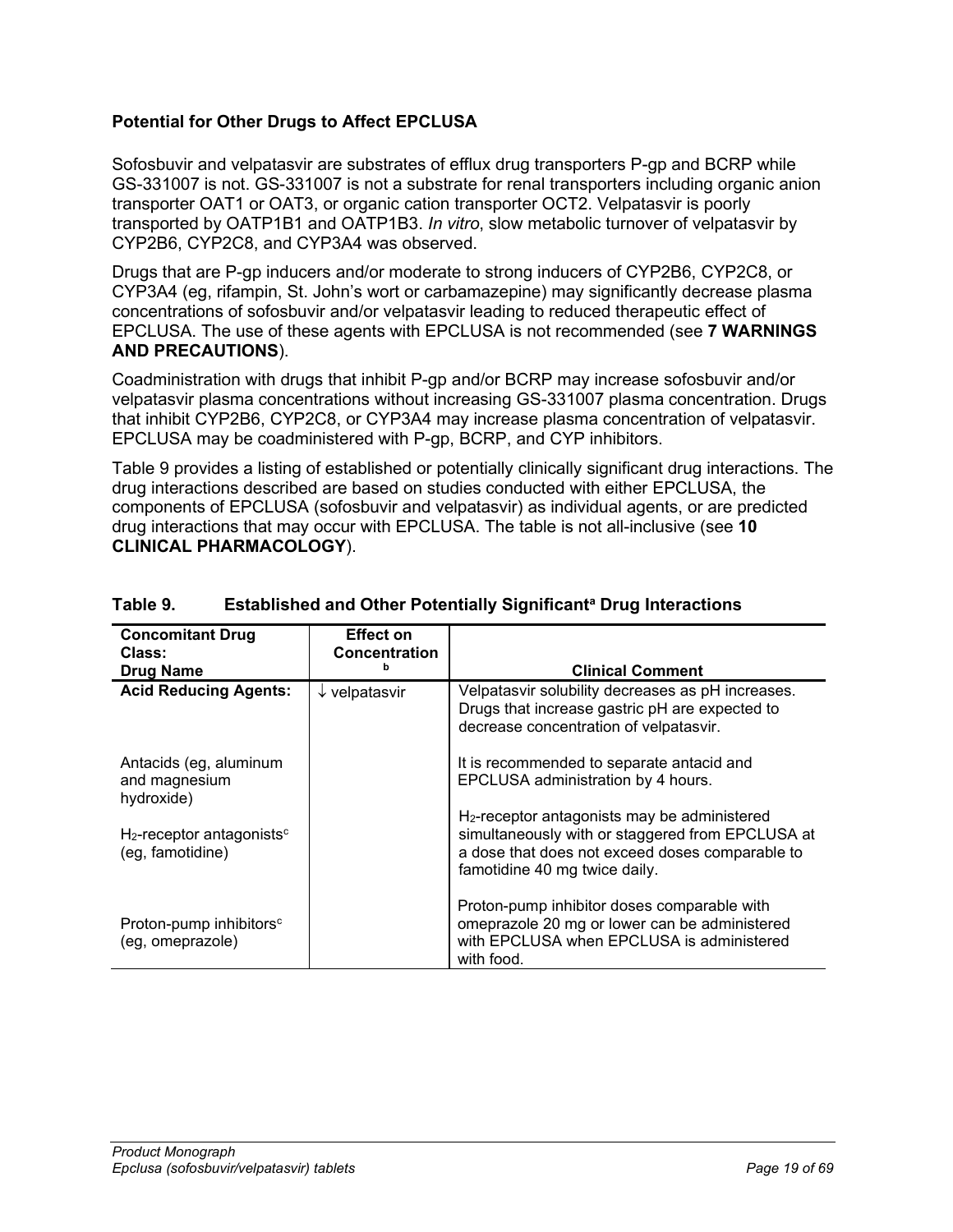### Potential for Other Drugs to Affect EPCLUSA

Sofosbuvir and velpatasvir are substrates of efflux drug transporters P-gp and BCRP while GS-331007 is not. GS-331007 is not a substrate for renal transporters including organic anion transporter OAT1 or OAT3, or organic cation transporter OCT2. Velpatasvir is poorly transported by OATP1B1 and OATP1B3. *In vitro*, slow metabolic turnover of velpatasvir by CYP2B6, CYP2C8, and CYP3A4 was observed.

Drugs that are P-gp inducers and/or moderate to strong inducers of CYP2B6, CYP2C8, or CYP3A4 (eg, rifampin, St. John's wort or carbamazepine) may significantly decrease plasma concentrations of sofosbuvir and/or velpatasvir leading to reduced therapeutic effect of EPCLUSA. The use of these agents with EPCLUSA is not recommended (see **7 WARNINGS AND PRECAUTIONS**).

Coadministration with drugs that inhibit P-gp and/or BCRP may increase sofosbuvir and/or velpatasvir plasma concentrations without increasing GS-331007 plasma concentration. Drugs that inhibit CYP2B6, CYP2C8, or CYP3A4 may increase plasma concentration of velpatasvir. EPCLUSA may be coadministered with P-gp, BCRP, and CYP inhibitors.

Table 9 provides a listing of established or potentially clinically significant drug interactions. The drug interactions described are based on studies conducted with either EPCLUSA, the components of EPCLUSA (sofosbuvir and velpatasvir) as individual agents, or are predicted drug interactions that may occur with EPCLUSA. The table is not all-inclusive (see **10 CLINICAL PHARMACOLOGY**).

**Table 9. Established and Other Potentially Significant[a] Drug Interactions**

| Concomitant Drug Class: Drug Name | Effect on Concentration[b] | Clinical Comment |
|---|---|---|
| **Acid Reducing Agents:** | ↓ velpatasvir | Velpatasvir solubility decreases as pH increases. Drugs that increase gastric pH are expected to decrease concentration of velpatasvir. |
| Antacids (eg, aluminum and magnesium hydroxide) | | It is recommended to separate antacid and EPCLUSA administration by 4 hours. |
| $H_2$-receptor antagonists[c] (eg, famotidine) | | $H_2$-receptor antagonists may be administered simultaneously with or staggered from EPCLUSA at a dose that does not exceed doses comparable to famotidine 40 mg twice daily. |
| Proton-pump inhibitors[c] (eg, omeprazole) | | Proton-pump inhibitor doses comparable with omeprazole 20 mg or lower can be administered with EPCLUSA when EPCLUSA is administered with food. |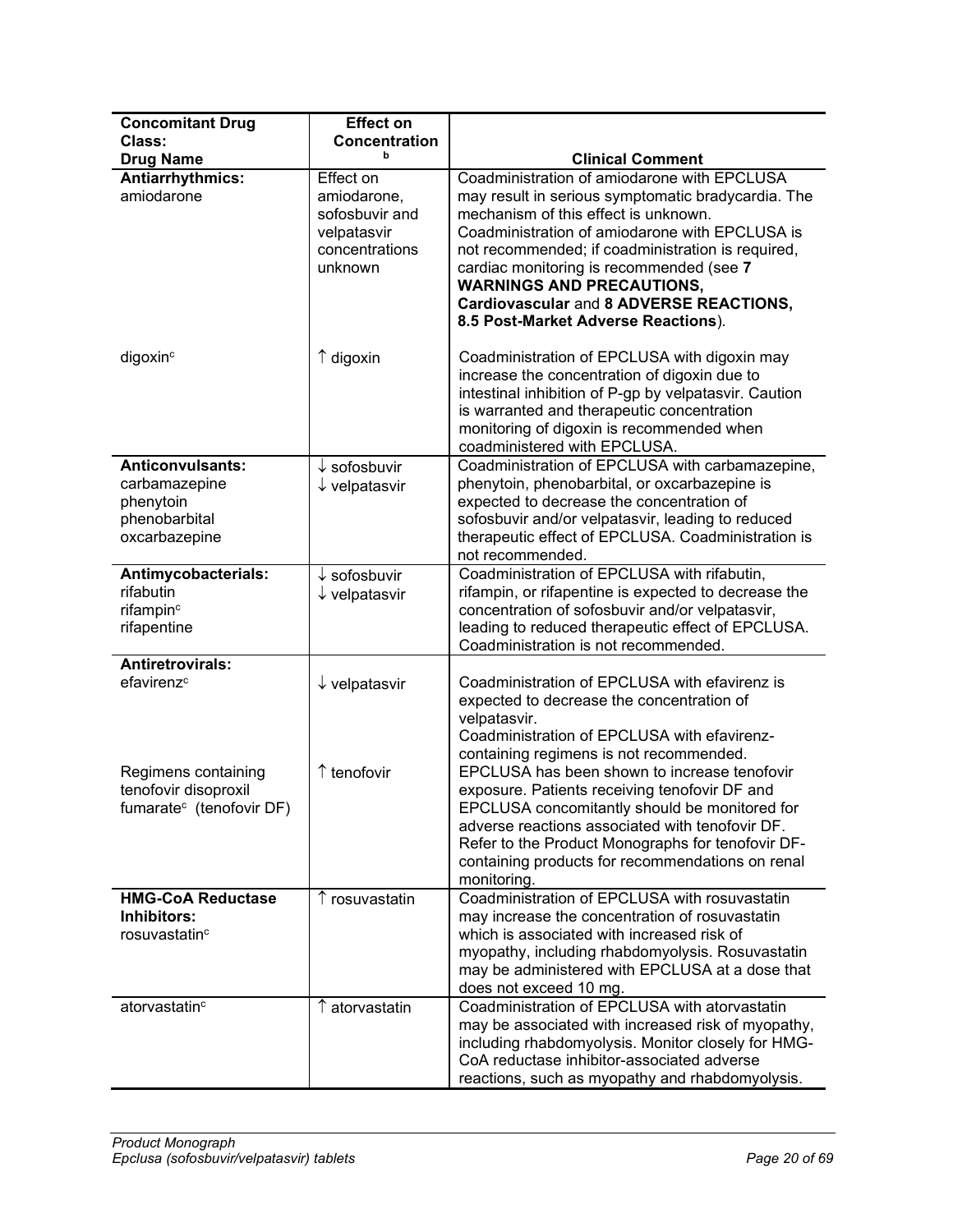| Concomitant Drug Class: Drug Name | Effect on Concentration[b] | Clinical Comment |
|---|---|---|
| **Antiarrhythmics:** amiodarone | Effect on amiodarone, sofosbuvir and velpatasvir concentrations unknown | Coadministration of amiodarone with EPCLUSA may result in serious symptomatic bradycardia. The mechanism of this effect is unknown. Coadministration of amiodarone with EPCLUSA is not recommended; if coadministration is required, cardiac monitoring is recommended (see **7 WARNINGS AND PRECAUTIONS, Cardiovascular** and **8 ADVERSE REACTIONS, 8.5 Post-Market Adverse Reactions**). |
| digoxin[c] | ↑ digoxin | Coadministration of EPCLUSA with digoxin may increase the concentration of digoxin due to intestinal inhibition of P-gp by velpatasvir. Caution is warranted and therapeutic concentration monitoring of digoxin is recommended when coadministered with EPCLUSA. |
| **Anticonvulsants:** carbamazepine phenytoin phenobarbital oxcarbazepine | ↓ sofosbuvir ↓ velpatasvir | Coadministration of EPCLUSA with carbamazepine, phenytoin, phenobarbital, or oxcarbazepine is expected to decrease the concentration of sofosbuvir and/or velpatasvir, leading to reduced therapeutic effect of EPCLUSA. Coadministration is not recommended. |
| **Antimycobacterials:** rifabutin rifampin[c] rifapentine | ↓ sofosbuvir ↓ velpatasvir | Coadministration of EPCLUSA with rifabutin, rifampin, or rifapentine is expected to decrease the concentration of sofosbuvir and/or velpatasvir, leading to reduced therapeutic effect of EPCLUSA. Coadministration is not recommended. |
| **Antiretrovirals:** efavirenz[c] | ↓ velpatasvir | Coadministration of EPCLUSA with efavirenz is expected to decrease the concentration of velpatasvir. Coadministration of EPCLUSA with efavirenz-containing regimens is not recommended. |
| Regimens containing tenofovir disoproxil fumarate[c] (tenofovir DF) | ↑ tenofovir | EPCLUSA has been shown to increase tenofovir exposure. Patients receiving tenofovir DF and EPCLUSA concomitantly should be monitored for adverse reactions associated with tenofovir DF. Refer to the Product Monographs for tenofovir DF-containing products for recommendations on renal monitoring. |
| **HMG-CoA Reductase Inhibitors:** rosuvastatin[c] | ↑ rosuvastatin | Coadministration of EPCLUSA with rosuvastatin may increase the concentration of rosuvastatin which is associated with increased risk of myopathy, including rhabdomyolysis. Rosuvastatin may be administered with EPCLUSA at a dose that does not exceed 10 mg. |
| atorvastatin[c] | ↑ atorvastatin | Coadministration of EPCLUSA with atorvastatin may be associated with increased risk of myopathy, including rhabdomyolysis. Monitor closely for HMG-CoA reductase inhibitor-associated adverse reactions, such as myopathy and rhabdomyolysis. |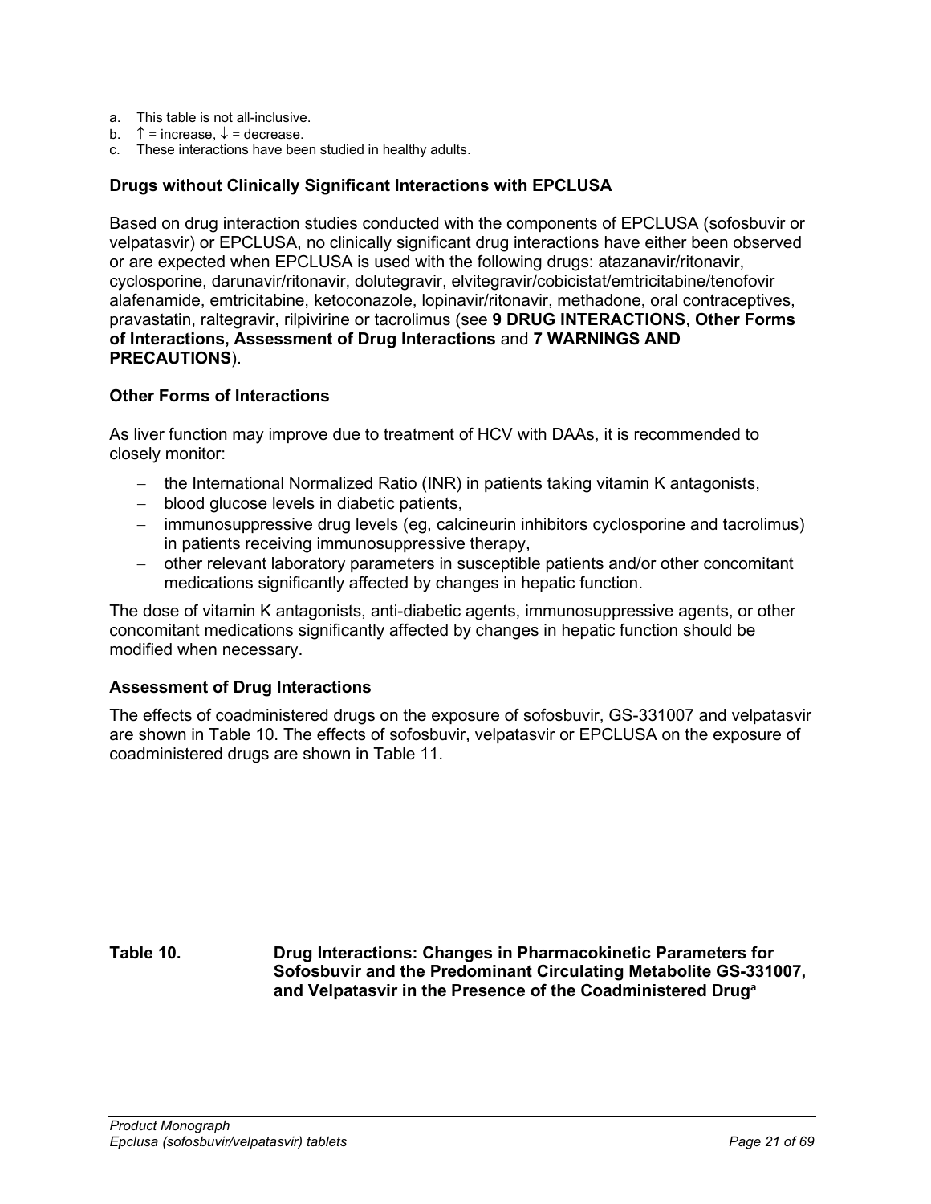a. This table is not all-inclusive.
b. ↑ = increase, ↓ = decrease.
c. These interactions have been studied in healthy adults.

### Drugs without Clinically Significant Interactions with EPCLUSA

Based on drug interaction studies conducted with the components of EPCLUSA (sofosbuvir or velpatasvir) or EPCLUSA, no clinically significant drug interactions have either been observed or are expected when EPCLUSA is used with the following drugs: atazanavir/ritonavir, cyclosporine, darunavir/ritonavir, dolutegravir, elvitegravir/cobicistat/emtricitabine/tenofovir alafenamide, emtricitabine, ketoconazole, lopinavir/ritonavir, methadone, oral contraceptives, pravastatin, raltegravir, rilpivirine or tacrolimus (see **9 DRUG INTERACTIONS**, **Other Forms of Interactions, Assessment of Drug Interactions** and **7 WARNINGS AND PRECAUTIONS**).

### Other Forms of Interactions

As liver function may improve due to treatment of HCV with DAAs, it is recommended to closely monitor:

- the International Normalized Ratio (INR) in patients taking vitamin K antagonists,
- blood glucose levels in diabetic patients,
- immunosuppressive drug levels (eg, calcineurin inhibitors cyclosporine and tacrolimus) in patients receiving immunosuppressive therapy,
- other relevant laboratory parameters in susceptible patients and/or other concomitant medications significantly affected by changes in hepatic function.

The dose of vitamin K antagonists, anti-diabetic agents, immunosuppressive agents, or other concomitant medications significantly affected by changes in hepatic function should be modified when necessary.

### Assessment of Drug Interactions

The effects of coadministered drugs on the exposure of sofosbuvir, GS-331007 and velpatasvir are shown in Table 10. The effects of sofosbuvir, velpatasvir or EPCLUSA on the exposure of coadministered drugs are shown in Table 11.

**Table 10. Drug Interactions: Changes in Pharmacokinetic Parameters for Sofosbuvir and the Predominant Circulating Metabolite GS-331007, and Velpatasvir in the Presence of the Coadministered Drug[a]**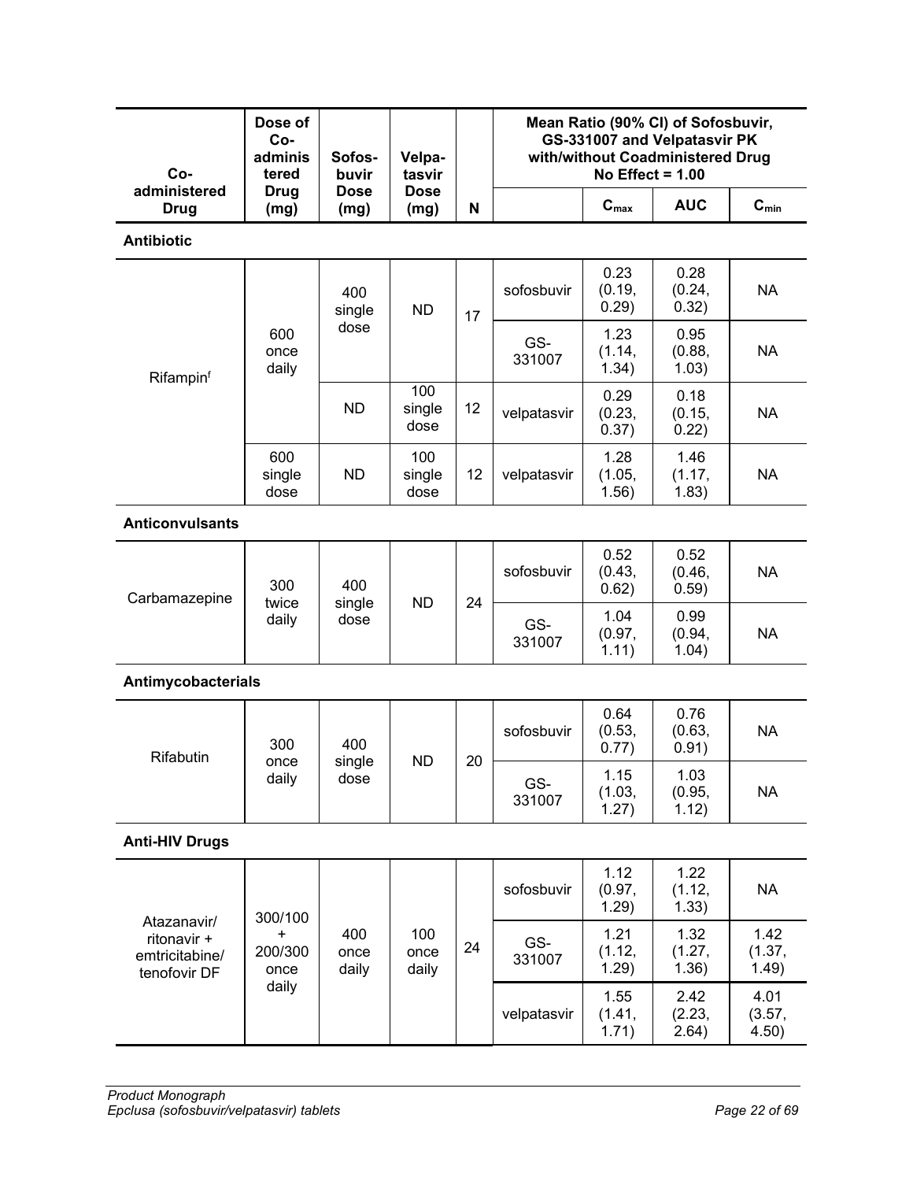| Co-administered Drug | Dose of Co-administered Drug (mg) | Sofosbuvir Dose (mg) | Velpatasvir Dose (mg) | N | Mean Ratio (90% CI) of Sofosbuvir, GS-331007 and Velpatasvir PK with/without Coadministered Drug No Effect = 1.00 | | | |
|---|---|---|---|---|---|---|---|---|
| | | | | | | $C_{max}$ | AUC | $C_{min}$ |
| **Antibiotic** | | | | | | | | |
| Rifampin[f] | 600 once daily | 400 single dose | ND | 17 | sofosbuvir | 0.23 (0.19, 0.29) | 0.28 (0.24, 0.32) | NA |
| | | | | | GS-331007 | 1.23 (1.14, 1.34) | 0.95 (0.88, 1.03) | NA |
| | | ND | 100 single dose | 12 | velpatasvir | 0.29 (0.23, 0.37) | 0.18 (0.15, 0.22) | NA |
| | 600 single dose | ND | 100 single dose | 12 | velpatasvir | 1.28 (1.05, 1.56) | 1.46 (1.17, 1.83) | NA |
| **Anticonvulsants** | | | | | | | | |
| Carbamazepine | 300 twice daily | 400 single dose | ND | 24 | sofosbuvir | 0.52 (0.43, 0.62) | 0.52 (0.46, 0.59) | NA |
| | | | | | GS-331007 | 1.04 (0.97, 1.11) | 0.99 (0.94, 1.04) | NA |
| **Antimycobacterials** | | | | | | | | |
| Rifabutin | 300 once daily | 400 single dose | ND | 20 | sofosbuvir | 0.64 (0.53, 0.77) | 0.76 (0.63, 0.91) | NA |
| | | | | | GS-331007 | 1.15 (1.03, 1.27) | 1.03 (0.95, 1.12) | NA |
| **Anti-HIV Drugs** | | | | | | | | |
| Atazanavir/ ritonavir + emtricitabine/ tenofovir DF | 300/100 + 200/300 once daily | 400 once daily | 100 once daily | 24 | sofosbuvir | 1.12 (0.97, 1.29) | 1.22 (1.12, 1.33) | NA |
| | | | | | GS-331007 | 1.21 (1.12, 1.29) | 1.32 (1.27, 1.36) | 1.42 (1.37, 1.49) |
| | | | | | velpatasvir | 1.55 (1.41, 1.71) | 2.42 (2.23, 2.64) | 4.01 (3.57, 4.50) |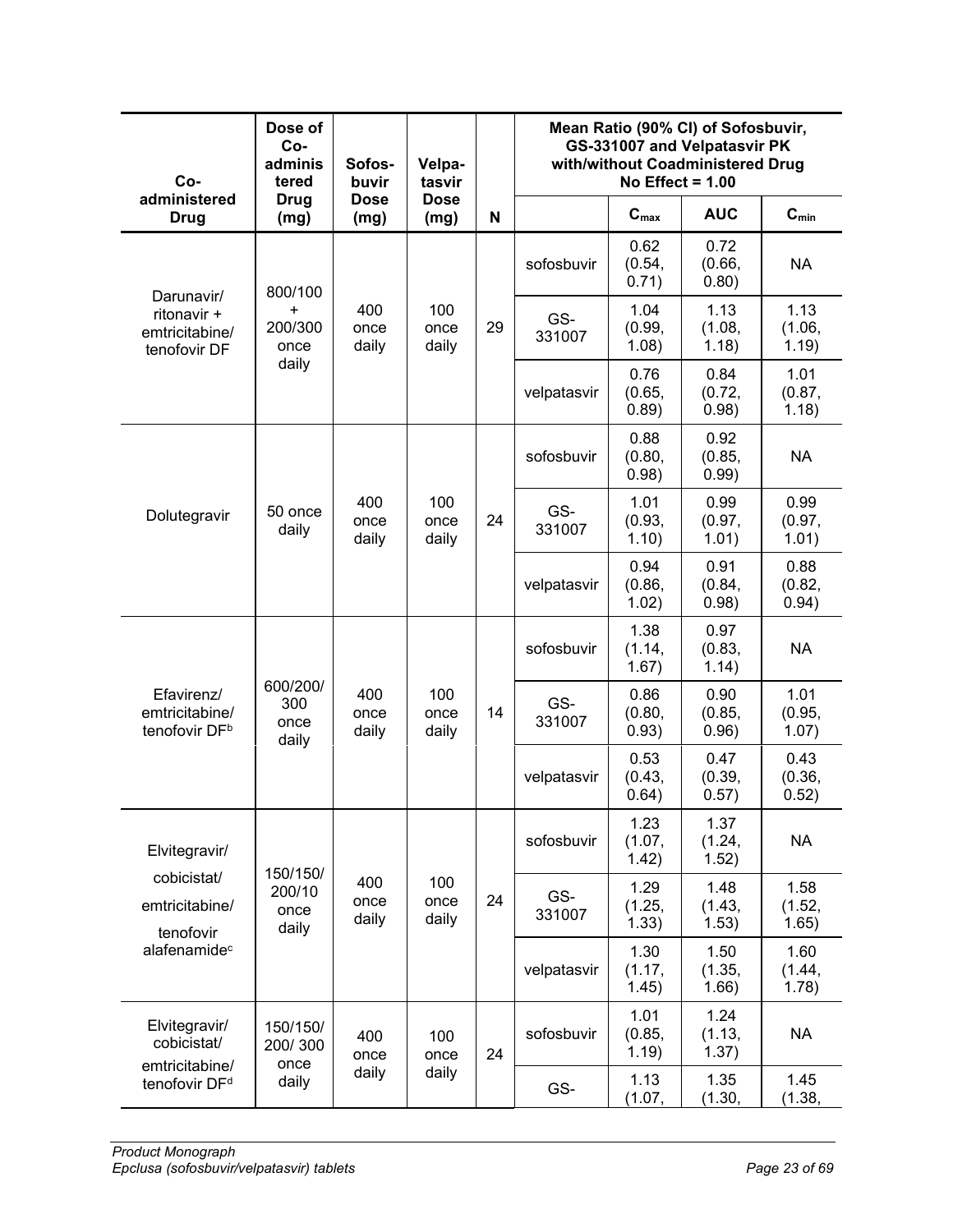| Co-administered Drug | Dose of Co-administered Drug (mg) | Sofosbuvir Dose (mg) | Velpatasvir Dose (mg) | N | Mean Ratio (90% CI) of Sofosbuvir, GS-331007 and Velpatasvir PK with/without Coadministered Drug No Effect = 1.00 | | | |
|---|---|---|---|---|---|---|---|---|
| | | | | | | $C_{max}$ | AUC | $C_{min}$ |
| Darunavir/ ritonavir + emtricitabine/ tenofovir DF | 800/100 + 200/300 once daily | 400 once daily | 100 once daily | 29 | sofosbuvir | 0.62 (0.54, 0.71) | 0.72 (0.66, 0.80) | NA |
| | | | | | GS-331007 | 1.04 (0.99, 1.08) | 1.13 (1.08, 1.18) | 1.13 (1.06, 1.19) |
| | | | | | velpatasvir | 0.76 (0.65, 0.89) | 0.84 (0.72, 0.98) | 1.01 (0.87, 1.18) |
| Dolutegravir | 50 once daily | 400 once daily | 100 once daily | 24 | sofosbuvir | 0.88 (0.80, 0.98) | 0.92 (0.85, 0.99) | NA |
| | | | | | GS-331007 | 1.01 (0.93, 1.10) | 0.99 (0.97, 1.01) | 0.99 (0.97, 1.01) |
| | | | | | velpatasvir | 0.94 (0.86, 1.02) | 0.91 (0.84, 0.98) | 0.88 (0.82, 0.94) |
| Efavirenz/ emtricitabine/ tenofovir DF[b] | 600/200/ 300 once daily | 400 once daily | 100 once daily | 14 | sofosbuvir | 1.38 (1.14, 1.67) | 0.97 (0.83, 1.14) | NA |
| | | | | | GS-331007 | 0.86 (0.80, 0.93) | 0.90 (0.85, 0.96) | 1.01 (0.95, 1.07) |
| | | | | | velpatasvir | 0.53 (0.43, 0.64) | 0.47 (0.39, 0.57) | 0.43 (0.36, 0.52) |
| Elvitegravir/ cobicistat/ emtricitabine/ tenofovir alafenamide[c] | 150/150/ 200/10 once daily | 400 once daily | 100 once daily | 24 | sofosbuvir | 1.23 (1.07, 1.42) | 1.37 (1.24, 1.52) | NA |
| | | | | | GS-331007 | 1.29 (1.25, 1.33) | 1.48 (1.43, 1.53) | 1.58 (1.52, 1.65) |
| | | | | | velpatasvir | 1.30 (1.17, 1.45) | 1.50 (1.35, 1.66) | 1.60 (1.44, 1.78) |
| Elvitegravir/ cobicistat/ emtricitabine/ tenofovir DF[d] | 150/150/ 200/ 300 once daily | 400 once daily | 100 once daily | 24 | sofosbuvir | 1.01 (0.85, 1.19) | 1.24 (1.13, 1.37) | NA |
| | | | | | GS- | 1.13 (1.07, | 1.35 (1.30, | 1.45 (1.38, |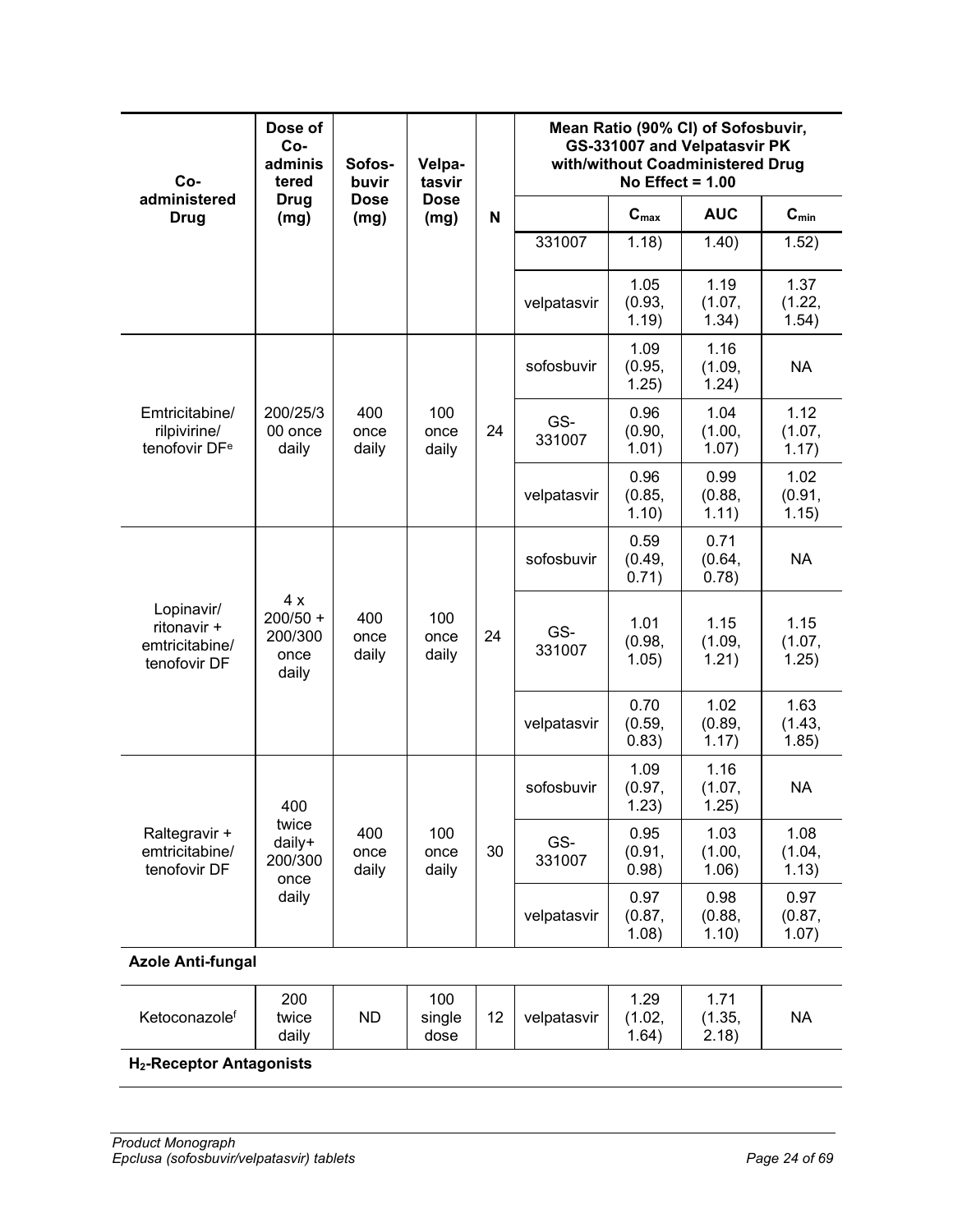| Co-administered Drug | Dose of Co-administered Drug (mg) | Sofosbuvir Dose (mg) | Velpatasvir Dose (mg) | N | Mean Ratio (90% CI) of Sofosbuvir, GS-331007 and Velpatasvir PK with/without Coadministered Drug No Effect = 1.00 | | | |
|---|---|---|---|---|---|---|---|---|
| | | | | | | $C_{max}$ | AUC | $C_{min}$ |
| | | | | | 331007 | 1.18) | 1.40) | 1.52) |
| | | | | | velpatasvir | 1.05 (0.93, 1.19) | 1.19 (1.07, 1.34) | 1.37 (1.22, 1.54) |
| Emtricitabine/ rilpivirine/ tenofovir DF[e] | 200/25/300 once daily | 400 once daily | 100 once daily | 24 | sofosbuvir | 1.09 (0.95, 1.25) | 1.16 (1.09, 1.24) | NA |
| | | | | | GS-331007 | 0.96 (0.90, 1.01) | 1.04 (1.00, 1.07) | 1.12 (1.07, 1.17) |
| | | | | | velpatasvir | 0.96 (0.85, 1.10) | 0.99 (0.88, 1.11) | 1.02 (0.91, 1.15) |
| Lopinavir/ ritonavir + emtricitabine/ tenofovir DF | 4 x 200/50 + 200/300 once daily | 400 once daily | 100 once daily | 24 | sofosbuvir | 0.59 (0.49, 0.71) | 0.71 (0.64, 0.78) | NA |
| | | | | | GS-331007 | 1.01 (0.98, 1.05) | 1.15 (1.09, 1.21) | 1.15 (1.07, 1.25) |
| | | | | | velpatasvir | 0.70 (0.59, 0.83) | 1.02 (0.89, 1.17) | 1.63 (1.43, 1.85) |
| Raltegravir + emtricitabine/ tenofovir DF | 400 twice daily+ 200/300 once daily | 400 once daily | 100 once daily | 30 | sofosbuvir | 1.09 (0.97, 1.23) | 1.16 (1.07, 1.25) | NA |
| | | | | | GS-331007 | 0.95 (0.91, 0.98) | 1.03 (1.00, 1.06) | 1.08 (1.04, 1.13) |
| | | | | | velpatasvir | 0.97 (0.87, 1.08) | 0.98 (0.88, 1.10) | 0.97 (0.87, 1.07) |
| **Azole Anti-fungal** | | | | | | | | |
| Ketoconazole[f] | 200 twice daily | ND | 100 single dose | 12 | velpatasvir | 1.29 (1.02, 1.64) | 1.71 (1.35, 2.18) | NA |
| **$H_2$-Receptor Antagonists** | | | | | | | | |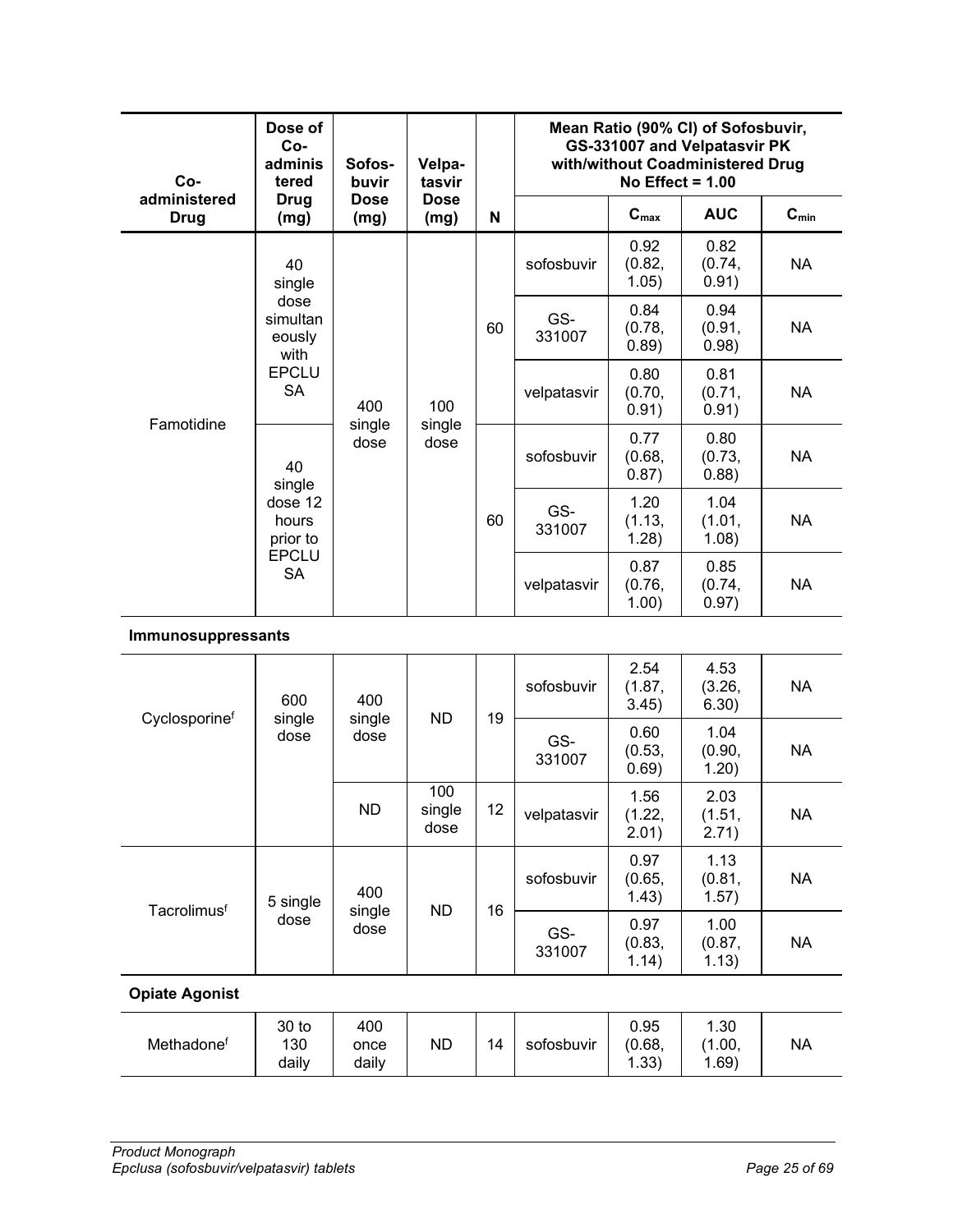| Co-administered Drug | Dose of Co-administered Drug (mg) | Sofosbuvir Dose (mg) | Velpatasvir Dose (mg) | N | Mean Ratio (90% CI) of Sofosbuvir, GS-331007 and Velpatasvir PK with/without Coadministered Drug No Effect = 1.00 | | | |
|---|---|---|---|---|---|---|---|---|
| | | | | | | $C_{max}$ | AUC | $C_{min}$ |
| Famotidine | 40 single dose simultaneously with EPCLUSA | 400 single dose | 100 single dose | 60 | sofosbuvir | 0.92 (0.82, 1.05) | 0.82 (0.74, 0.91) | NA |
| | | | | | GS-331007 | 0.84 (0.78, 0.89) | 0.94 (0.91, 0.98) | NA |
| | | | | | velpatasvir | 0.80 (0.70, 0.91) | 0.81 (0.71, 0.91) | NA |
| | 40 single dose 12 hours prior to EPCLUSA | | | 60 | sofosbuvir | 0.77 (0.68, 0.87) | 0.80 (0.73, 0.88) | NA |
| | | | | | GS-331007 | 1.20 (1.13, 1.28) | 1.04 (1.01, 1.08) | NA |
| | | | | | velpatasvir | 0.87 (0.76, 1.00) | 0.85 (0.74, 0.97) | NA |
| **Immunosuppressants** | | | | | | | | |
| Cyclosporine[f] | 600 single dose | 400 single dose | ND | 19 | sofosbuvir | 2.54 (1.87, 3.45) | 4.53 (3.26, 6.30) | NA |
| | | | | | GS-331007 | 0.60 (0.53, 0.69) | 1.04 (0.90, 1.20) | NA |
| | | ND | 100 single dose | 12 | velpatasvir | 1.56 (1.22, 2.01) | 2.03 (1.51, 2.71) | NA |
| Tacrolimus[f] | 5 single dose | 400 single dose | ND | 16 | sofosbuvir | 0.97 (0.65, 1.43) | 1.13 (0.81, 1.57) | NA |
| | | | | | GS-331007 | 0.97 (0.83, 1.14) | 1.00 (0.87, 1.13) | NA |
| **Opiate Agonist** | | | | | | | | |
| Methadone[f] | 30 to 130 daily | 400 once daily | ND | 14 | sofosbuvir | 0.95 (0.68, 1.33) | 1.30 (1.00, 1.69) | NA |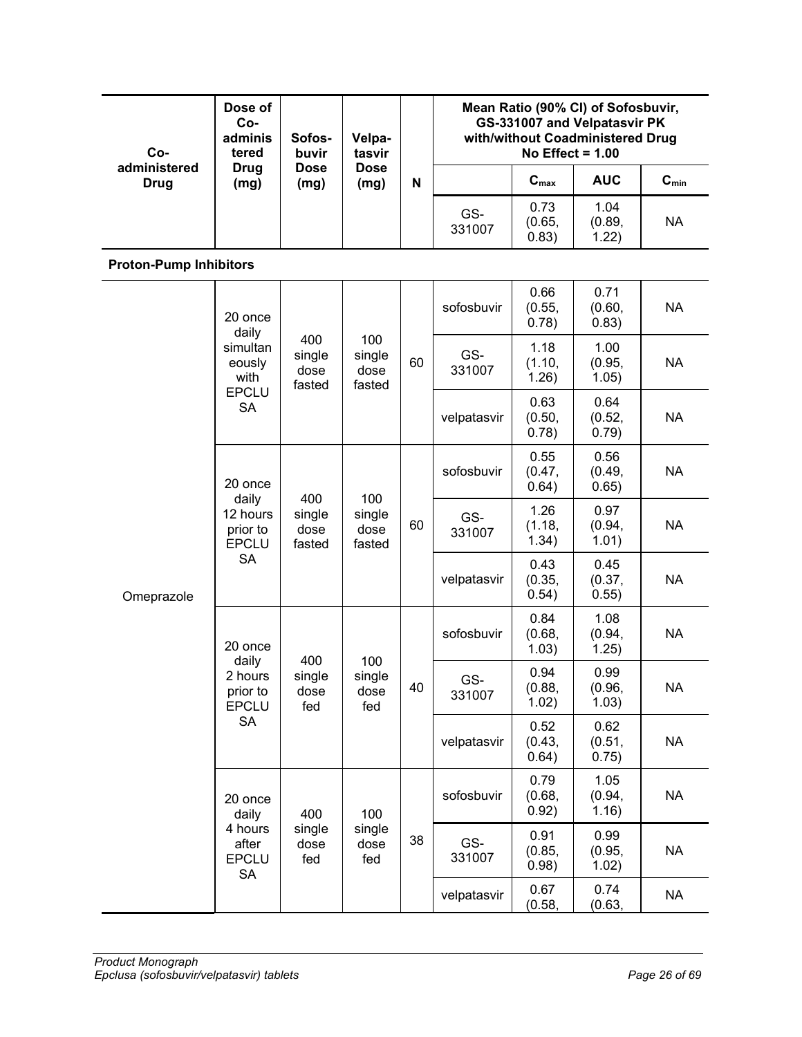| Co-administered Drug | Dose of Co-administered Drug (mg) | Sofosbuvir Dose (mg) | Velpatasvir Dose (mg) | N | Mean Ratio (90% CI) of Sofosbuvir, GS-331007 and Velpatasvir PK with/without Coadministered Drug No Effect = 1.00 | | | |
|---|---|---|---|---|---|---|---|---|
| | | | | | | $C_{max}$ | AUC | $C_{min}$ |
| | | | | | GS-331007 | 0.73 (0.65, 0.83) | 1.04 (0.89, 1.22) | NA |
| **Proton-Pump Inhibitors** | | | | | | | | |
| Omeprazole | 20 once daily simultaneously with EPCLUSA | 400 single dose fasted | 100 single dose fasted | 60 | sofosbuvir | 0.66 (0.55, 0.78) | 0.71 (0.60, 0.83) | NA |
| | | | | | GS-331007 | 1.18 (1.10, 1.26) | 1.00 (0.95, 1.05) | NA |
| | | | | | velpatasvir | 0.63 (0.50, 0.78) | 0.64 (0.52, 0.79) | NA |
| | 20 once daily 12 hours prior to EPCLUSA | 400 single dose fasted | 100 single dose fasted | 60 | sofosbuvir | 0.55 (0.47, 0.64) | 0.56 (0.49, 0.65) | NA |
| | | | | | GS-331007 | 1.26 (1.18, 1.34) | 0.97 (0.94, 1.01) | NA |
| | | | | | velpatasvir | 0.43 (0.35, 0.54) | 0.45 (0.37, 0.55) | NA |
| | 20 once daily 2 hours prior to EPCLUSA | 400 single dose fed | 100 single dose fed | 40 | sofosbuvir | 0.84 (0.68, 1.03) | 1.08 (0.94, 1.25) | NA |
| | | | | | GS-331007 | 0.94 (0.88, 1.02) | 0.99 (0.96, 1.03) | NA |
| | | | | | velpatasvir | 0.52 (0.43, 0.64) | 0.62 (0.51, 0.75) | NA |
| | 20 once daily 4 hours after EPCLUSA | 400 single dose fed | 100 single dose fed | 38 | sofosbuvir | 0.79 (0.68, 0.92) | 1.05 (0.94, 1.16) | NA |
| | | | | | GS-331007 | 0.91 (0.85, 0.98) | 0.99 (0.95, 1.02) | NA |
| | | | | | velpatasvir | 0.67 (0.58, | 0.74 (0.63, | NA |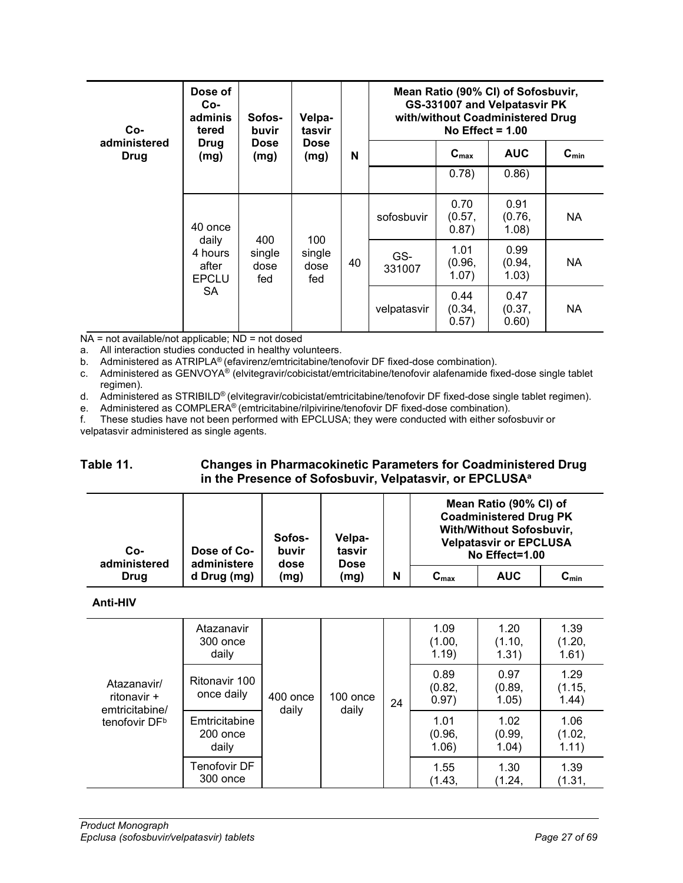| Co-administered Drug | Dose of Co-administered Drug (mg) | Sofosbuvir Dose (mg) | Velpatasvir Dose (mg) | N | Mean Ratio (90% CI) of Sofosbuvir, GS-331007 and Velpatasvir PK with/without Coadministered Drug No Effect = 1.00 | | | |
|---|---|---|---|---|---|---|---|---|
| | | | | | | $C_{max}$ | AUC | $C_{min}$ |
| | | | | | | 0.78) | 0.86) | |
| | 40 once daily 4 hours after EPCLUSA | 400 single dose fed | 100 single dose fed | 40 | sofosbuvir | 0.70 (0.57, 0.87) | 0.91 (0.76, 1.08) | NA |
| | | | | | GS-331007 | 1.01 (0.96, 1.07) | 0.99 (0.94, 1.03) | NA |
| | | | | | velpatasvir | 0.44 (0.34, 0.57) | 0.47 (0.37, 0.60) | NA |

NA = not available/not applicable; ND = not dosed

a. All interaction studies conducted in healthy volunteers.
b. Administered as ATRIPLA® (efavirenz/emtricitabine/tenofovir DF fixed-dose combination).
c. Administered as GENVOYA® (elvitegravir/cobicistat/emtricitabine/tenofovir alafenamide fixed-dose single tablet regimen).
d. Administered as STRIBILD® (elvitegravir/cobicistat/emtricitabine/tenofovir DF fixed-dose single tablet regimen).
e. Administered as COMPLERA® (emtricitabine/rilpivirine/tenofovir DF fixed-dose combination).
f. These studies have not been performed with EPCLUSA; they were conducted with either sofosbuvir or velpatasvir administered as single agents.

**Table 11. Changes in Pharmacokinetic Parameters for Coadministered Drug in the Presence of Sofosbuvir, Velpatasvir, or EPCLUSA[a]**

| Co-administered Drug | Dose of Co-administered Drug (mg) | Sofosbuvir dose (mg) | Velpatasvir Dose (mg) | N | Mean Ratio (90% CI) of Coadministered Drug PK With/Without Sofosbuvir, Velpatasvir or EPCLUSA No Effect=1.00 | | |
|---|---|---|---|---|---|---|---|
| | | | | | $C_{max}$ | AUC | $C_{min}$ |
| **Anti-HIV** | | | | | | | |
| Atazanavir/ ritonavir + emtricitabine/ tenofovir DF[b] | Atazanavir 300 once daily | 400 once daily | 100 once daily | 24 | 1.09 (1.00, 1.19) | 1.20 (1.10, 1.31) | 1.39 (1.20, 1.61) |
| | Ritonavir 100 once daily | | | | 0.89 (0.82, 0.97) | 0.97 (0.89, 1.05) | 1.29 (1.15, 1.44) |
| | Emtricitabine 200 once daily | | | | 1.01 (0.96, 1.06) | 1.02 (0.99, 1.04) | 1.06 (1.02, 1.11) |
| | Tenofovir DF 300 once | | | | 1.55 (1.43, | 1.30 (1.24, | 1.39 (1.31, |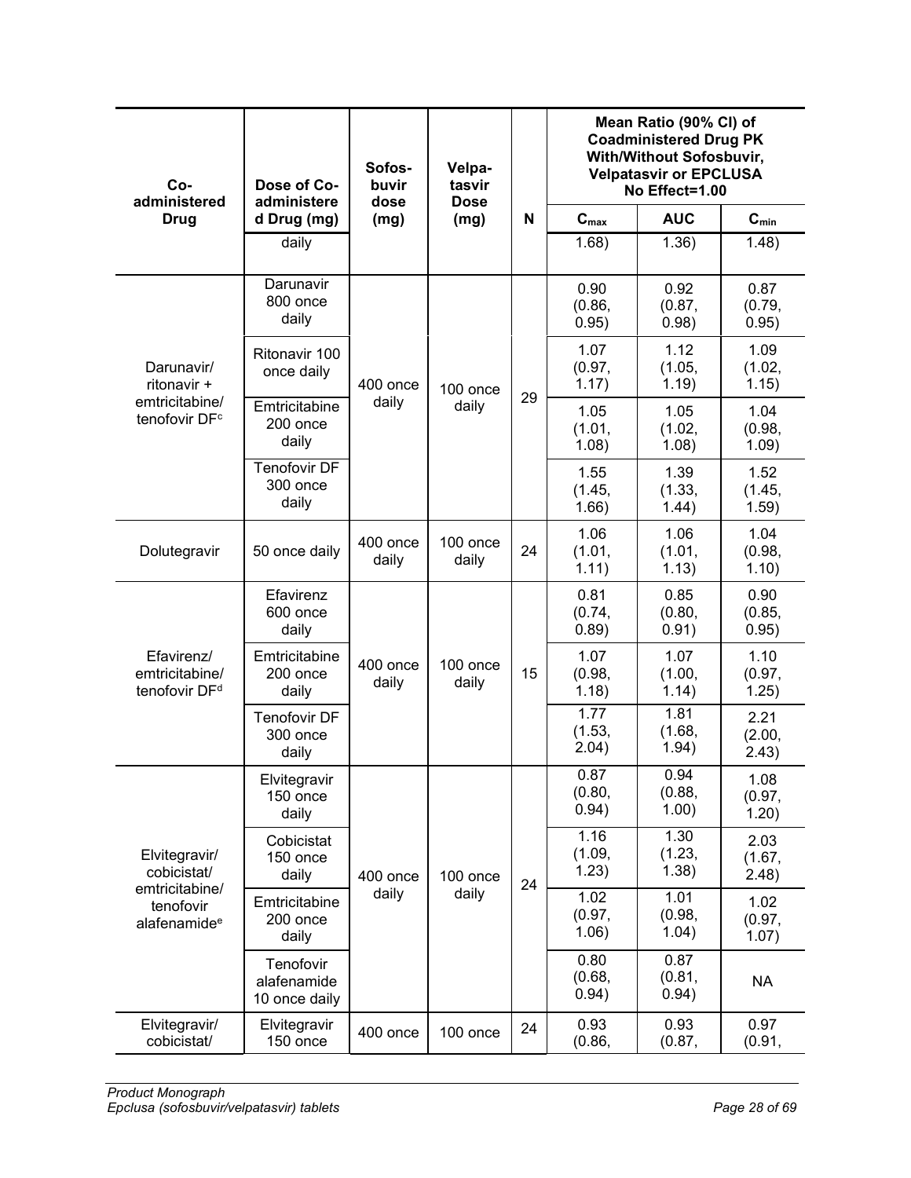| Co-administered Drug | Dose of Co-administered Drug (mg) | Sofos-buvir dose (mg) | Velpa-tasvir Dose (mg) | N | Mean Ratio (90% CI) of Coadministered Drug PK With/Without Sofosbuvir, Velpatasvir or EPCLUSA No Effect=1.00 | | |
|---|---|---|---|---|---|---|---|
| | | | | | $C_{max}$ | AUC | $C_{min}$ |
| | daily | | | | 1.68) | 1.36) | 1.48) |
| Darunavir/ ritonavir + emtricitabine/ tenofovir DF[c] | Darunavir 800 once daily | 400 once daily | 100 once daily | 29 | 0.90 (0.86, 0.95) | 0.92 (0.87, 0.98) | 0.87 (0.79, 0.95) |
| | Ritonavir 100 once daily | | | | 1.07 (0.97, 1.17) | 1.12 (1.05, 1.19) | 1.09 (1.02, 1.15) |
| | Emtricitabine 200 once daily | | | | 1.05 (1.01, 1.08) | 1.05 (1.02, 1.08) | 1.04 (0.98, 1.09) |
| | Tenofovir DF 300 once daily | | | | 1.55 (1.45, 1.66) | 1.39 (1.33, 1.44) | 1.52 (1.45, 1.59) |
| Dolutegravir | 50 once daily | 400 once daily | 100 once daily | 24 | 1.06 (1.01, 1.11) | 1.06 (1.01, 1.13) | 1.04 (0.98, 1.10) |
| Efavirenz/ emtricitabine/ tenofovir DF[d] | Efavirenz 600 once daily | 400 once daily | 100 once daily | 15 | 0.81 (0.74, 0.89) | 0.85 (0.80, 0.91) | 0.90 (0.85, 0.95) |
| | Emtricitabine 200 once daily | | | | 1.07 (0.98, 1.18) | 1.07 (1.00, 1.14) | 1.10 (0.97, 1.25) |
| | Tenofovir DF 300 once daily | | | | 1.77 (1.53, 2.04) | 1.81 (1.68, 1.94) | 2.21 (2.00, 2.43) |
| Elvitegravir/ cobicistat/ emtricitabine/ tenofovir alafenamide[e] | Elvitegravir 150 once daily | 400 once daily | 100 once daily | 24 | 0.87 (0.80, 0.94) | 0.94 (0.88, 1.00) | 1.08 (0.97, 1.20) |
| | Cobicistat 150 once daily | | | | 1.16 (1.09, 1.23) | 1.30 (1.23, 1.38) | 2.03 (1.67, 2.48) |
| | Emtricitabine 200 once daily | | | | 1.02 (0.97, 1.06) | 1.01 (0.98, 1.04) | 1.02 (0.97, 1.07) |
| | Tenofovir alafenamide 10 once daily | | | | 0.80 (0.68, 0.94) | 0.87 (0.81, 0.94) | NA |
| Elvitegravir/ cobicistat/ | Elvitegravir 150 once | 400 once | 100 once | 24 | 0.93 (0.86, | 0.93 (0.87, | 0.97 (0.91, |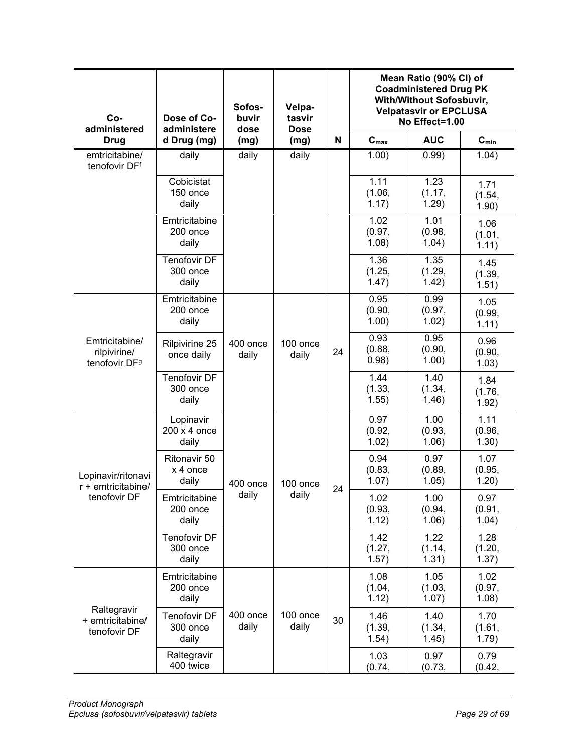| Co-administered Drug | Dose of Co-administered Drug (mg) | Sofosbuvir dose (mg) | Velpatasvir Dose (mg) | N | Mean Ratio (90% CI) of Coadministered Drug PK With/Without Sofosbuvir, Velpatasvir or EPCLUSA No Effect=1.00 | | |
|---|---|---|---|---|---|---|---|
| | | | | | $C_{max}$ | AUC | $C_{min}$ |
| emtricitabine/ tenofovir DF[f] | daily | daily | daily | | 1.00) | 0.99) | 1.04) |
| | Cobicistat 150 once daily | | | | 1.11 (1.06, 1.17) | 1.23 (1.17, 1.29) | 1.71 (1.54, 1.90) |
| | Emtricitabine 200 once daily | | | | 1.02 (0.97, 1.08) | 1.01 (0.98, 1.04) | 1.06 (1.01, 1.11) |
| | Tenofovir DF 300 once daily | | | | 1.36 (1.25, 1.47) | 1.35 (1.29, 1.42) | 1.45 (1.39, 1.51) |
| Emtricitabine/ rilpivirine/ tenofovir DF[g] | Emtricitabine 200 once daily | 400 once daily | 100 once daily | 24 | 0.95 (0.90, 1.00) | 0.99 (0.97, 1.02) | 1.05 (0.99, 1.11) |
| | Rilpivirine 25 once daily | | | | 0.93 (0.88, 0.98) | 0.95 (0.90, 1.00) | 0.96 (0.90, 1.03) |
| | Tenofovir DF 300 once daily | | | | 1.44 (1.33, 1.55) | 1.40 (1.34, 1.46) | 1.84 (1.76, 1.92) |
| Lopinavir/ritonavir + emtricitabine/ tenofovir DF | Lopinavir 200 x 4 once daily | 400 once daily | 100 once daily | 24 | 0.97 (0.92, 1.02) | 1.00 (0.93, 1.06) | 1.11 (0.96, 1.30) |
| | Ritonavir 50 x 4 once daily | | | | 0.94 (0.83, 1.07) | 0.97 (0.89, 1.05) | 1.07 (0.95, 1.20) |
| | Emtricitabine 200 once daily | | | | 1.02 (0.93, 1.12) | 1.00 (0.94, 1.06) | 0.97 (0.91, 1.04) |
| | Tenofovir DF 300 once daily | | | | 1.42 (1.27, 1.57) | 1.22 (1.14, 1.31) | 1.28 (1.20, 1.37) |
| Raltegravir + emtricitabine/ tenofovir DF | Emtricitabine 200 once daily | 400 once daily | 100 once daily | 30 | 1.08 (1.04, 1.12) | 1.05 (1.03, 1.07) | 1.02 (0.97, 1.08) |
| | Tenofovir DF 300 once daily | | | | 1.46 (1.39, 1.54) | 1.40 (1.34, 1.45) | 1.70 (1.61, 1.79) |
| | Raltegravir 400 twice | | | | 1.03 (0.74, | 0.97 (0.73, | 0.79 (0.42, |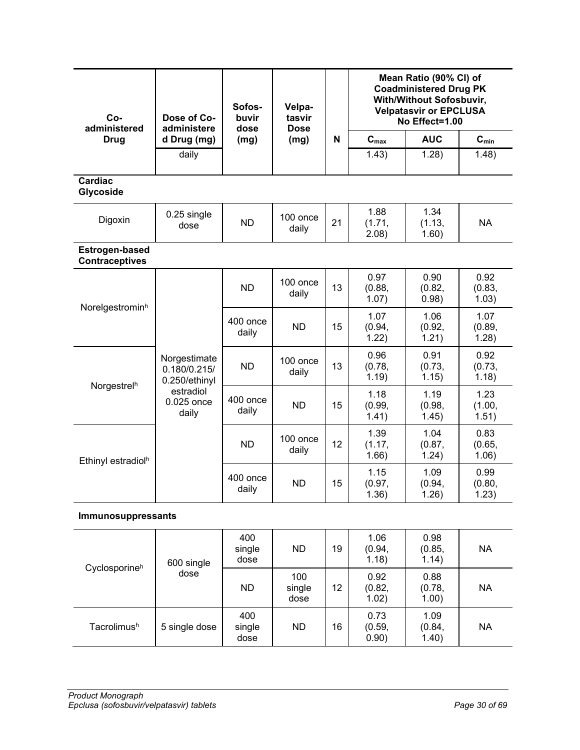| Co-administered Drug | Dose of Co-administered Drug (mg) | Sofosbuvir dose (mg) | Velpatasvir Dose (mg) | N | Mean Ratio (90% CI) of Coadministered Drug PK With/Without Sofosbuvir, Velpatasvir or EPCLUSA No Effect=1.00 | | |
|---|---|---|---|---|---|---|---|
| | | | | | $C_{max}$ | AUC | $C_{min}$ |
| | daily | | | | 1.43) | 1.28) | 1.48) |
| **Cardiac Glycoside** | | | | | | | |
| Digoxin | 0.25 single dose | ND | 100 once daily | 21 | 1.88 (1.71, 2.08) | 1.34 (1.13, 1.60) | NA |
| **Estrogen-based Contraceptives** | | | | | | | |
| Norelgestromin[h] | Norgestimate 0.180/0.215/ 0.250/ethinyl estradiol 0.025 once daily | ND | 100 once daily | 13 | 0.97 (0.88, 1.07) | 0.90 (0.82, 0.98) | 0.92 (0.83, 1.03) |
| | | 400 once daily | ND | 15 | 1.07 (0.94, 1.22) | 1.06 (0.92, 1.21) | 1.07 (0.89, 1.28) |
| Norgestrel[h] | | ND | 100 once daily | 13 | 0.96 (0.78, 1.19) | 0.91 (0.73, 1.15) | 0.92 (0.73, 1.18) |
| | | 400 once daily | ND | 15 | 1.18 (0.99, 1.41) | 1.19 (0.98, 1.45) | 1.23 (1.00, 1.51) |
| Ethinyl estradiol[h] | | ND | 100 once daily | 12 | 1.39 (1.17, 1.66) | 1.04 (0.87, 1.24) | 0.83 (0.65, 1.06) |
| | | 400 once daily | ND | 15 | 1.15 (0.97, 1.36) | 1.09 (0.94, 1.26) | 0.99 (0.80, 1.23) |
| **Immunosuppressants** | | | | | | | |
| Cyclosporine[h] | 600 single dose | 400 single dose | ND | 19 | 1.06 (0.94, 1.18) | 0.98 (0.85, 1.14) | NA |
| | | ND | 100 single dose | 12 | 0.92 (0.82, 1.02) | 0.88 (0.78, 1.00) | NA |
| Tacrolimus[h] | 5 single dose | 400 single dose | ND | 16 | 0.73 (0.59, 0.90) | 1.09 (0.84, 1.40) | NA |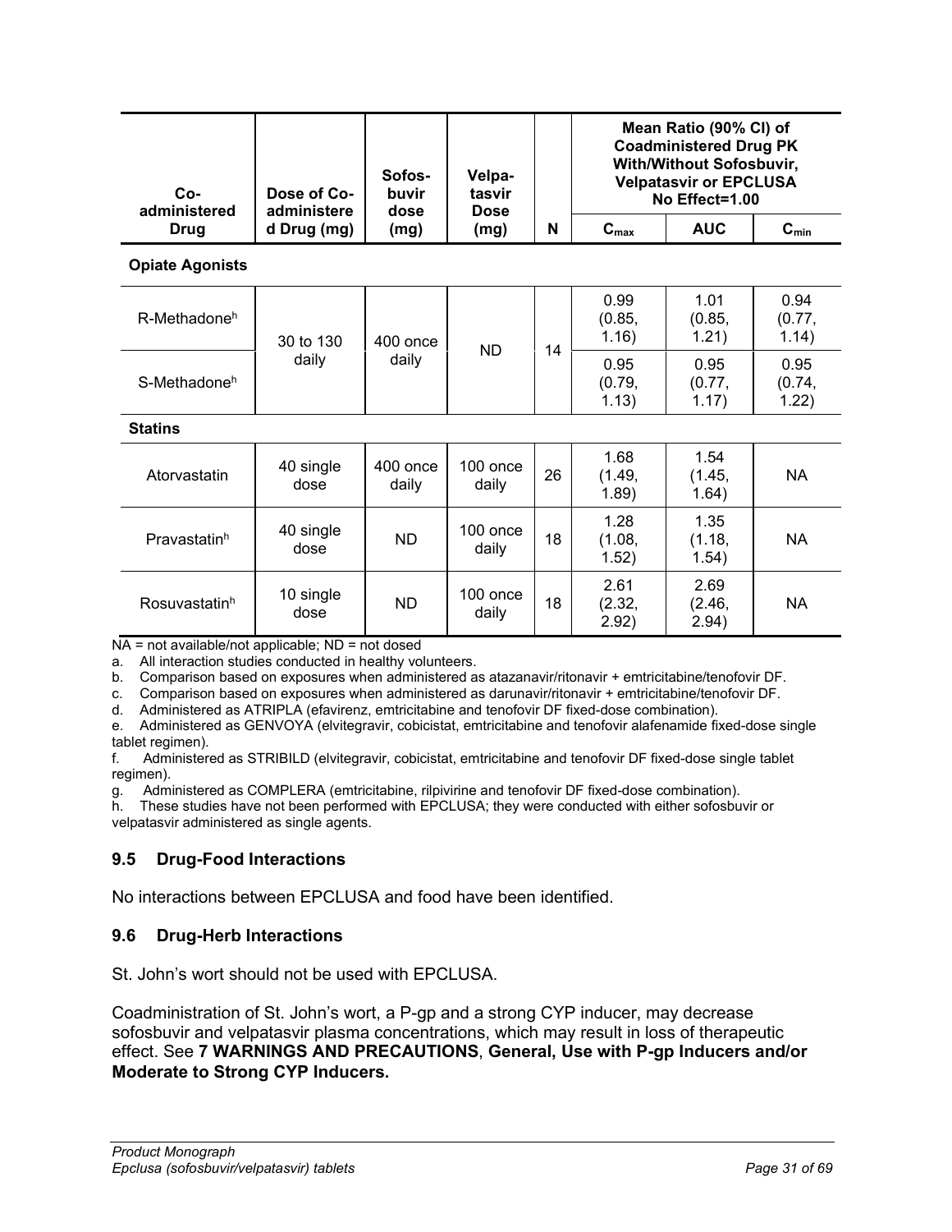| Co-administered Drug | Dose of Co-administered Drug (mg) | Sofos-buvir dose (mg) | Velpa-tasvir Dose (mg) | N | Mean Ratio (90% CI) of Coadministered Drug PK With/Without Sofosbuvir, Velpatasvir or EPCLUSA No Effect=1.00 | | |
|---|---|---|---|---|---|---|---|
| | | | | | $C_{max}$ | AUC | $C_{min}$ |
| **Opiate Agonists** | | | | | | | |
| R-Methadone[h] | 30 to 130 daily | 400 once daily | ND | 14 | 0.99 (0.85, 1.16) | 1.01 (0.85, 1.21) | 0.94 (0.77, 1.14) |
| S-Methadone[h] | | | | | 0.95 (0.79, 1.13) | 0.95 (0.77, 1.17) | 0.95 (0.74, 1.22) |
| **Statins** | | | | | | | |
| Atorvastatin | 40 single dose | 400 once daily | 100 once daily | 26 | 1.68 (1.49, 1.89) | 1.54 (1.45, 1.64) | NA |
| Pravastatin[h] | 40 single dose | ND | 100 once daily | 18 | 1.28 (1.08, 1.52) | 1.35 (1.18, 1.54) | NA |
| Rosuvastatin[h] | 10 single dose | ND | 100 once daily | 18 | 2.61 (2.32, 2.92) | 2.69 (2.46, 2.94) | NA |

NA = not available/not applicable; ND = not dosed

a. All interaction studies conducted in healthy volunteers.

b. Comparison based on exposures when administered as atazanavir/ritonavir + emtricitabine/tenofovir DF.

c. Comparison based on exposures when administered as darunavir/ritonavir + emtricitabine/tenofovir DF.

d. Administered as ATRIPLA (efavirenz, emtricitabine and tenofovir DF fixed-dose combination).

e. Administered as GENVOYA (elvitegravir, cobicistat, emtricitabine and tenofovir alafenamide fixed-dose single tablet regimen).

f. Administered as STRIBILD (elvitegravir, cobicistat, emtricitabine and tenofovir DF fixed-dose single tablet regimen).

g. Administered as COMPLERA (emtricitabine, rilpivirine and tenofovir DF fixed-dose combination).

h. These studies have not been performed with EPCLUSA; they were conducted with either sofosbuvir or velpatasvir administered as single agents.

## 9.5 Drug-Food Interactions

No interactions between EPCLUSA and food have been identified.

## 9.6 Drug-Herb Interactions

St. John's wort should not be used with EPCLUSA.

Coadministration of St. John's wort, a P-gp and a strong CYP inducer, may decrease sofosbuvir and velpatasvir plasma concentrations, which may result in loss of therapeutic effect. See **7 WARNINGS AND PRECAUTIONS**, **General, Use with P-gp Inducers and/or Moderate to Strong CYP Inducers.**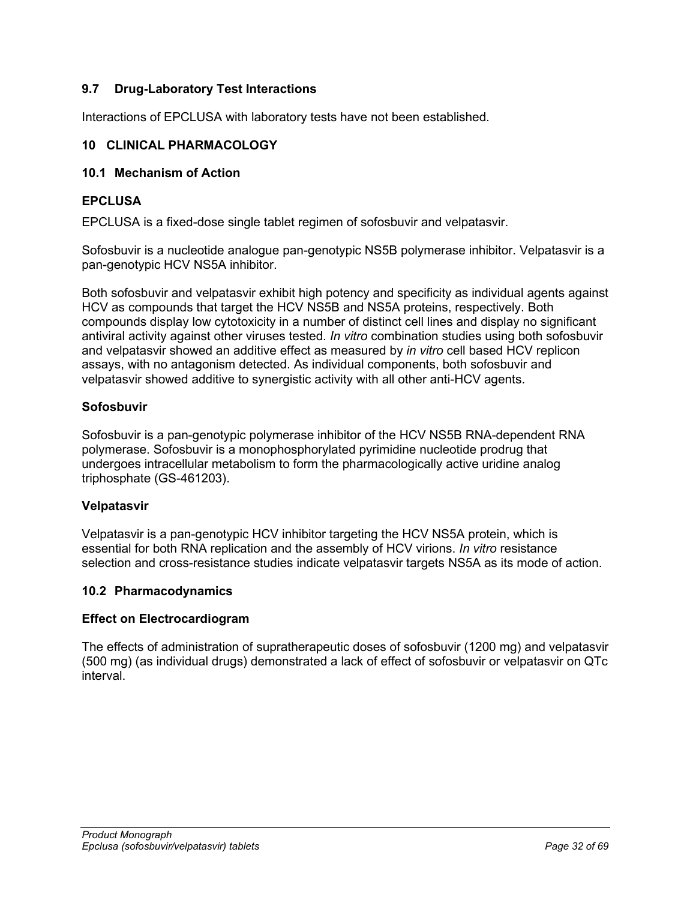### 9.7 Drug-Laboratory Test Interactions

Interactions of EPCLUSA with laboratory tests have not been established.

## 10 CLINICAL PHARMACOLOGY

### 10.1 Mechanism of Action

**EPCLUSA**

EPCLUSA is a fixed-dose single tablet regimen of sofosbuvir and velpatasvir.

Sofosbuvir is a nucleotide analogue pan-genotypic NS5B polymerase inhibitor. Velpatasvir is a pan-genotypic HCV NS5A inhibitor.

Both sofosbuvir and velpatasvir exhibit high potency and specificity as individual agents against HCV as compounds that target the HCV NS5B and NS5A proteins, respectively. Both compounds display low cytotoxicity in a number of distinct cell lines and display no significant antiviral activity against other viruses tested. *In vitro* combination studies using both sofosbuvir and velpatasvir showed an additive effect as measured by *in vitro* cell based HCV replicon assays, with no antagonism detected. As individual components, both sofosbuvir and velpatasvir showed additive to synergistic activity with all other anti-HCV agents.

**Sofosbuvir**

Sofosbuvir is a pan-genotypic polymerase inhibitor of the HCV NS5B RNA-dependent RNA polymerase. Sofosbuvir is a monophosphorylated pyrimidine nucleotide prodrug that undergoes intracellular metabolism to form the pharmacologically active uridine analog triphosphate (GS-461203).

**Velpatasvir**

Velpatasvir is a pan-genotypic HCV inhibitor targeting the HCV NS5A protein, which is essential for both RNA replication and the assembly of HCV virions. *In vitro* resistance selection and cross-resistance studies indicate velpatasvir targets NS5A as its mode of action.

### 10.2 Pharmacodynamics

**Effect on Electrocardiogram**

The effects of administration of supratherapeutic doses of sofosbuvir (1200 mg) and velpatasvir (500 mg) (as individual drugs) demonstrated a lack of effect of sofosbuvir or velpatasvir on QTc interval.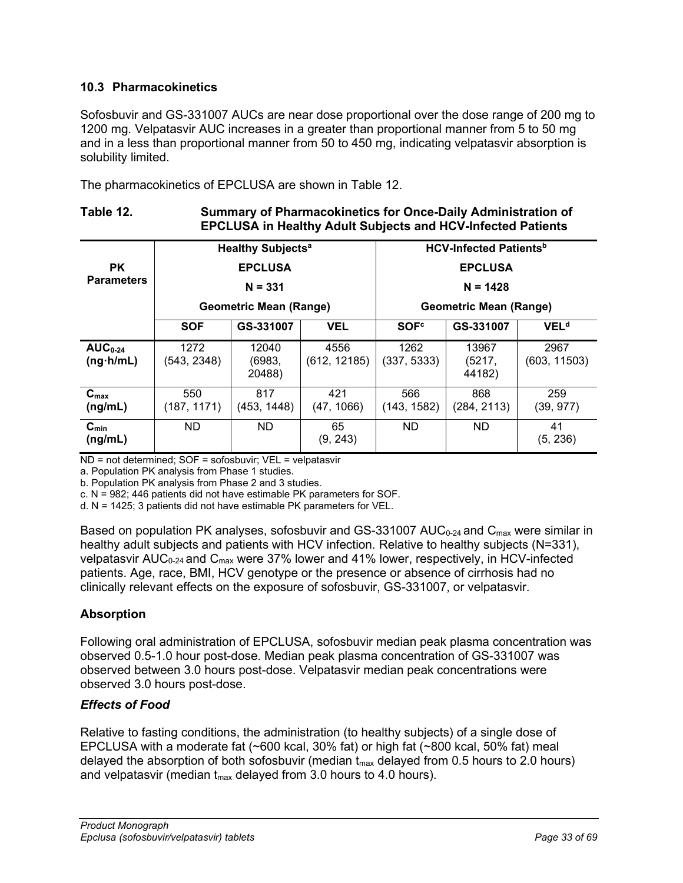### 10.3 Pharmacokinetics

Sofosbuvir and GS-331007 AUCs are near dose proportional over the dose range of 200 mg to 1200 mg. Velpatasvir AUC increases in a greater than proportional manner from 5 to 50 mg and in a less than proportional manner from 50 to 450 mg, indicating velpatasvir absorption is solubility limited.

The pharmacokinetics of EPCLUSA are shown in Table 12.

**Table 12. Summary of Pharmacokinetics for Once-Daily Administration of EPCLUSA in Healthy Adult Subjects and HCV-Infected Patients**

| PK Parameters | Healthy Subjects[a] EPCLUSA N = 331 Geometric Mean (Range) | | | HCV-Infected Patients[b] EPCLUSA N = 1428 Geometric Mean (Range) | | |
|---|---|---|---|---|---|---|
| | SOF | GS-331007 | VEL | SOF[c] | GS-331007 | VEL[d] |
| $AUC_{0\text{-}24}$ (ng·h/mL) | 1272 (543, 2348) | 12040 (6983, 20488) | 4556 (612, 12185) | 1262 (337, 5333) | 13967 (5217, 44182) | 2967 (603, 11503) |
| $C_{max}$ (ng/mL) | 550 (187, 1171) | 817 (453, 1448) | 421 (47, 1066) | 566 (143, 1582) | 868 (284, 2113) | 259 (39, 977) |
| $C_{min}$ (ng/mL) | ND | ND | 65 (9, 243) | ND | ND | 41 (5, 236) |

ND = not determined; SOF = sofosbuvir; VEL = velpatasvir

a. Population PK analysis from Phase 1 studies.

b. Population PK analysis from Phase 2 and 3 studies.

c. N = 982; 446 patients did not have estimable PK parameters for SOF.

d. N = 1425; 3 patients did not have estimable PK parameters for VEL.

Based on population PK analyses, sofosbuvir and GS-331007 $AUC_{0\text{-}24}$ and $C_{max}$ were similar in healthy adult subjects and patients with HCV infection. Relative to healthy subjects (N=331), velpatasvir $AUC_{0\text{-}24}$ and $C_{max}$ were 37% lower and 41% lower, respectively, in HCV-infected patients. Age, race, BMI, HCV genotype or the presence or absence of cirrhosis had no clinically relevant effects on the exposure of sofosbuvir, GS-331007, or velpatasvir.

#### Absorption

Following oral administration of EPCLUSA, sofosbuvir median peak plasma concentration was observed 0.5-1.0 hour post-dose. Median peak plasma concentration of GS-331007 was observed between 3.0 hours post-dose. Velpatasvir median peak concentrations were observed 3.0 hours post-dose.

#### *Effects of Food*

Relative to fasting conditions, the administration (to healthy subjects) of a single dose of EPCLUSA with a moderate fat (~600 kcal, 30% fat) or high fat (~800 kcal, 50% fat) meal delayed the absorption of both sofosbuvir (median $t_{max}$ delayed from 0.5 hours to 2.0 hours) and velpatasvir (median $t_{max}$ delayed from 3.0 hours to 4.0 hours).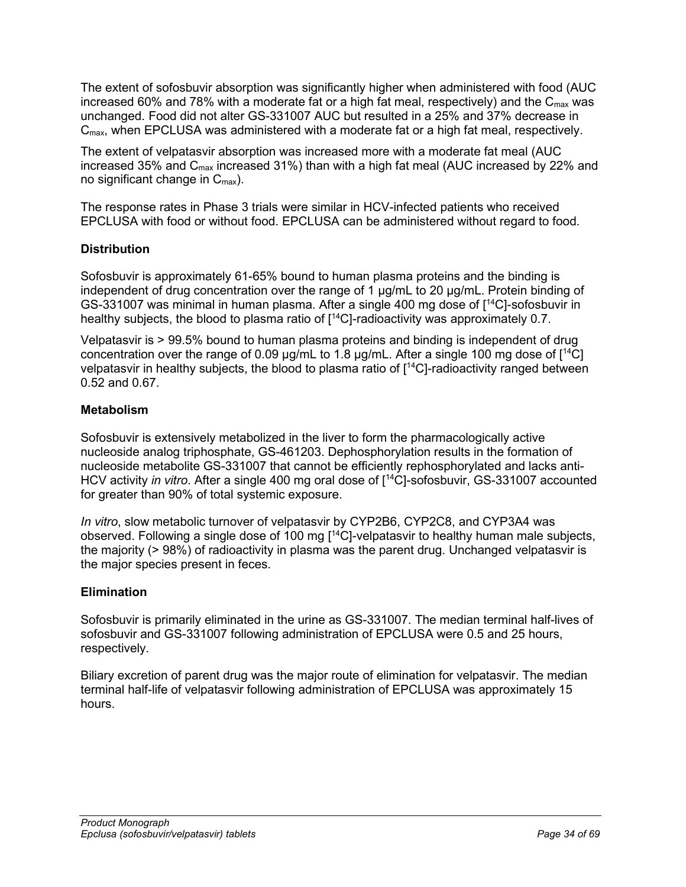The extent of sofosbuvir absorption was significantly higher when administered with food (AUC increased 60% and 78% with a moderate fat or a high fat meal, respectively) and the $C_{max}$ was unchanged. Food did not alter GS-331007 AUC but resulted in a 25% and 37% decrease in $C_{max}$, when EPCLUSA was administered with a moderate fat or a high fat meal, respectively.

The extent of velpatasvir absorption was increased more with a moderate fat meal (AUC increased 35% and $C_{max}$ increased 31%) than with a high fat meal (AUC increased by 22% and no significant change in $C_{max}$).

The response rates in Phase 3 trials were similar in HCV-infected patients who received EPCLUSA with food or without food. EPCLUSA can be administered without regard to food.

**Distribution**

Sofosbuvir is approximately 61-65% bound to human plasma proteins and the binding is independent of drug concentration over the range of 1 μg/mL to 20 μg/mL. Protein binding of GS-331007 was minimal in human plasma. After a single 400 mg dose of [$^{14}$C]-sofosbuvir in healthy subjects, the blood to plasma ratio of [$^{14}$C]-radioactivity was approximately 0.7.

Velpatasvir is > 99.5% bound to human plasma proteins and binding is independent of drug concentration over the range of 0.09 μg/mL to 1.8 μg/mL. After a single 100 mg dose of [$^{14}$C] velpatasvir in healthy subjects, the blood to plasma ratio of [$^{14}$C]-radioactivity ranged between 0.52 and 0.67.

**Metabolism**

Sofosbuvir is extensively metabolized in the liver to form the pharmacologically active nucleoside analog triphosphate, GS-461203. Dephosphorylation results in the formation of nucleoside metabolite GS-331007 that cannot be efficiently rephosphorylated and lacks anti-HCV activity *in vitro*. After a single 400 mg oral dose of [$^{14}$C]-sofosbuvir, GS-331007 accounted for greater than 90% of total systemic exposure.

*In vitro*, slow metabolic turnover of velpatasvir by CYP2B6, CYP2C8, and CYP3A4 was observed. Following a single dose of 100 mg [$^{14}$C]-velpatasvir to healthy human male subjects, the majority (> 98%) of radioactivity in plasma was the parent drug. Unchanged velpatasvir is the major species present in feces.

**Elimination**

Sofosbuvir is primarily eliminated in the urine as GS-331007. The median terminal half-lives of sofosbuvir and GS-331007 following administration of EPCLUSA were 0.5 and 25 hours, respectively.

Biliary excretion of parent drug was the major route of elimination for velpatasvir. The median terminal half-life of velpatasvir following administration of EPCLUSA was approximately 15 hours.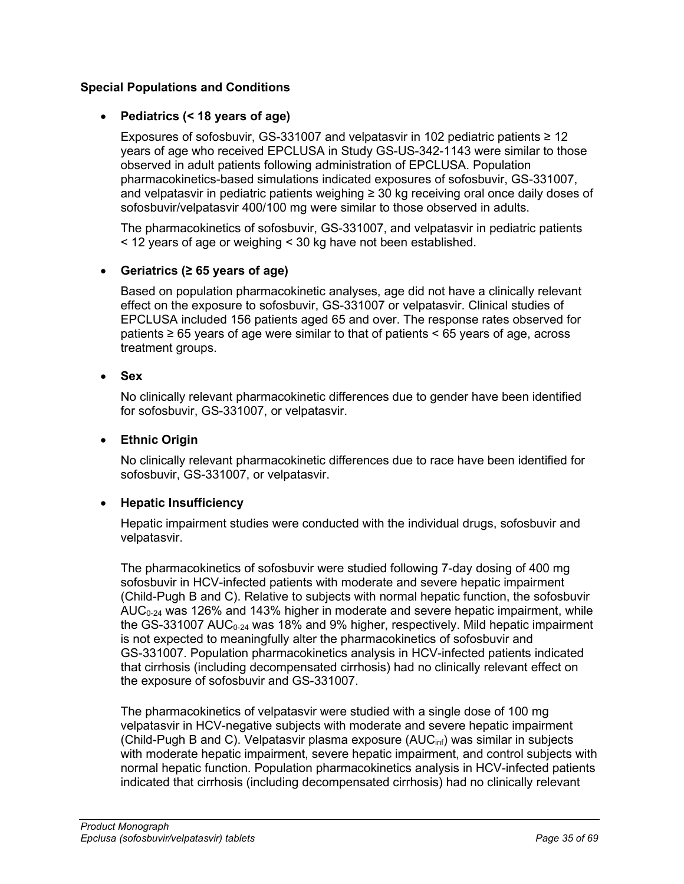**Special Populations and Conditions**

- **Pediatrics (< 18 years of age)**

  Exposures of sofosbuvir, GS-331007 and velpatasvir in 102 pediatric patients ≥ 12 years of age who received EPCLUSA in Study GS-US-342-1143 were similar to those observed in adult patients following administration of EPCLUSA. Population pharmacokinetics-based simulations indicated exposures of sofosbuvir, GS-331007, and velpatasvir in pediatric patients weighing ≥ 30 kg receiving oral once daily doses of sofosbuvir/velpatasvir 400/100 mg were similar to those observed in adults.

  The pharmacokinetics of sofosbuvir, GS-331007, and velpatasvir in pediatric patients < 12 years of age or weighing < 30 kg have not been established.

- **Geriatrics (≥ 65 years of age)**

  Based on population pharmacokinetic analyses, age did not have a clinically relevant effect on the exposure to sofosbuvir, GS-331007 or velpatasvir. Clinical studies of EPCLUSA included 156 patients aged 65 and over. The response rates observed for patients ≥ 65 years of age were similar to that of patients < 65 years of age, across treatment groups.

- **Sex**

  No clinically relevant pharmacokinetic differences due to gender have been identified for sofosbuvir, GS-331007, or velpatasvir.

- **Ethnic Origin**

  No clinically relevant pharmacokinetic differences due to race have been identified for sofosbuvir, GS-331007, or velpatasvir.

- **Hepatic Insufficiency**

  Hepatic impairment studies were conducted with the individual drugs, sofosbuvir and velpatasvir.

  The pharmacokinetics of sofosbuvir were studied following 7-day dosing of 400 mg sofosbuvir in HCV-infected patients with moderate and severe hepatic impairment (Child-Pugh B and C). Relative to subjects with normal hepatic function, the sofosbuvir $AUC_{0-24}$ was 126% and 143% higher in moderate and severe hepatic impairment, while the GS-331007 $AUC_{0-24}$ was 18% and 9% higher, respectively. Mild hepatic impairment is not expected to meaningfully alter the pharmacokinetics of sofosbuvir and GS-331007. Population pharmacokinetics analysis in HCV-infected patients indicated that cirrhosis (including decompensated cirrhosis) had no clinically relevant effect on the exposure of sofosbuvir and GS-331007.

  The pharmacokinetics of velpatasvir were studied with a single dose of 100 mg velpatasvir in HCV-negative subjects with moderate and severe hepatic impairment (Child-Pugh B and C). Velpatasvir plasma exposure ($AUC_{inf}$) was similar in subjects with moderate hepatic impairment, severe hepatic impairment, and control subjects with normal hepatic function. Population pharmacokinetics analysis in HCV-infected patients indicated that cirrhosis (including decompensated cirrhosis) had no clinically relevant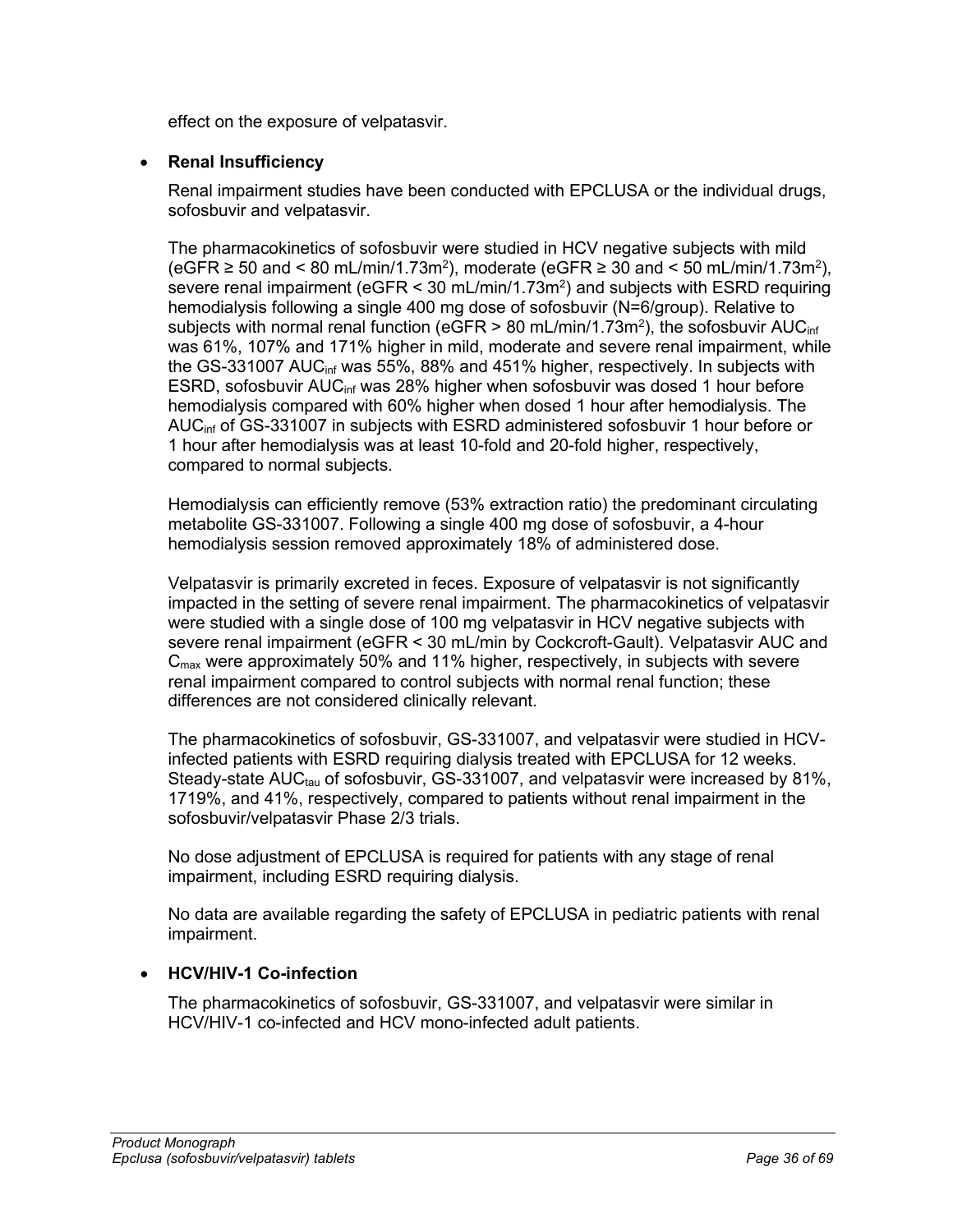effect on the exposure of velpatasvir.

- **Renal Insufficiency**

  Renal impairment studies have been conducted with EPCLUSA or the individual drugs, sofosbuvir and velpatasvir.

  The pharmacokinetics of sofosbuvir were studied in HCV negative subjects with mild (eGFR ≥ 50 and < 80 mL/min/1.73m$^2$), moderate (eGFR ≥ 30 and < 50 mL/min/1.73m$^2$), severe renal impairment (eGFR < 30 mL/min/1.73m$^2$) and subjects with ESRD requiring hemodialysis following a single 400 mg dose of sofosbuvir (N=6/group). Relative to subjects with normal renal function (eGFR > 80 mL/min/1.73m$^2$), the sofosbuvir $AUC_{inf}$ was 61%, 107% and 171% higher in mild, moderate and severe renal impairment, while the GS-331007 $AUC_{inf}$ was 55%, 88% and 451% higher, respectively. In subjects with ESRD, sofosbuvir $AUC_{inf}$ was 28% higher when sofosbuvir was dosed 1 hour before hemodialysis compared with 60% higher when dosed 1 hour after hemodialysis. The $AUC_{inf}$ of GS-331007 in subjects with ESRD administered sofosbuvir 1 hour before or 1 hour after hemodialysis was at least 10-fold and 20-fold higher, respectively, compared to normal subjects.

  Hemodialysis can efficiently remove (53% extraction ratio) the predominant circulating metabolite GS-331007. Following a single 400 mg dose of sofosbuvir, a 4-hour hemodialysis session removed approximately 18% of administered dose.

  Velpatasvir is primarily excreted in feces. Exposure of velpatasvir is not significantly impacted in the setting of severe renal impairment. The pharmacokinetics of velpatasvir were studied with a single dose of 100 mg velpatasvir in HCV negative subjects with severe renal impairment (eGFR < 30 mL/min by Cockcroft-Gault). Velpatasvir AUC and $C_{max}$ were approximately 50% and 11% higher, respectively, in subjects with severe renal impairment compared to control subjects with normal renal function; these differences are not considered clinically relevant.

  The pharmacokinetics of sofosbuvir, GS-331007, and velpatasvir were studied in HCV-infected patients with ESRD requiring dialysis treated with EPCLUSA for 12 weeks. Steady-state $AUC_{tau}$ of sofosbuvir, GS-331007, and velpatasvir were increased by 81%, 1719%, and 41%, respectively, compared to patients without renal impairment in the sofosbuvir/velpatasvir Phase 2/3 trials.

  No dose adjustment of EPCLUSA is required for patients with any stage of renal impairment, including ESRD requiring dialysis.

  No data are available regarding the safety of EPCLUSA in pediatric patients with renal impairment.

- **HCV/HIV-1 Co-infection**

  The pharmacokinetics of sofosbuvir, GS-331007, and velpatasvir were similar in HCV/HIV-1 co-infected and HCV mono-infected adult patients.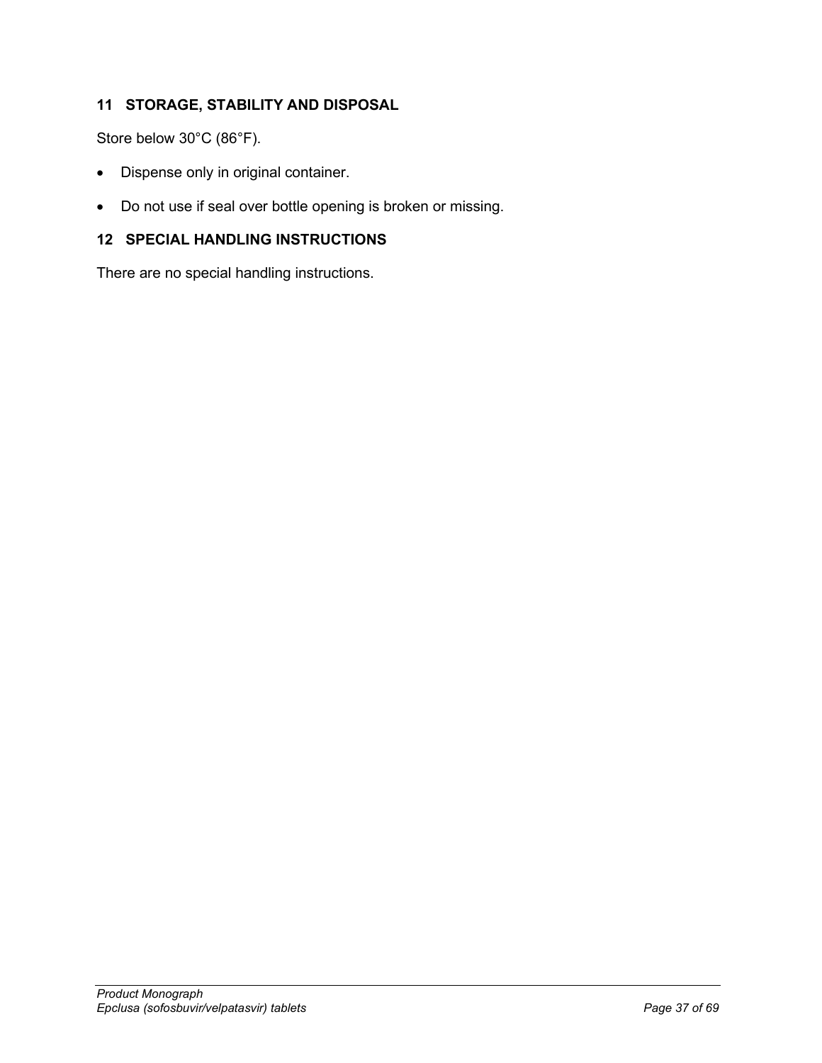## 11 STORAGE, STABILITY AND DISPOSAL

Store below 30°C (86°F).

- Dispense only in original container.
- Do not use if seal over bottle opening is broken or missing.

## 12 SPECIAL HANDLING INSTRUCTIONS

There are no special handling instructions.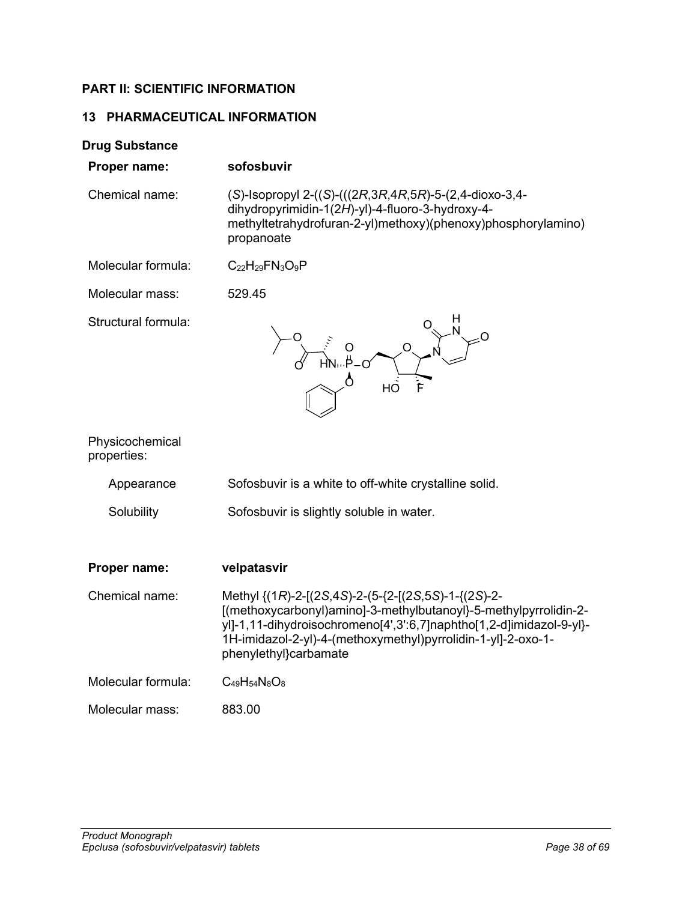## PART II: SCIENTIFIC INFORMATION

## 13 PHARMACEUTICAL INFORMATION

### Drug Substance

**Proper name:** **sofosbuvir**

Chemical name: (*S*)-Isopropyl 2-((*S*)-(((2*R*,3*R*,4*R*,5*R*)-5-(2,4-dioxo-3,4-dihydropyrimidin-1(2*H*)-yl)-4-fluoro-3-hydroxy-4-methyltetrahydrofuran-2-yl)methoxy)(phenoxy)phosphorylamino) propanoate

Molecular formula: $C_{22}H_{29}FN_3O_9P$

Molecular mass: 529.45

Structural formula:

Physicochemical properties:

Appearance: Sofosbuvir is a white to off-white crystalline solid.

Solubility: Sofosbuvir is slightly soluble in water.

**Proper name:** **velpatasvir**

Chemical name: Methyl {(1*R*)-2-[(2*S*,4*S*)-2-(5-{2-[(2*S*,5*S*)-1-{(2*S*)-2-[(methoxycarbonyl)amino]-3-methylbutanoyl}-5-methylpyrrolidin-2-yl]-1,11-dihydroisochromeno[4',3':6,7]naphtho[1,2-d]imidazol-9-yl}-1H-imidazol-2-yl)-4-(methoxymethyl)pyrrolidin-1-yl]-2-oxo-1-phenylethyl}carbamate

Molecular formula: $C_{49}H_{54}N_8O_8$

Molecular mass: 883.00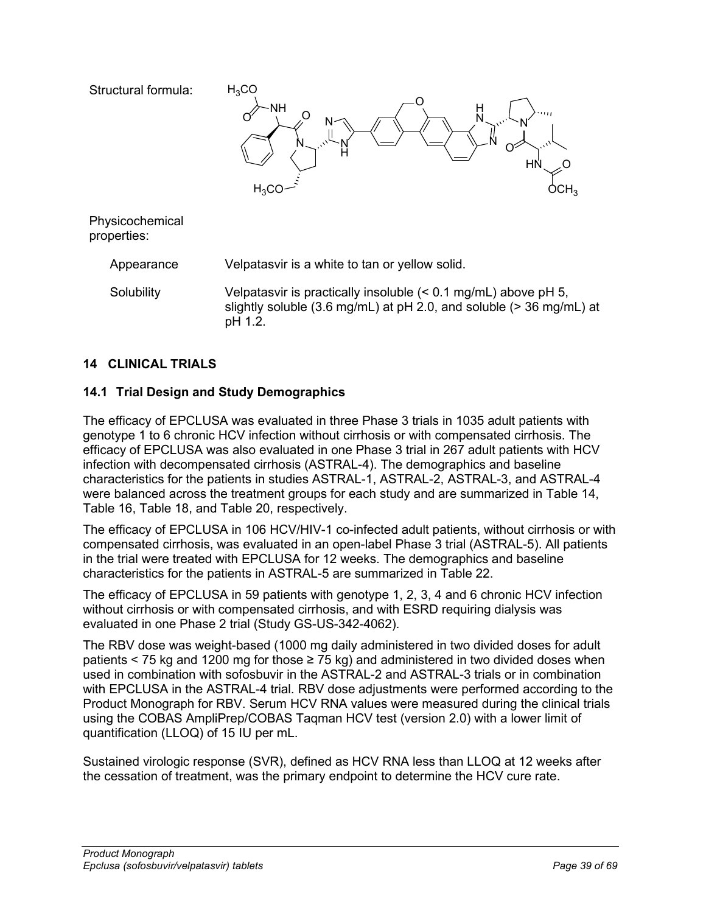Structural formula:

Physicochemical properties:

| | |
|---|---|
| Appearance | Velpatasvir is a white to tan or yellow solid. |
| Solubility | Velpatasvir is practically insoluble (< 0.1 mg/mL) above pH 5, slightly soluble (3.6 mg/mL) at pH 2.0, and soluble (> 36 mg/mL) at pH 1.2. |

## 14 CLINICAL TRIALS

### 14.1 Trial Design and Study Demographics

The efficacy of EPCLUSA was evaluated in three Phase 3 trials in 1035 adult patients with genotype 1 to 6 chronic HCV infection without cirrhosis or with compensated cirrhosis. The efficacy of EPCLUSA was also evaluated in one Phase 3 trial in 267 adult patients with HCV infection with decompensated cirrhosis (ASTRAL-4). The demographics and baseline characteristics for the patients in studies ASTRAL-1, ASTRAL-2, ASTRAL-3, and ASTRAL-4 were balanced across the treatment groups for each study and are summarized in Table 14, Table 16, Table 18, and Table 20, respectively.

The efficacy of EPCLUSA in 106 HCV/HIV-1 co-infected adult patients, without cirrhosis or with compensated cirrhosis, was evaluated in an open-label Phase 3 trial (ASTRAL-5). All patients in the trial were treated with EPCLUSA for 12 weeks. The demographics and baseline characteristics for the patients in ASTRAL-5 are summarized in Table 22.

The efficacy of EPCLUSA in 59 patients with genotype 1, 2, 3, 4 and 6 chronic HCV infection without cirrhosis or with compensated cirrhosis, and with ESRD requiring dialysis was evaluated in one Phase 2 trial (Study GS-US-342-4062).

The RBV dose was weight-based (1000 mg daily administered in two divided doses for adult patients < 75 kg and 1200 mg for those ≥ 75 kg) and administered in two divided doses when used in combination with sofosbuvir in the ASTRAL-2 and ASTRAL-3 trials or in combination with EPCLUSA in the ASTRAL-4 trial. RBV dose adjustments were performed according to the Product Monograph for RBV. Serum HCV RNA values were measured during the clinical trials using the COBAS AmpliPrep/COBAS Taqman HCV test (version 2.0) with a lower limit of quantification (LLOQ) of 15 IU per mL.

Sustained virologic response (SVR), defined as HCV RNA less than LLOQ at 12 weeks after the cessation of treatment, was the primary endpoint to determine the HCV cure rate.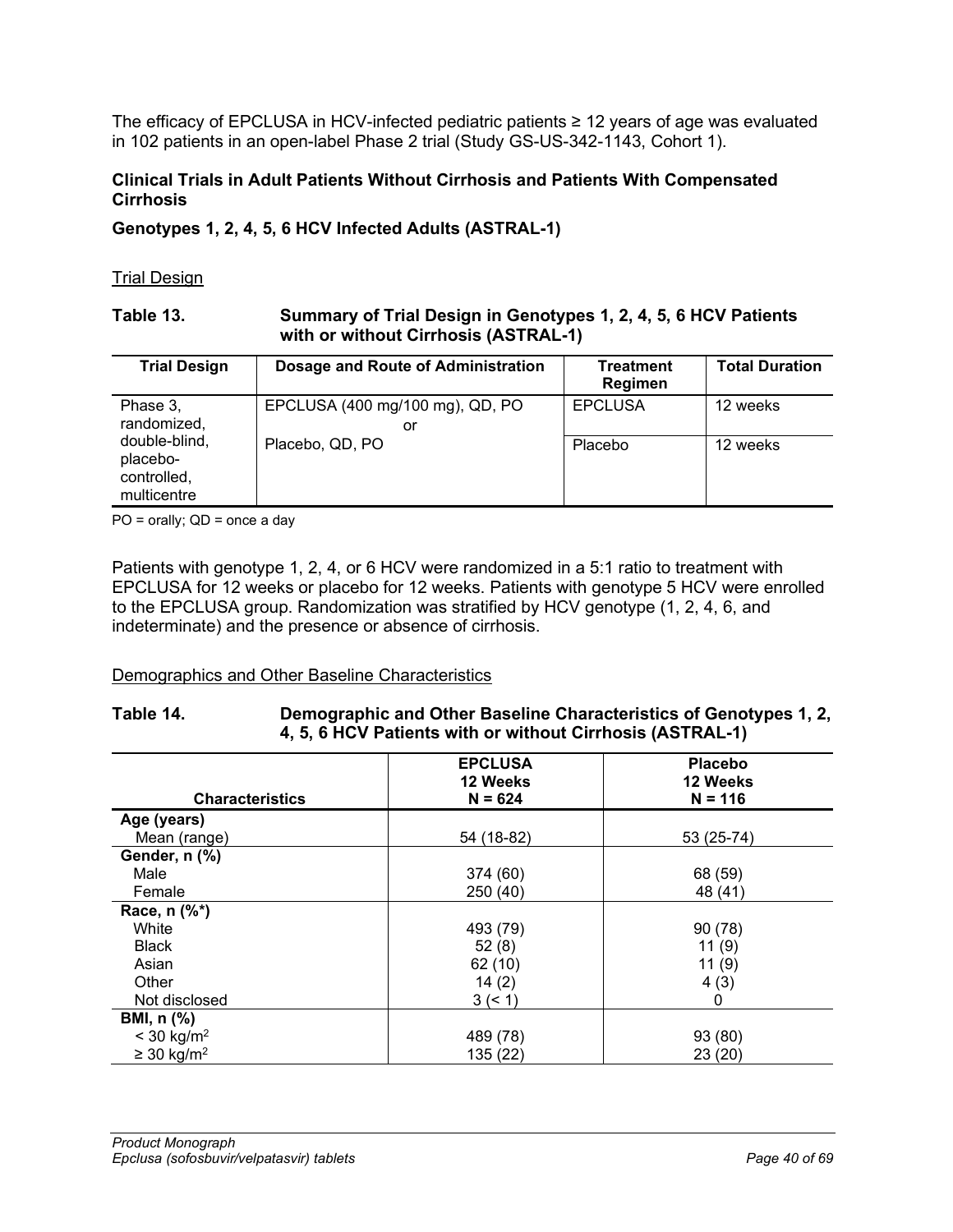The efficacy of EPCLUSA in HCV-infected pediatric patients ≥ 12 years of age was evaluated in 102 patients in an open-label Phase 2 trial (Study GS-US-342-1143, Cohort 1).

**Clinical Trials in Adult Patients Without Cirrhosis and Patients With Compensated Cirrhosis**

**Genotypes 1, 2, 4, 5, 6 HCV Infected Adults (ASTRAL-1)**

Trial Design

**Table 13. Summary of Trial Design in Genotypes 1, 2, 4, 5, 6 HCV Patients with or without Cirrhosis (ASTRAL-1)**

| Trial Design | Dosage and Route of Administration | Treatment Regimen | Total Duration |
|---|---|---|---|
| Phase 3, randomized, double-blind, placebo-controlled, multicentre | EPCLUSA (400 mg/100 mg), QD, PO or | EPCLUSA | 12 weeks |
| | Placebo, QD, PO | Placebo | 12 weeks |

PO = orally; QD = once a day

Patients with genotype 1, 2, 4, or 6 HCV were randomized in a 5:1 ratio to treatment with EPCLUSA for 12 weeks or placebo for 12 weeks. Patients with genotype 5 HCV were enrolled to the EPCLUSA group. Randomization was stratified by HCV genotype (1, 2, 4, 6, and indeterminate) and the presence or absence of cirrhosis.

Demographics and Other Baseline Characteristics

**Table 14. Demographic and Other Baseline Characteristics of Genotypes 1, 2, 4, 5, 6 HCV Patients with or without Cirrhosis (ASTRAL-1)**

| Characteristics | EPCLUSA 12 Weeks N = 624 | Placebo 12 Weeks N = 116 |
|---|---|---|
| **Age (years)** | | |
| Mean (range) | 54 (18-82) | 53 (25-74) |
| **Gender, n (%)** | | |
| Male | 374 (60) | 68 (59) |
| Female | 250 (40) | 48 (41) |
| **Race, n (%*)** | | |
| White | 493 (79) | 90 (78) |
| Black | 52 (8) | 11 (9) |
| Asian | 62 (10) | 11 (9) |
| Other | 14 (2) | 4 (3) |
| Not disclosed | 3 (< 1) | 0 |
| **BMI, n (%)** | | |
| < 30 kg/m$^2$ | 489 (78) | 93 (80) |
| ≥ 30 kg/m$^2$ | 135 (22) | 23 (20) |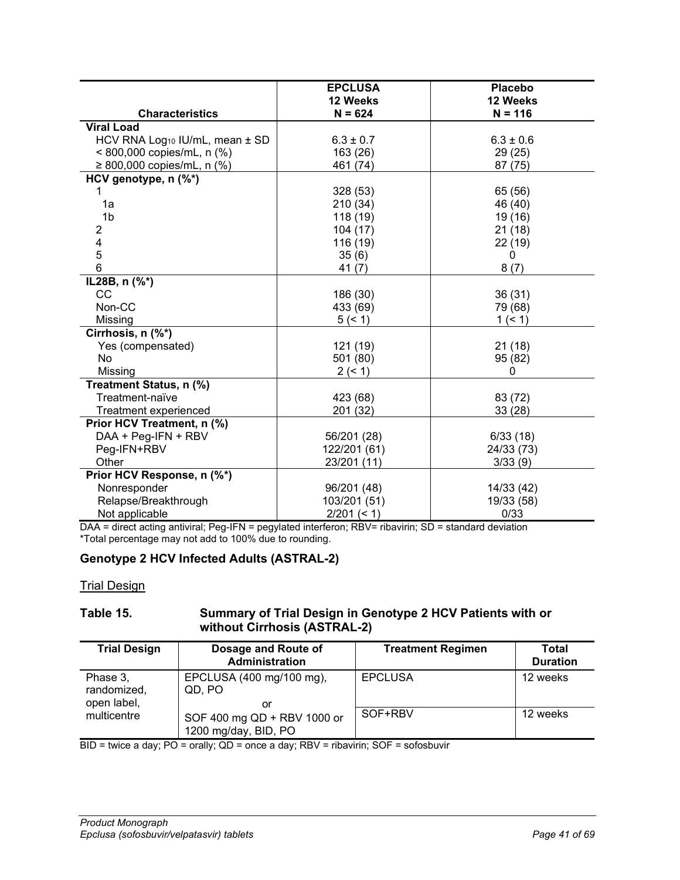| Characteristics | EPCLUSA 12 Weeks N = 624 | Placebo 12 Weeks N = 116 |
|---|---|---|
| **Viral Load** | | |
| HCV RNA $Log_{10}$ IU/mL, mean ± SD | 6.3 ± 0.7 | 6.3 ± 0.6 |
| < 800,000 copies/mL, n (%) | 163 (26) | 29 (25) |
| ≥ 800,000 copies/mL, n (%) | 461 (74) | 87 (75) |
| **HCV genotype, n (%*)** | | |
| 1 | 328 (53) | 65 (56) |
| 1a | 210 (34) | 46 (40) |
| 1b | 118 (19) | 19 (16) |
| 2 | 104 (17) | 21 (18) |
| 4 | 116 (19) | 22 (19) |
| 5 | 35 (6) | 0 |
| 6 | 41 (7) | 8 (7) |
| **IL28B, n (%*)** | | |
| CC | 186 (30) | 36 (31) |
| Non-CC | 433 (69) | 79 (68) |
| Missing | 5 (< 1) | 1 (< 1) |
| **Cirrhosis, n (%*)** | | |
| Yes (compensated) | 121 (19) | 21 (18) |
| No | 501 (80) | 95 (82) |
| Missing | 2 (< 1) | 0 |
| **Treatment Status, n (%)** | | |
| Treatment-naïve | 423 (68) | 83 (72) |
| Treatment experienced | 201 (32) | 33 (28) |
| **Prior HCV Treatment, n (%)** | | |
| DAA + Peg-IFN + RBV | 56/201 (28) | 6/33 (18) |
| Peg-IFN+RBV | 122/201 (61) | 24/33 (73) |
| Other | 23/201 (11) | 3/33 (9) |
| **Prior HCV Response, n (%*)** | | |
| Nonresponder | 96/201 (48) | 14/33 (42) |
| Relapse/Breakthrough | 103/201 (51) | 19/33 (58) |
| Not applicable | 2/201 (< 1) | 0/33 |

DAA = direct acting antiviral; Peg-IFN = pegylated interferon; RBV= ribavirin; SD = standard deviation
*Total percentage may not add to 100% due to rounding.

## Genotype 2 HCV Infected Adults (ASTRAL-2)

Trial Design

**Table 15. Summary of Trial Design in Genotype 2 HCV Patients with or without Cirrhosis (ASTRAL-2)**

| Trial Design | Dosage and Route of Administration | Treatment Regimen | Total Duration |
|---|---|---|---|
| Phase 3, randomized, open label, multicentre | EPCLUSA (400 mg/100 mg), QD, PO | EPCLUSA | 12 weeks |
| | or SOF 400 mg QD + RBV 1000 or 1200 mg/day, BID, PO | SOF+RBV | 12 weeks |

BID = twice a day; PO = orally; QD = once a day; RBV = ribavirin; SOF = sofosbuvir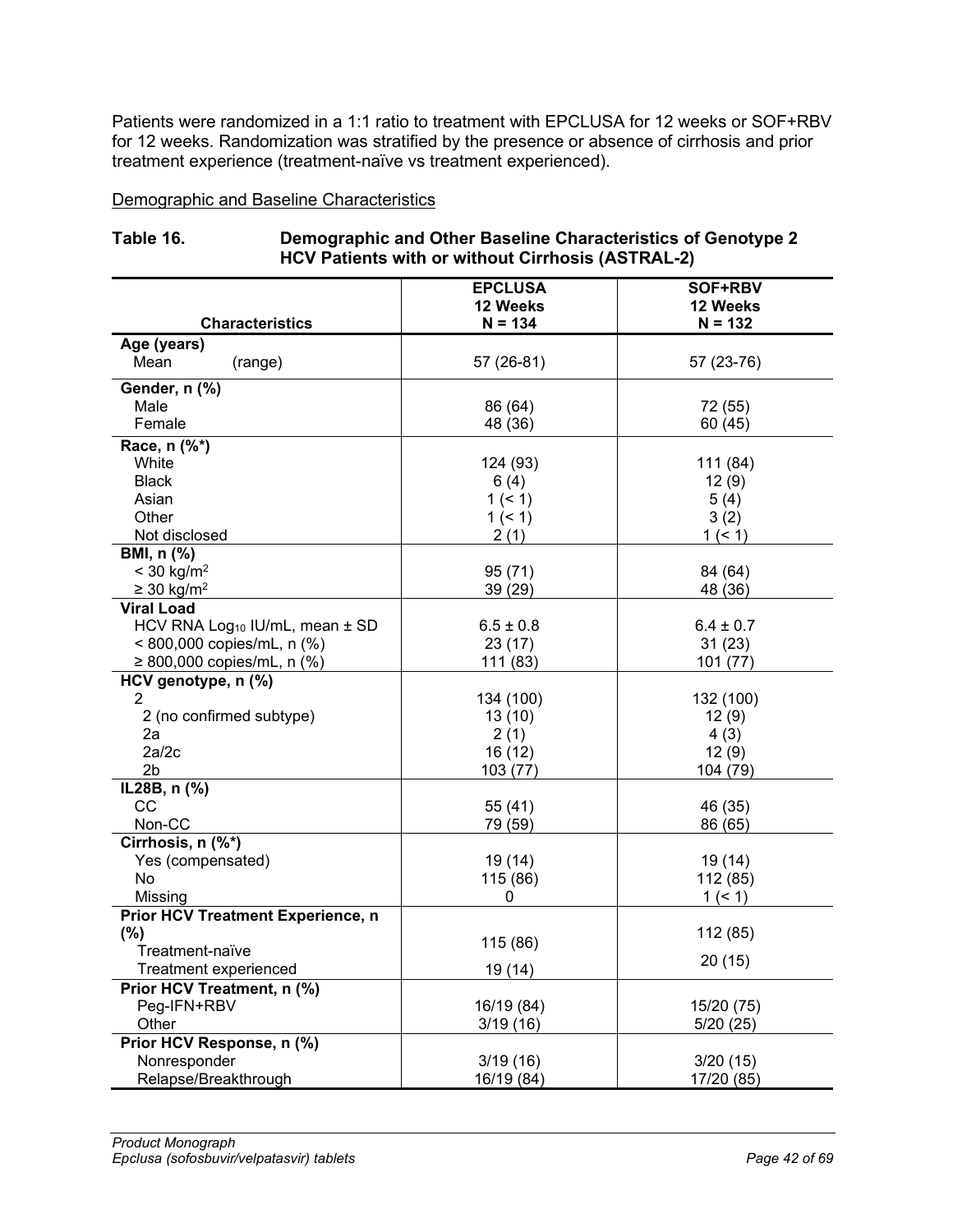Patients were randomized in a 1:1 ratio to treatment with EPCLUSA for 12 weeks or SOF+RBV for 12 weeks. Randomization was stratified by the presence or absence of cirrhosis and prior treatment experience (treatment-naïve vs treatment experienced).

Demographic and Baseline Characteristics

**Table 16. Demographic and Other Baseline Characteristics of Genotype 2 HCV Patients with or without Cirrhosis (ASTRAL-2)**

| Characteristics | EPCLUSA 12 Weeks N = 134 | SOF+RBV 12 Weeks N = 132 |
|---|---|---|
| **Age (years)** | | |
| Mean (range) | 57 (26-81) | 57 (23-76) |
| **Gender, n (%)** | | |
| Male | 86 (64) | 72 (55) |
| Female | 48 (36) | 60 (45) |
| **Race, n (%*)** | | |
| White | 124 (93) | 111 (84) |
| Black | 6 (4) | 12 (9) |
| Asian | 1 (< 1) | 5 (4) |
| Other | 1 (< 1) | 3 (2) |
| Not disclosed | 2 (1) | 1 (< 1) |
| **BMI, n (%)** | | |
| < 30 kg/m$^2$ | 95 (71) | 84 (64) |
| ≥ 30 kg/m$^2$ | 39 (29) | 48 (36) |
| **Viral Load** | | |
| HCV RNA $Log_{10}$ IU/mL, mean ± SD | 6.5 ± 0.8 | 6.4 ± 0.7 |
| < 800,000 copies/mL, n (%) | 23 (17) | 31 (23) |
| ≥ 800,000 copies/mL, n (%) | 111 (83) | 101 (77) |
| **HCV genotype, n (%)** | | |
| 2 | 134 (100) | 132 (100) |
| 2 (no confirmed subtype) | 13 (10) | 12 (9) |
| 2a | 2 (1) | 4 (3) |
| 2a/2c | 16 (12) | 12 (9) |
| 2b | 103 (77) | 104 (79) |
| **IL28B, n (%)** | | |
| CC | 55 (41) | 46 (35) |
| Non-CC | 79 (59) | 86 (65) |
| **Cirrhosis, n (%*)** | | |
| Yes (compensated) | 19 (14) | 19 (14) |
| No | 115 (86) | 112 (85) |
| Missing | 0 | 1 (< 1) |
| **Prior HCV Treatment Experience, n (%)** | | |
| Treatment-naïve | 115 (86) | 112 (85) |
| Treatment experienced | 19 (14) | 20 (15) |
| **Prior HCV Treatment, n (%)** | | |
| Peg-IFN+RBV | 16/19 (84) | 15/20 (75) |
| Other | 3/19 (16) | 5/20 (25) |
| **Prior HCV Response, n (%)** | | |
| Nonresponder | 3/19 (16) | 3/20 (15) |
| Relapse/Breakthrough | 16/19 (84) | 17/20 (85) |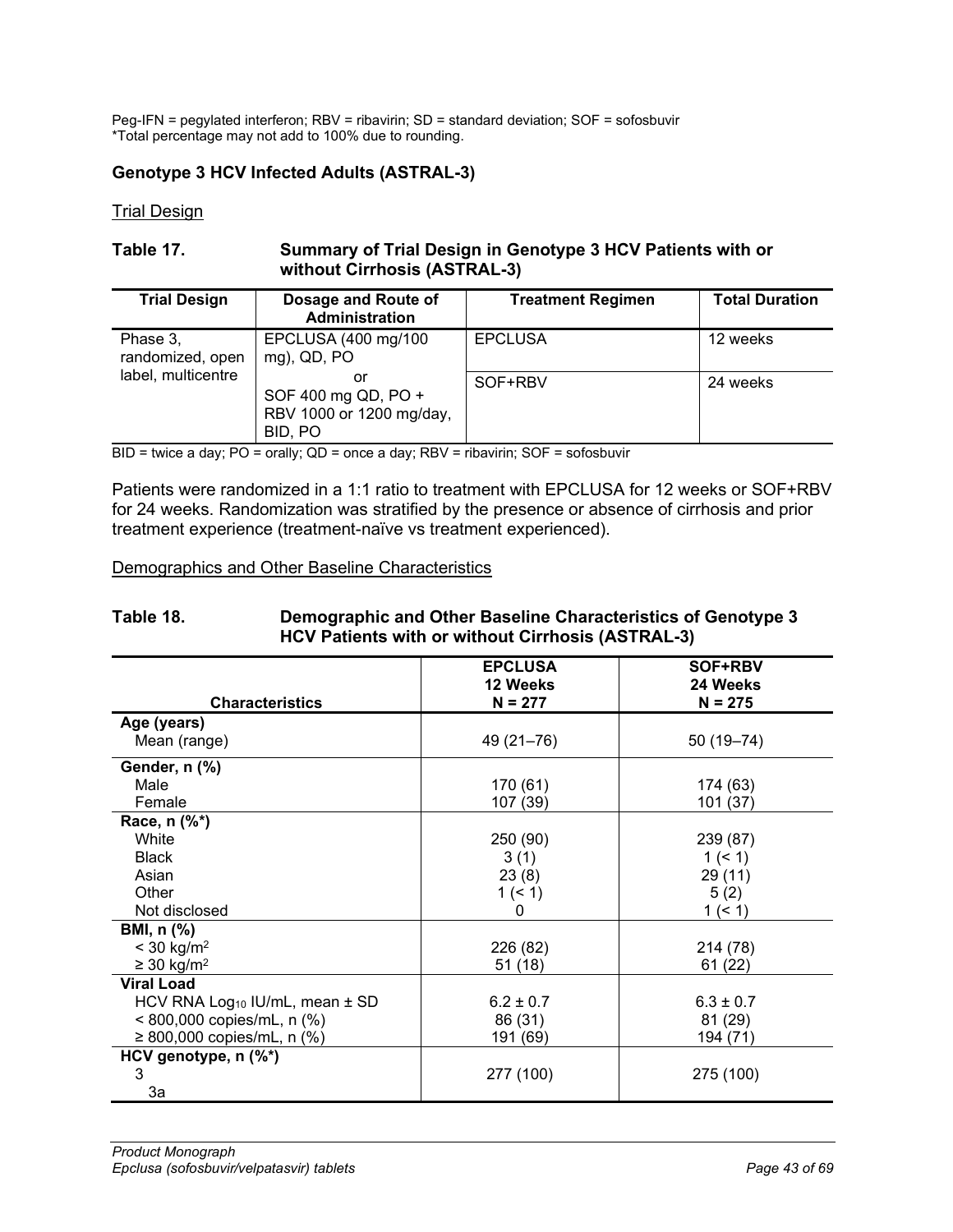Peg-IFN = pegylated interferon; RBV = ribavirin; SD = standard deviation; SOF = sofosbuvir
*Total percentage may not add to 100% due to rounding.

### Genotype 3 HCV Infected Adults (ASTRAL-3)

Trial Design

**Table 17. Summary of Trial Design in Genotype 3 HCV Patients with or without Cirrhosis (ASTRAL-3)**

| Trial Design | Dosage and Route of Administration | Treatment Regimen | Total Duration |
|---|---|---|---|
| Phase 3, randomized, open label, multicentre | EPCLUSA (400 mg/100 mg), QD, PO<br>or<br>SOF 400 mg QD, PO + RBV 1000 or 1200 mg/day, BID, PO | EPCLUSA | 12 weeks |
| | | SOF+RBV | 24 weeks |

BID = twice a day; PO = orally; QD = once a day; RBV = ribavirin; SOF = sofosbuvir

Patients were randomized in a 1:1 ratio to treatment with EPCLUSA for 12 weeks or SOF+RBV for 24 weeks. Randomization was stratified by the presence or absence of cirrhosis and prior treatment experience (treatment-naïve vs treatment experienced).

Demographics and Other Baseline Characteristics

**Table 18. Demographic and Other Baseline Characteristics of Genotype 3 HCV Patients with or without Cirrhosis (ASTRAL-3)**

| Characteristics | EPCLUSA 12 Weeks N = 277 | SOF+RBV 24 Weeks N = 275 |
|---|---|---|
| **Age (years)** | | |
| Mean (range) | 49 (21–76) | 50 (19–74) |
| **Gender, n (%)** | | |
| Male | 170 (61) | 174 (63) |
| Female | 107 (39) | 101 (37) |
| **Race, n (%*)** | | |
| White | 250 (90) | 239 (87) |
| Black | 3 (1) | 1 (< 1) |
| Asian | 23 (8) | 29 (11) |
| Other | 1 (< 1) | 5 (2) |
| Not disclosed | 0 | 1 (< 1) |
| **BMI, n (%)** | | |
| < 30 kg/m$^2$ | 226 (82) | 214 (78) |
| ≥ 30 kg/m$^2$ | 51 (18) | 61 (22) |
| **Viral Load** | | |
| HCV RNA $Log_{10}$ IU/mL, mean ± SD | 6.2 ± 0.7 | 6.3 ± 0.7 |
| < 800,000 copies/mL, n (%) | 86 (31) | 81 (29) |
| ≥ 800,000 copies/mL, n (%) | 191 (69) | 194 (71) |
| **HCV genotype, n (%*)** | | |
| 3 | 277 (100) | 275 (100) |
| 3a | | |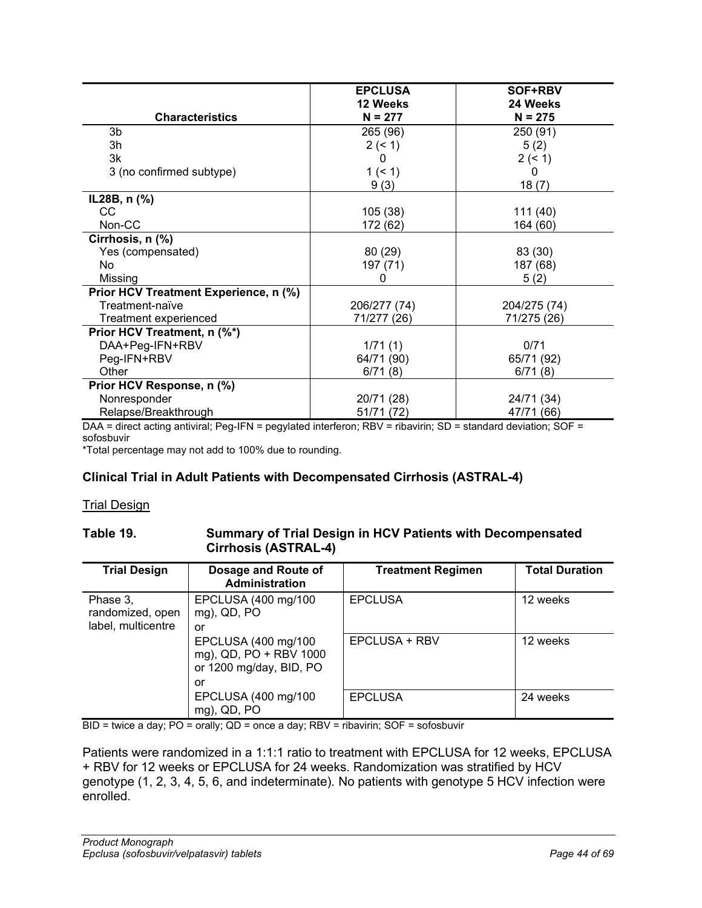| Characteristics | EPCLUSA 12 Weeks N = 277 | SOF+RBV 24 Weeks N = 275 |
|---|---|---|
| 3b | 265 (96) | 250 (91) |
| 3h | 2 (< 1) | 5 (2) |
| 3k | 0 | 2 (< 1) |
| 3 (no confirmed subtype) | 1 (< 1) | 0 |
| | 9 (3) | 18 (7) |
| **IL28B, n (%)** | | |
| CC | 105 (38) | 111 (40) |
| Non-CC | 172 (62) | 164 (60) |
| **Cirrhosis, n (%)** | | |
| Yes (compensated) | 80 (29) | 83 (30) |
| No | 197 (71) | 187 (68) |
| Missing | 0 | 5 (2) |
| **Prior HCV Treatment Experience, n (%)** | | |
| Treatment-naïve | 206/277 (74) | 204/275 (74) |
| Treatment experienced | 71/277 (26) | 71/275 (26) |
| **Prior HCV Treatment, n (%*)** | | |
| DAA+Peg-IFN+RBV | 1/71 (1) | 0/71 |
| Peg-IFN+RBV | 64/71 (90) | 65/71 (92) |
| Other | 6/71 (8) | 6/71 (8) |
| **Prior HCV Response, n (%)** | | |
| Nonresponder | 20/71 (28) | 24/71 (34) |
| Relapse/Breakthrough | 51/71 (72) | 47/71 (66) |

DAA = direct acting antiviral; Peg-IFN = pegylated interferon; RBV = ribavirin; SD = standard deviation; SOF = sofosbuvir

*Total percentage may not add to 100% due to rounding.

### Clinical Trial in Adult Patients with Decompensated Cirrhosis (ASTRAL-4)

Trial Design

**Table 19. Summary of Trial Design in HCV Patients with Decompensated Cirrhosis (ASTRAL-4)**

| Trial Design | Dosage and Route of Administration | Treatment Regimen | Total Duration |
|---|---|---|---|
| Phase 3, randomized, open label, multicentre | EPCLUSA (400 mg/100 mg), QD, PO or | EPCLUSA | 12 weeks |
| | EPCLUSA (400 mg/100 mg), QD, PO + RBV 1000 or 1200 mg/day, BID, PO or | EPCLUSA + RBV | 12 weeks |
| | EPCLUSA (400 mg/100 mg), QD, PO | EPCLUSA | 24 weeks |

BID = twice a day; PO = orally; QD = once a day; RBV = ribavirin; SOF = sofosbuvir

Patients were randomized in a 1:1:1 ratio to treatment with EPCLUSA for 12 weeks, EPCLUSA + RBV for 12 weeks or EPCLUSA for 24 weeks. Randomization was stratified by HCV genotype (1, 2, 3, 4, 5, 6, and indeterminate). No patients with genotype 5 HCV infection were enrolled.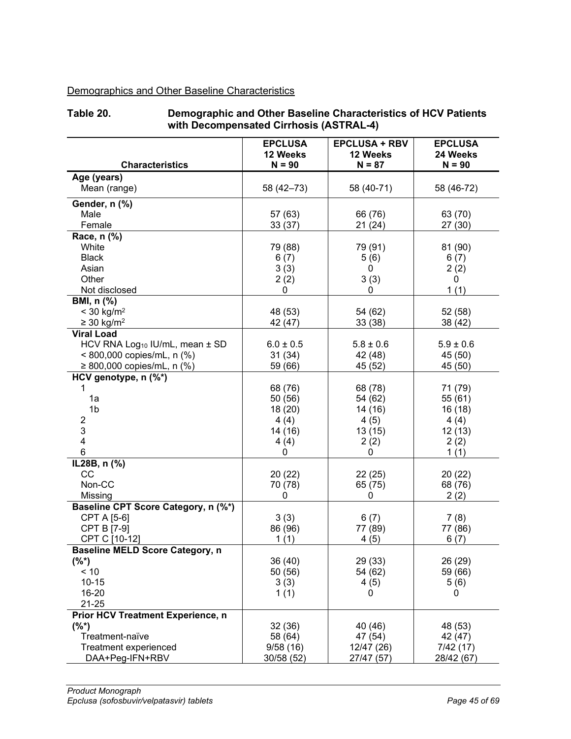Demographics and Other Baseline Characteristics

**Table 20. Demographic and Other Baseline Characteristics of HCV Patients with Decompensated Cirrhosis (ASTRAL-4)**

| Characteristics | EPCLUSA 12 Weeks N = 90 | EPCLUSA + RBV 12 Weeks N = 87 | EPCLUSA 24 Weeks N = 90 |
|---|---|---|---|
| **Age (years)** | | | |
| Mean (range) | 58 (42–73) | 58 (40-71) | 58 (46-72) |
| **Gender, n (%)** | | | |
| Male | 57 (63) | 66 (76) | 63 (70) |
| Female | 33 (37) | 21 (24) | 27 (30) |
| **Race, n (%)** | | | |
| White | 79 (88) | 79 (91) | 81 (90) |
| Black | 6 (7) | 5 (6) | 6 (7) |
| Asian | 3 (3) | 0 | 2 (2) |
| Other | 2 (2) | 3 (3) | 0 |
| Not disclosed | 0 | 0 | 1 (1) |
| **BMI, n (%)** | | | |
| < 30 kg/m$^2$ | 48 (53) | 54 (62) | 52 (58) |
| ≥ 30 kg/m$^2$ | 42 (47) | 33 (38) | 38 (42) |
| **Viral Load** | | | |
| HCV RNA $Log_{10}$ IU/mL, mean ± SD | 6.0 ± 0.5 | 5.8 ± 0.6 | 5.9 ± 0.6 |
| < 800,000 copies/mL, n (%) | 31 (34) | 42 (48) | 45 (50) |
| ≥ 800,000 copies/mL, n (%) | 59 (66) | 45 (52) | 45 (50) |
| **HCV genotype, n (%*)** | | | |
| 1 | 68 (76) | 68 (78) | 71 (79) |
| 1a | 50 (56) | 54 (62) | 55 (61) |
| 1b | 18 (20) | 14 (16) | 16 (18) |
| 2 | 4 (4) | 4 (5) | 4 (4) |
| 3 | 14 (16) | 13 (15) | 12 (13) |
| 4 | 4 (4) | 2 (2) | 2 (2) |
| 6 | 0 | 0 | 1 (1) |
| **IL28B, n (%)** | | | |
| CC | 20 (22) | 22 (25) | 20 (22) |
| Non-CC | 70 (78) | 65 (75) | 68 (76) |
| Missing | 0 | 0 | 2 (2) |
| **Baseline CPT Score Category, n (%*)** | | | |
| CPT A [5-6] | 3 (3) | 6 (7) | 7 (8) |
| CPT B [7-9] | 86 (96) | 77 (89) | 77 (86) |
| CPT C [10-12] | 1 (1) | 4 (5) | 6 (7) |
| **Baseline MELD Score Category, n (%*)** | | | |
| < 10 | 36 (40) | 29 (33) | 26 (29) |
| 10-15 | 50 (56) | 54 (62) | 59 (66) |
| 16-20 | 3 (3) | 4 (5) | 5 (6) |
| 21-25 | 1 (1) | 0 | 0 |
| **Prior HCV Treatment Experience, n (%*)** | | | |
| Treatment-naïve | 32 (36) | 40 (46) | 48 (53) |
| Treatment experienced | 58 (64) | 47 (54) | 42 (47) |
| DAA+Peg-IFN+RBV | 9/58 (16) | 12/47 (26) | 7/42 (17) |
| | 30/58 (52) | 27/47 (57) | 28/42 (67) |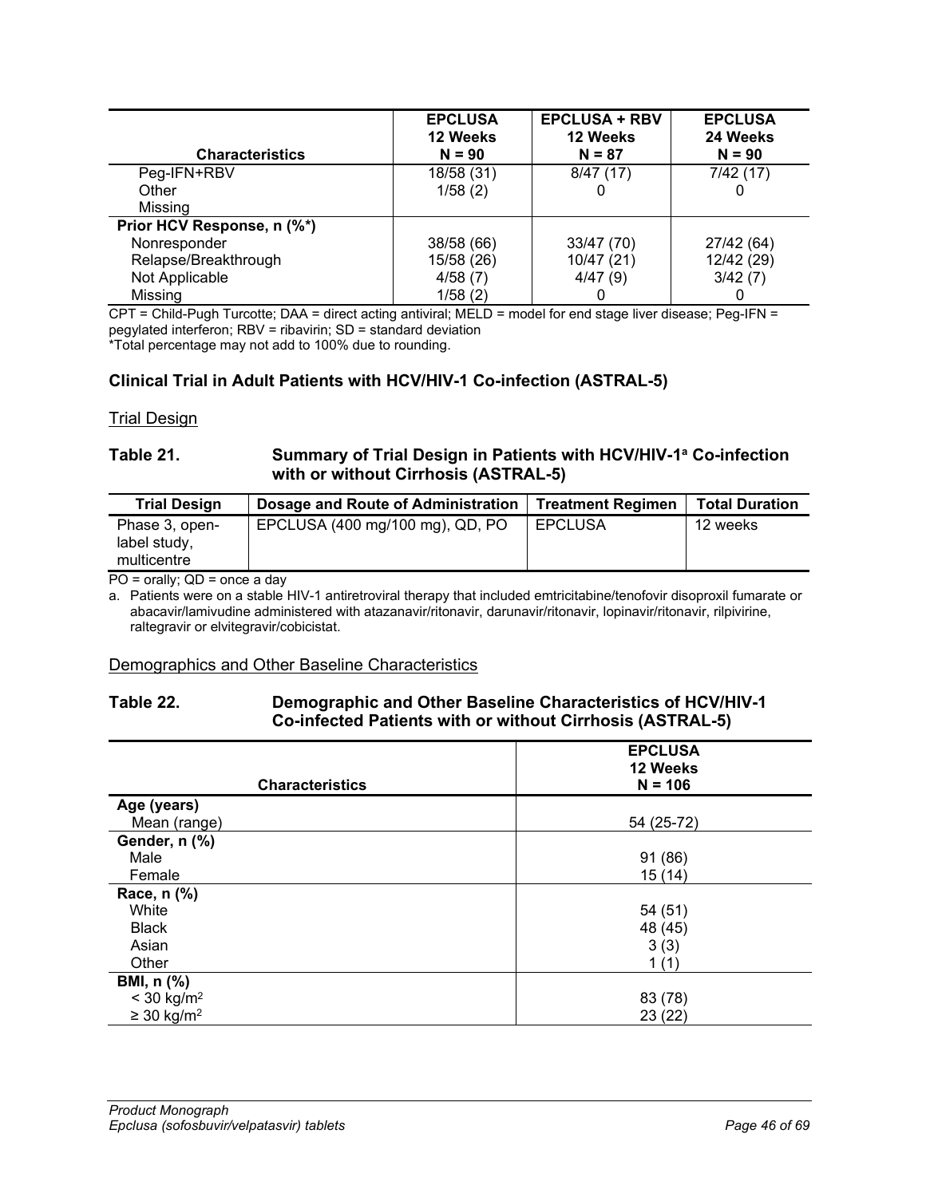| Characteristics | EPCLUSA 12 Weeks N = 90 | EPCLUSA + RBV 12 Weeks N = 87 | EPCLUSA 24 Weeks N = 90 |
|---|---|---|---|
| Peg-IFN+RBV | 18/58 (31) | 8/47 (17) | 7/42 (17) |
| Other | 1/58 (2) | 0 | 0 |
| Missing | | | |
| **Prior HCV Response, n (%*)** | | | |
| Nonresponder | 38/58 (66) | 33/47 (70) | 27/42 (64) |
| Relapse/Breakthrough | 15/58 (26) | 10/47 (21) | 12/42 (29) |
| Not Applicable | 4/58 (7) | 4/47 (9) | 3/42 (7) |
| Missing | 1/58 (2) | 0 | 0 |

CPT = Child-Pugh Turcotte; DAA = direct acting antiviral; MELD = model for end stage liver disease; Peg-IFN = pegylated interferon; RBV = ribavirin; SD = standard deviation

*Total percentage may not add to 100% due to rounding.

### Clinical Trial in Adult Patients with HCV/HIV-1 Co-infection (ASTRAL-5)

Trial Design

**Table 21. Summary of Trial Design in Patients with HCV/HIV-1[a] Co-infection with or without Cirrhosis (ASTRAL-5)**

| Trial Design | Dosage and Route of Administration | Treatment Regimen | Total Duration |
|---|---|---|---|
| Phase 3, open-label study, multicentre | EPCLUSA (400 mg/100 mg), QD, PO | EPCLUSA | 12 weeks |

PO = orally; QD = once a day

a. Patients were on a stable HIV-1 antiretroviral therapy that included emtricitabine/tenofovir disoproxil fumarate or abacavir/lamivudine administered with atazanavir/ritonavir, darunavir/ritonavir, lopinavir/ritonavir, rilpivirine, raltegravir or elvitegravir/cobicistat.

Demographics and Other Baseline Characteristics

**Table 22. Demographic and Other Baseline Characteristics of HCV/HIV-1 Co-infected Patients with or without Cirrhosis (ASTRAL-5)**

| Characteristics | EPCLUSA 12 Weeks N = 106 |
|---|---|
| **Age (years)** | |
| Mean (range) | 54 (25-72) |
| **Gender, n (%)** | |
| Male | 91 (86) |
| Female | 15 (14) |
| **Race, n (%)** | |
| White | 54 (51) |
| Black | 48 (45) |
| Asian | 3 (3) |
| Other | 1 (1) |
| **BMI, n (%)** | |
| $< 30$ kg/m$^2$ | 83 (78) |
| $\geq 30$ kg/m$^2$ | 23 (22) |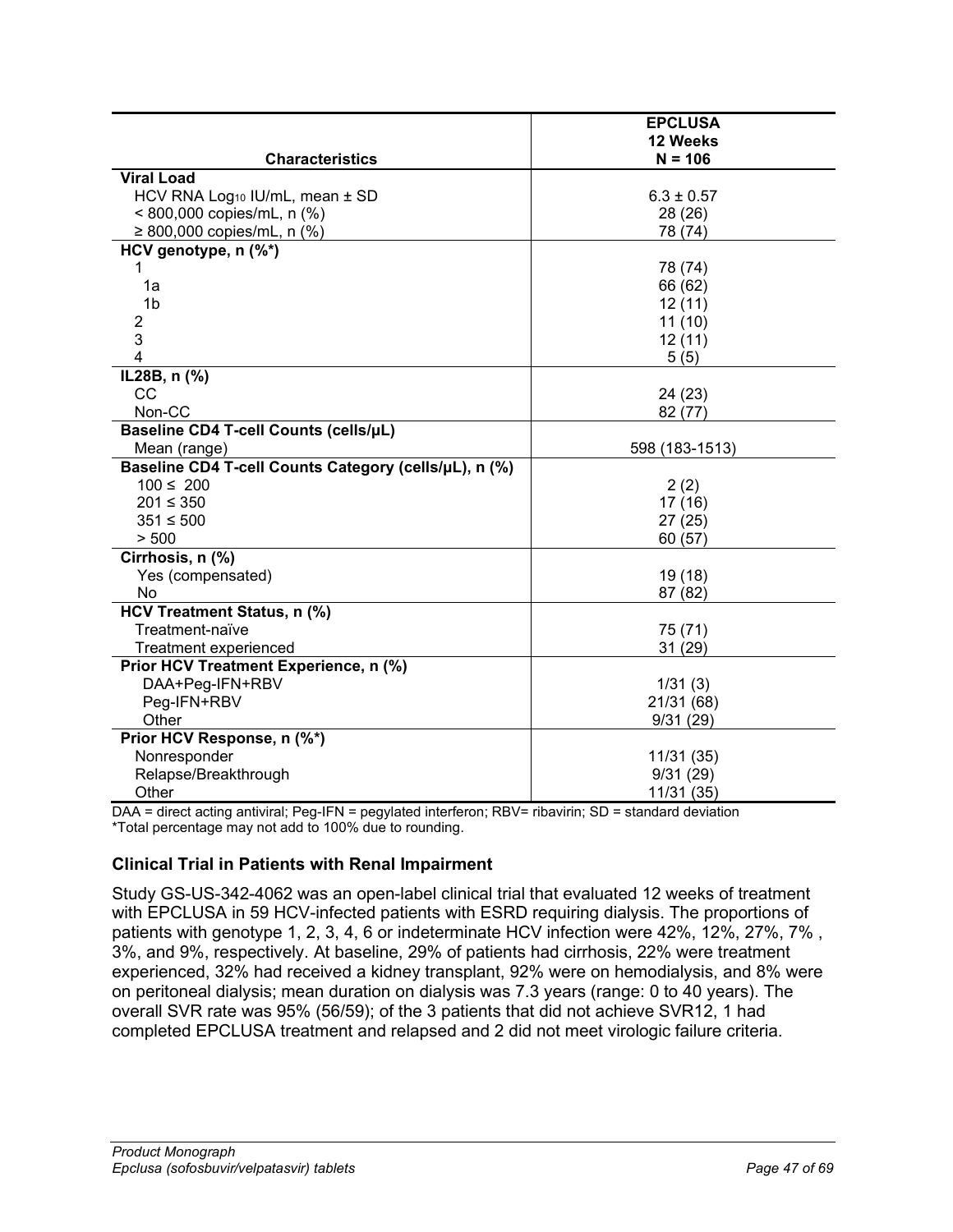| Characteristics | EPCLUSA 12 Weeks N = 106 |
|---|---|
| **Viral Load** | |
| HCV RNA $Log_{10}$ IU/mL, mean ± SD | 6.3 ± 0.57 |
| < 800,000 copies/mL, n (%) | 28 (26) |
| ≥ 800,000 copies/mL, n (%) | 78 (74) |
| **HCV genotype, n (%*)** | |
| 1 | 78 (74) |
| 1a | 66 (62) |
| 1b | 12 (11) |
| 2 | 11 (10) |
| 3 | 12 (11) |
| 4 | 5 (5) |
| **IL28B, n (%)** | |
| CC | 24 (23) |
| Non-CC | 82 (77) |
| **Baseline CD4 T-cell Counts (cells/µL)** | |
| Mean (range) | 598 (183-1513) |
| **Baseline CD4 T-cell Counts Category (cells/µL), n (%)** | |
| 100 ≤ 200 | 2 (2) |
| 201 ≤ 350 | 17 (16) |
| 351 ≤ 500 | 27 (25) |
| > 500 | 60 (57) |
| **Cirrhosis, n (%)** | |
| Yes (compensated) | 19 (18) |
| No | 87 (82) |
| **HCV Treatment Status, n (%)** | |
| Treatment-naïve | 75 (71) |
| Treatment experienced | 31 (29) |
| **Prior HCV Treatment Experience, n (%)** | |
| DAA+Peg-IFN+RBV | 1/31 (3) |
| Peg-IFN+RBV | 21/31 (68) |
| Other | 9/31 (29) |
| **Prior HCV Response, n (%*)** | |
| Nonresponder | 11/31 (35) |
| Relapse/Breakthrough | 9/31 (29) |
| Other | 11/31 (35) |

DAA = direct acting antiviral; Peg-IFN = pegylated interferon; RBV= ribavirin; SD = standard deviation
*Total percentage may not add to 100% due to rounding.

### Clinical Trial in Patients with Renal Impairment

Study GS-US-342-4062 was an open-label clinical trial that evaluated 12 weeks of treatment with EPCLUSA in 59 HCV-infected patients with ESRD requiring dialysis. The proportions of patients with genotype 1, 2, 3, 4, 6 or indeterminate HCV infection were 42%, 12%, 27%, 7% , 3%, and 9%, respectively. At baseline, 29% of patients had cirrhosis, 22% were treatment experienced, 32% had received a kidney transplant, 92% were on hemodialysis, and 8% were on peritoneal dialysis; mean duration on dialysis was 7.3 years (range: 0 to 40 years). The overall SVR rate was 95% (56/59); of the 3 patients that did not achieve SVR12, 1 had completed EPCLUSA treatment and relapsed and 2 did not meet virologic failure criteria.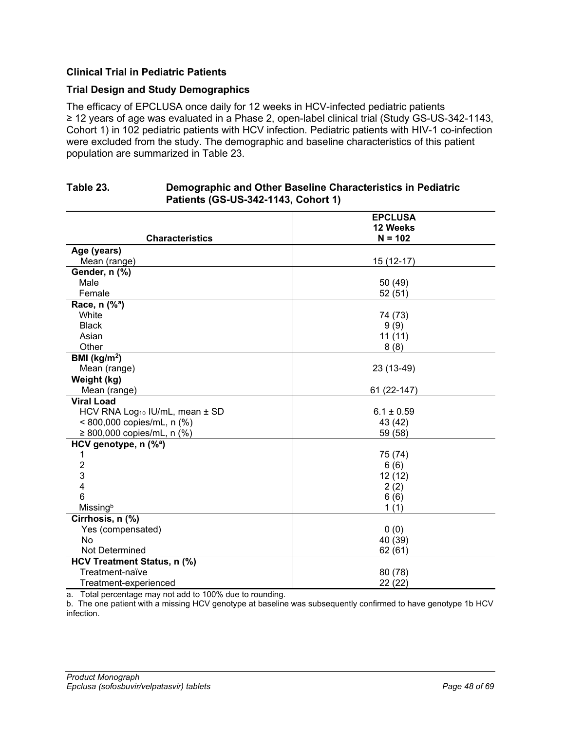### Clinical Trial in Pediatric Patients

### Trial Design and Study Demographics

The efficacy of EPCLUSA once daily for 12 weeks in HCV-infected pediatric patients ≥ 12 years of age was evaluated in a Phase 2, open-label clinical trial (Study GS-US-342-1143, Cohort 1) in 102 pediatric patients with HCV infection. Pediatric patients with HIV-1 co-infection were excluded from the study. The demographic and baseline characteristics of this patient population are summarized in Table 23.

**Table 23. Demographic and Other Baseline Characteristics in Pediatric Patients (GS-US-342-1143, Cohort 1)**

| Characteristics | EPCLUSA 12 Weeks N = 102 |
|---|---|
| **Age (years)** | |
| Mean (range) | 15 (12-17) |
| **Gender, n (%)** | |
| Male | 50 (49) |
| Female | 52 (51) |
| **Race, n (%[a])** | |
| White | 74 (73) |
| Black | 9 (9) |
| Asian | 11 (11) |
| Other | 8 (8) |
| **BMI (kg/m$^2$)** | |
| Mean (range) | 23 (13-49) |
| **Weight (kg)** | |
| Mean (range) | 61 (22-147) |
| **Viral Load** | |
| HCV RNA $\text{Log}_{10}$ IU/mL, mean ± SD | 6.1 ± 0.59 |
| < 800,000 copies/mL, n (%) | 43 (42) |
| ≥ 800,000 copies/mL, n (%) | 59 (58) |
| **HCV genotype, n (%[a])** | |
| 1 | 75 (74) |
| 2 | 6 (6) |
| 3 | 12 (12) |
| 4 | 2 (2) |
| 6 | 6 (6) |
| Missing[b] | 1 (1) |
| **Cirrhosis, n (%)** | |
| Yes (compensated) | 0 (0) |
| No | 40 (39) |
| Not Determined | 62 (61) |
| **HCV Treatment Status, n (%)** | |
| Treatment-naïve | 80 (78) |
| Treatment-experienced | 22 (22) |

a. Total percentage may not add to 100% due to rounding.

b. The one patient with a missing HCV genotype at baseline was subsequently confirmed to have genotype 1b HCV infection.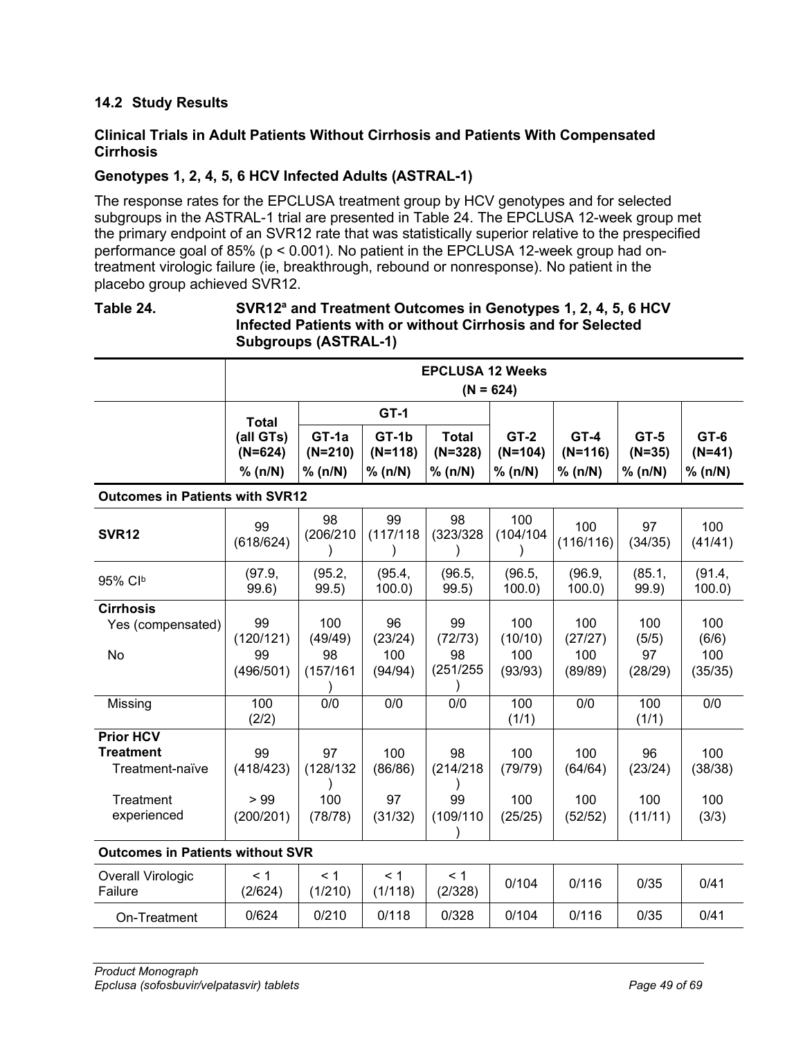### 14.2 Study Results

#### Clinical Trials in Adult Patients Without Cirrhosis and Patients With Compensated Cirrhosis

#### Genotypes 1, 2, 4, 5, 6 HCV Infected Adults (ASTRAL-1)

The response rates for the EPCLUSA treatment group by HCV genotypes and for selected subgroups in the ASTRAL-1 trial are presented in Table 24. The EPCLUSA 12-week group met the primary endpoint of an SVR12 rate that was statistically superior relative to the prespecified performance goal of 85% ($p < 0.001$). No patient in the EPCLUSA 12-week group had on-treatment virologic failure (ie, breakthrough, rebound or nonresponse). No patient in the placebo group achieved SVR12.

**Table 24. SVR12[a] and Treatment Outcomes in Genotypes 1, 2, 4, 5, 6 HCV Infected Patients with or without Cirrhosis and for Selected Subgroups (ASTRAL-1)**

| | EPCLUSA 12 Weeks (N = 624) | | | | | | | |
|---|---|---|---|---|---|---|---|---|
| | Total (all GTs) (N=624) | GT-1 | | | GT-2 (N=104) | GT-4 (N=116) | GT-5 (N=35) | GT-6 (N=41) |
| | | GT-1a (N=210) | GT-1b (N=118) | Total (N=328) | | | | |
| | % (n/N) | % (n/N) | % (n/N) | % (n/N) | % (n/N) | % (n/N) | % (n/N) | % (n/N) |
| **Outcomes in Patients with SVR12** | | | | | | | | |
| **SVR12** | 99 (618/624) | 98 (206/210) | 99 (117/118) | 98 (323/328) | 100 (104/104) | 100 (116/116) | 97 (34/35) | 100 (41/41) |
| 95% CI[b] | (97.9, 99.6) | (95.2, 99.5) | (95.4, 100.0) | (96.5, 99.5) | (96.5, 100.0) | (96.9, 100.0) | (85.1, 99.9) | (91.4, 100.0) |
| **Cirrhosis** | | | | | | | | |
| Yes (compensated) | 99 (120/121) | 100 (49/49) | 96 (23/24) | 99 (72/73) | 100 (10/10) | 100 (27/27) | 100 (5/5) | 100 (6/6) |
| No | 99 (496/501) | 98 (157/161) | 100 (94/94) | 98 (251/255) | 100 (93/93) | 100 (89/89) | 97 (28/29) | 100 (35/35) |
| Missing | 100 (2/2) | 0/0 | 0/0 | 0/0 | 100 (1/1) | 0/0 | 100 (1/1) | 0/0 |
| **Prior HCV Treatment** | | | | | | | | |
| Treatment-naïve | 99 (418/423) | 97 (128/132) | 100 (86/86) | 98 (214/218) | 100 (79/79) | 100 (64/64) | 96 (23/24) | 100 (38/38) |
| Treatment experienced | > 99 (200/201) | 100 (78/78) | 97 (31/32) | 99 (109/110) | 100 (25/25) | 100 (52/52) | 100 (11/11) | 100 (3/3) |
| **Outcomes in Patients without SVR** | | | | | | | | |
| Overall Virologic Failure | < 1 (2/624) | < 1 (1/210) | < 1 (1/118) | < 1 (2/328) | 0/104 | 0/116 | 0/35 | 0/41 |
| On-Treatment | 0/624 | 0/210 | 0/118 | 0/328 | 0/104 | 0/116 | 0/35 | 0/41 |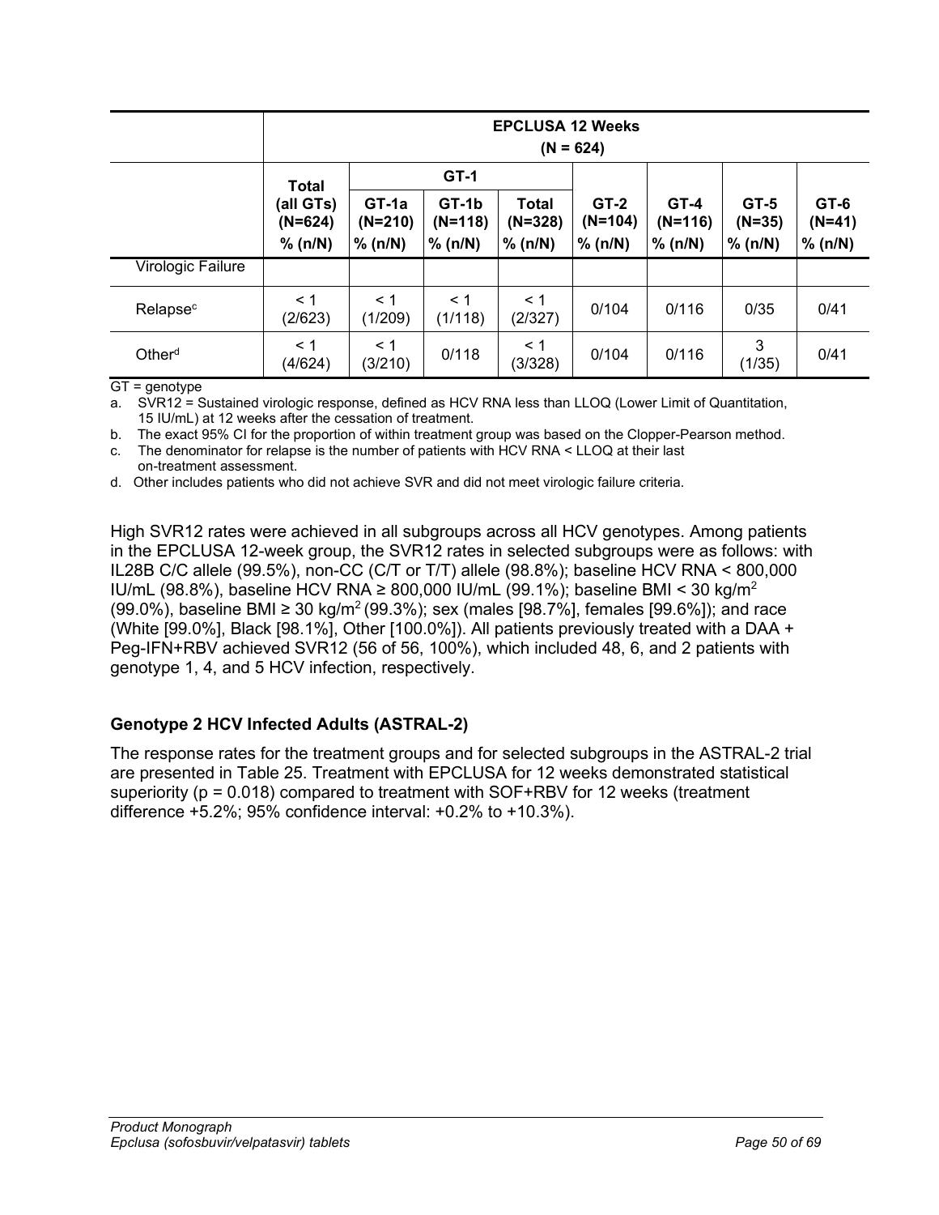| | EPCLUSA 12 Weeks (N = 624) | | | | | | | |
|---|---|---|---|---|---|---|---|---|
| | Total (all GTs) (N=624) % (n/N) | GT-1 | | | GT-2 (N=104) % (n/N) | GT-4 (N=116) % (n/N) | GT-5 (N=35) % (n/N) | GT-6 (N=41) % (n/N) |
| | | GT-1a (N=210) % (n/N) | GT-1b (N=118) % (n/N) | Total (N=328) % (n/N) | | | | |
| Virologic Failure | | | | | | | | |
| Relapse[c] | < 1 (2/623) | < 1 (1/209) | < 1 (1/118) | < 1 (2/327) | 0/104 | 0/116 | 0/35 | 0/41 |
| Other[d] | < 1 (4/624) | < 1 (3/210) | 0/118 | < 1 (3/328) | 0/104 | 0/116 | 3 (1/35) | 0/41 |

GT = genotype

a. SVR12 = Sustained virologic response, defined as HCV RNA less than LLOQ (Lower Limit of Quantitation, 15 IU/mL) at 12 weeks after the cessation of treatment.

b. The exact 95% CI for the proportion of within treatment group was based on the Clopper-Pearson method.

c. The denominator for relapse is the number of patients with HCV RNA < LLOQ at their last on-treatment assessment.

d. Other includes patients who did not achieve SVR and did not meet virologic failure criteria.

High SVR12 rates were achieved in all subgroups across all HCV genotypes. Among patients in the EPCLUSA 12-week group, the SVR12 rates in selected subgroups were as follows: with IL28B C/C allele (99.5%), non-CC (C/T or T/T) allele (98.8%); baseline HCV RNA < 800,000 IU/mL (98.8%), baseline HCV RNA ≥ 800,000 IU/mL (99.1%); baseline BMI < 30 kg/m$^2$ (99.0%), baseline BMI ≥ 30 kg/m$^2$ (99.3%); sex (males [98.7%], females [99.6%]); and race (White [99.0%], Black [98.1%], Other [100.0%]). All patients previously treated with a DAA + Peg-IFN+RBV achieved SVR12 (56 of 56, 100%), which included 48, 6, and 2 patients with genotype 1, 4, and 5 HCV infection, respectively.

### Genotype 2 HCV Infected Adults (ASTRAL-2)

The response rates for the treatment groups and for selected subgroups in the ASTRAL-2 trial are presented in Table 25. Treatment with EPCLUSA for 12 weeks demonstrated statistical superiority (p = 0.018) compared to treatment with SOF+RBV for 12 weeks (treatment difference +5.2%; 95% confidence interval: +0.2% to +10.3%).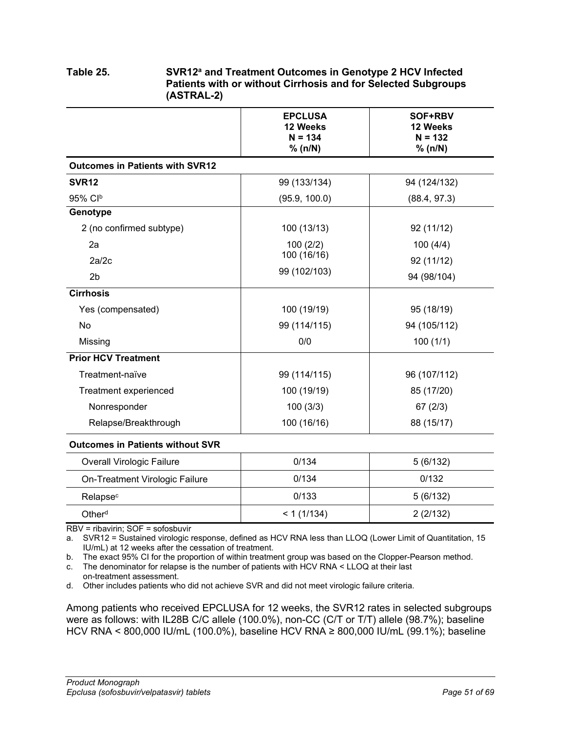**Table 25. SVR12[a] and Treatment Outcomes in Genotype 2 HCV Infected Patients with or without Cirrhosis and for Selected Subgroups (ASTRAL-2)**

| | EPCLUSA 12 Weeks N = 134 % (n/N) | SOF+RBV 12 Weeks N = 132 % (n/N) |
|---|---|---|
| **Outcomes in Patients with SVR12** | | |
| **SVR12** | 99 (133/134) | 94 (124/132) |
| 95% CI[b] | (95.9, 100.0) | (88.4, 97.3) |
| **Genotype** | | |
| 2 (no confirmed subtype) | 100 (13/13) | 92 (11/12) |
| 2a | 100 (2/2) | 100 (4/4) |
| 2a/2c | 100 (16/16) | 92 (11/12) |
| 2b | 99 (102/103) | 94 (98/104) |
| **Cirrhosis** | | |
| Yes (compensated) | 100 (19/19) | 95 (18/19) |
| No | 99 (114/115) | 94 (105/112) |
| Missing | 0/0 | 100 (1/1) |
| **Prior HCV Treatment** | | |
| Treatment-naïve | 99 (114/115) | 96 (107/112) |
| Treatment experienced | 100 (19/19) | 85 (17/20) |
| Nonresponder | 100 (3/3) | 67 (2/3) |
| Relapse/Breakthrough | 100 (16/16) | 88 (15/17) |
| **Outcomes in Patients without SVR** | | |
| Overall Virologic Failure | 0/134 | 5 (6/132) |
| On-Treatment Virologic Failure | 0/134 | 0/132 |
| Relapse[c] | 0/133 | 5 (6/132) |
| Other[d] | < 1 (1/134) | 2 (2/132) |

RBV = ribavirin; SOF = sofosbuvir

a. SVR12 = Sustained virologic response, defined as HCV RNA less than LLOQ (Lower Limit of Quantitation, 15 IU/mL) at 12 weeks after the cessation of treatment.

b. The exact 95% CI for the proportion of within treatment group was based on the Clopper-Pearson method.

c. The denominator for relapse is the number of patients with HCV RNA < LLOQ at their last on-treatment assessment.

d. Other includes patients who did not achieve SVR and did not meet virologic failure criteria.

Among patients who received EPCLUSA for 12 weeks, the SVR12 rates in selected subgroups were as follows: with IL28B C/C allele (100.0%), non-CC (C/T or T/T) allele (98.7%); baseline HCV RNA < 800,000 IU/mL (100.0%), baseline HCV RNA ≥ 800,000 IU/mL (99.1%); baseline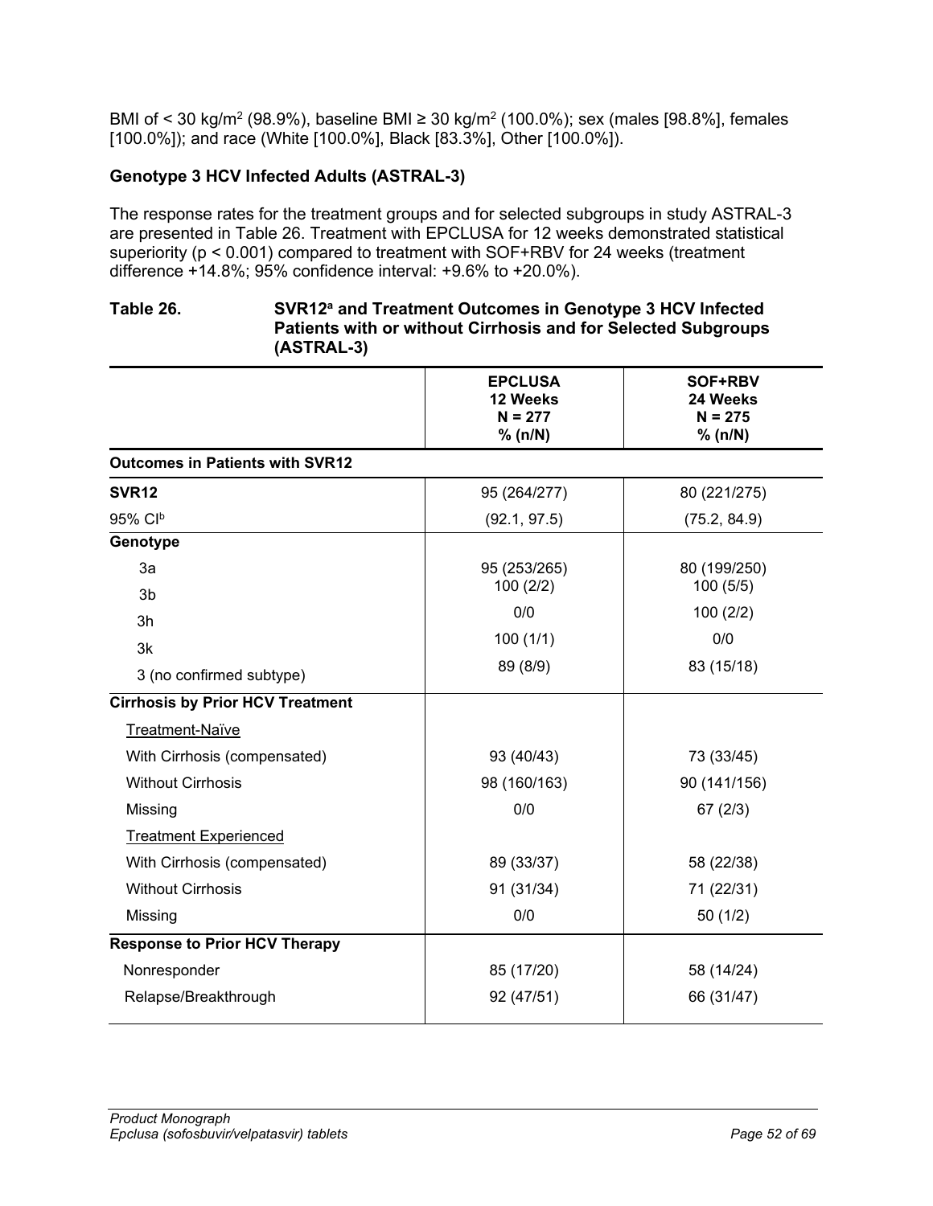BMI of < 30 kg/m$^2$ (98.9%), baseline BMI ≥ 30 kg/m$^2$ (100.0%); sex (males [98.8%], females [100.0%]); and race (White [100.0%], Black [83.3%], Other [100.0%]).

### Genotype 3 HCV Infected Adults (ASTRAL-3)

The response rates for the treatment groups and for selected subgroups in study ASTRAL-3 are presented in Table 26. Treatment with EPCLUSA for 12 weeks demonstrated statistical superiority ($p < 0.001$) compared to treatment with SOF+RBV for 24 weeks (treatment difference +14.8%; 95% confidence interval: +9.6% to +20.0%).

**Table 26. SVR12[a] and Treatment Outcomes in Genotype 3 HCV Infected Patients with or without Cirrhosis and for Selected Subgroups (ASTRAL-3)**

| | EPCLUSA 12 Weeks N = 277 % (n/N) | SOF+RBV 24 Weeks N = 275 % (n/N) |
|---|---|---|
| **Outcomes in Patients with SVR12** | | |
| **SVR12** | 95 (264/277) | 80 (221/275) |
| 95% CI[b] | (92.1, 97.5) | (75.2, 84.9) |
| **Genotype** | | |
| 3a | 95 (253/265) | 80 (199/250) |
| 3b | 100 (2/2) | 100 (5/5) |
| 3h | 0/0 | 100 (2/2) |
| 3k | 100 (1/1) | 0/0 |
| 3 (no confirmed subtype) | 89 (8/9) | 83 (15/18) |
| **Cirrhosis by Prior HCV Treatment** | | |
| Treatment-Naïve | | |
| With Cirrhosis (compensated) | 93 (40/43) | 73 (33/45) |
| Without Cirrhosis | 98 (160/163) | 90 (141/156) |
| Missing | 0/0 | 67 (2/3) |
| Treatment Experienced | | |
| With Cirrhosis (compensated) | 89 (33/37) | 58 (22/38) |
| Without Cirrhosis | 91 (31/34) | 71 (22/31) |
| Missing | 0/0 | 50 (1/2) |
| **Response to Prior HCV Therapy** | | |
| Nonresponder | 85 (17/20) | 58 (14/24) |
| Relapse/Breakthrough | 92 (47/51) | 66 (31/47) |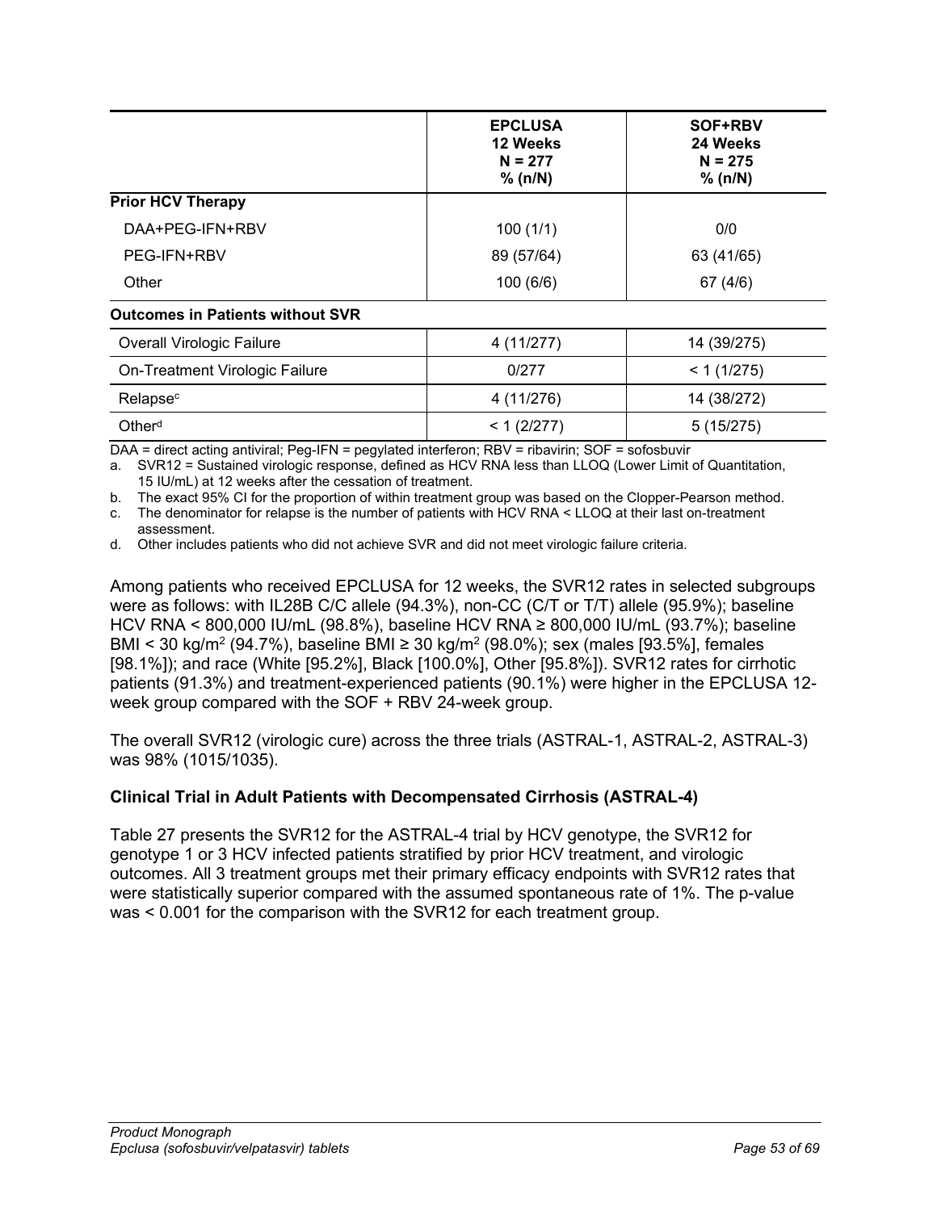| | EPCLUSA 12 Weeks N = 277 % (n/N) | SOF+RBV 24 Weeks N = 275 % (n/N) |
|---|---|---|
| **Prior HCV Therapy** | | |
| DAA+PEG-IFN+RBV | 100 (1/1) | 0/0 |
| PEG-IFN+RBV | 89 (57/64) | 63 (41/65) |
| Other | 100 (6/6) | 67 (4/6) |
| **Outcomes in Patients without SVR** | | |
| Overall Virologic Failure | 4 (11/277) | 14 (39/275) |
| On-Treatment Virologic Failure | 0/277 | < 1 (1/275) |
| Relapse[c] | 4 (11/276) | 14 (38/272) |
| Other[d] | < 1 (2/277) | 5 (15/275) |

DAA = direct acting antiviral; Peg-IFN = pegylated interferon; RBV = ribavirin; SOF = sofosbuvir

a. SVR12 = Sustained virologic response, defined as HCV RNA less than LLOQ (Lower Limit of Quantitation, 15 IU/mL) at 12 weeks after the cessation of treatment.

b. The exact 95% CI for the proportion of within treatment group was based on the Clopper-Pearson method.

c. The denominator for relapse is the number of patients with HCV RNA < LLOQ at their last on-treatment assessment.

d. Other includes patients who did not achieve SVR and did not meet virologic failure criteria.

Among patients who received EPCLUSA for 12 weeks, the SVR12 rates in selected subgroups were as follows: with IL28B C/C allele (94.3%), non-CC (C/T or T/T) allele (95.9%); baseline HCV RNA < 800,000 IU/mL (98.8%), baseline HCV RNA ≥ 800,000 IU/mL (93.7%); baseline BMI < 30 kg/m$^2$ (94.7%), baseline BMI ≥ 30 kg/m$^2$ (98.0%); sex (males [93.5%], females [98.1%]); and race (White [95.2%], Black [100.0%], Other [95.8%]). SVR12 rates for cirrhotic patients (91.3%) and treatment-experienced patients (90.1%) were higher in the EPCLUSA 12-week group compared with the SOF + RBV 24-week group.

The overall SVR12 (virologic cure) across the three trials (ASTRAL-1, ASTRAL-2, ASTRAL-3) was 98% (1015/1035).

### Clinical Trial in Adult Patients with Decompensated Cirrhosis (ASTRAL-4)

Table 27 presents the SVR12 for the ASTRAL-4 trial by HCV genotype, the SVR12 for genotype 1 or 3 HCV infected patients stratified by prior HCV treatment, and virologic outcomes. All 3 treatment groups met their primary efficacy endpoints with SVR12 rates that were statistically superior compared with the assumed spontaneous rate of 1%. The p-value was < 0.001 for the comparison with the SVR12 for each treatment group.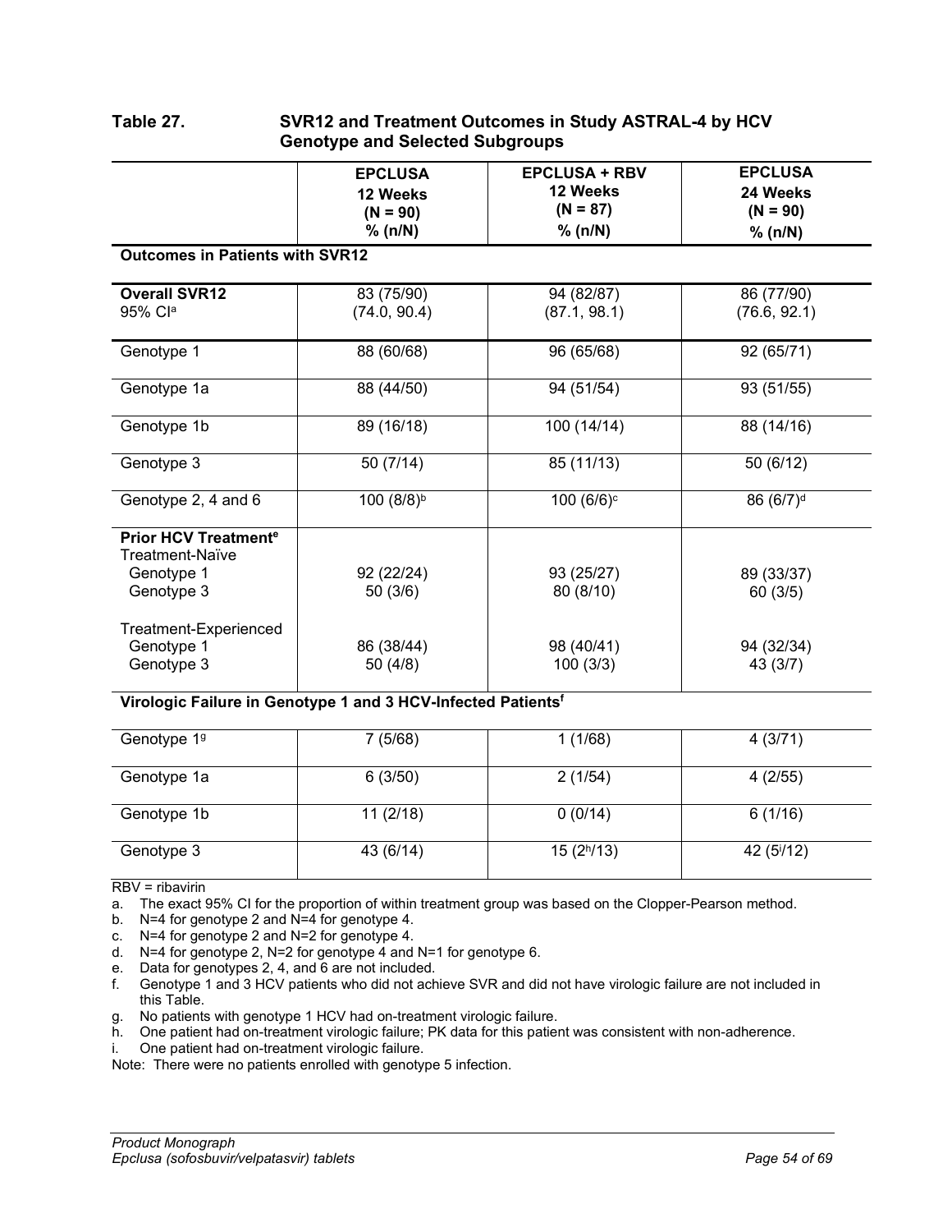**Table 27. SVR12 and Treatment Outcomes in Study ASTRAL-4 by HCV Genotype and Selected Subgroups**

| | EPCLUSA 12 Weeks (N = 90) % (n/N) | EPCLUSA + RBV 12 Weeks (N = 87) % (n/N) | EPCLUSA 24 Weeks (N = 90) % (n/N) |
|---|---|---|---|
| **Outcomes in Patients with SVR12** | | | |
| **Overall SVR12**<br>95% CI[a] | 83 (75/90)<br>(74.0, 90.4) | 94 (82/87)<br>(87.1, 98.1) | 86 (77/90)<br>(76.6, 92.1) |
| Genotype 1 | 88 (60/68) | 96 (65/68) | 92 (65/71) |
| Genotype 1a | 88 (44/50) | 94 (51/54) | 93 (51/55) |
| Genotype 1b | 89 (16/18) | 100 (14/14) | 88 (14/16) |
| Genotype 3 | 50 (7/14) | 85 (11/13) | 50 (6/12) |
| Genotype 2, 4 and 6 | 100 (8/8)[b] | 100 (6/6)[c] | 86 (6/7)[d] |
| **Prior HCV Treatment[e]** | | | |
| Treatment-Naïve | | | |
| Genotype 1 | 92 (22/24) | 93 (25/27) | 89 (33/37) |
| Genotype 3 | 50 (3/6) | 80 (8/10) | 60 (3/5) |
| Treatment-Experienced | | | |
| Genotype 1 | 86 (38/44) | 98 (40/41) | 94 (32/34) |
| Genotype 3 | 50 (4/8) | 100 (3/3) | 43 (3/7) |
| **Virologic Failure in Genotype 1 and 3 HCV-Infected Patients[f]** | | | |
| Genotype 1[g] | 7 (5/68) | 1 (1/68) | 4 (3/71) |
| Genotype 1a | 6 (3/50) | 2 (1/54) | 4 (2/55) |
| Genotype 1b | 11 (2/18) | 0 (0/14) | 6 (1/16) |
| Genotype 3 | 43 (6/14) | 15 (2[h]/13) | 42 (5[i]/12) |

RBV = ribavirin

a. The exact 95% CI for the proportion of within treatment group was based on the Clopper-Pearson method.
b. N=4 for genotype 2 and N=4 for genotype 4.
c. N=4 for genotype 2 and N=2 for genotype 4.
d. N=4 for genotype 2, N=2 for genotype 4 and N=1 for genotype 6.
e. Data for genotypes 2, 4, and 6 are not included.
f. Genotype 1 and 3 HCV patients who did not achieve SVR and did not have virologic failure are not included in this Table.
g. No patients with genotype 1 HCV had on-treatment virologic failure.
h. One patient had on-treatment virologic failure; PK data for this patient was consistent with non-adherence.
i. One patient had on-treatment virologic failure.

Note: There were no patients enrolled with genotype 5 infection.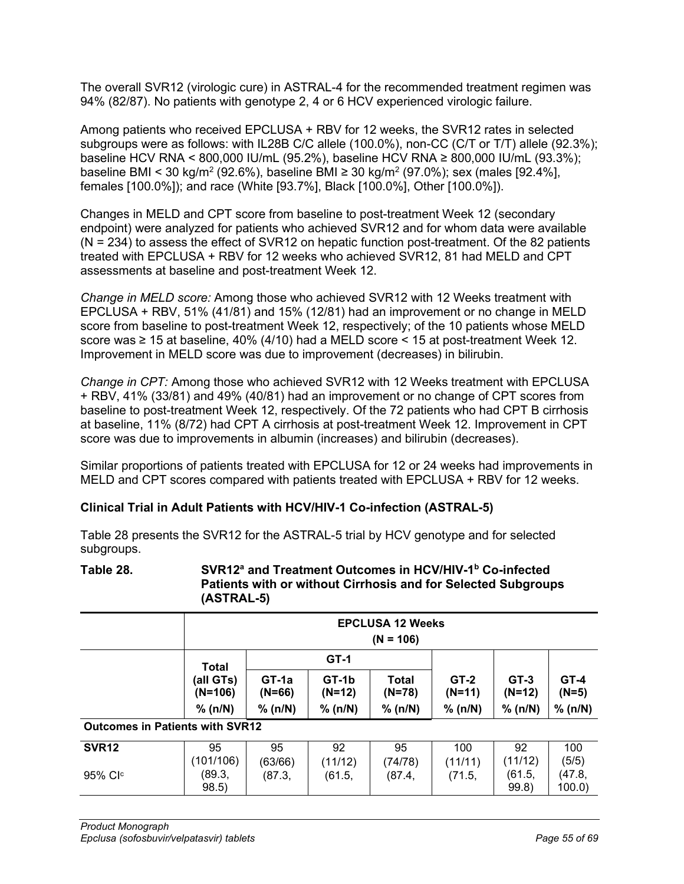The overall SVR12 (virologic cure) in ASTRAL-4 for the recommended treatment regimen was 94% (82/87). No patients with genotype 2, 4 or 6 HCV experienced virologic failure.

Among patients who received EPCLUSA + RBV for 12 weeks, the SVR12 rates in selected subgroups were as follows: with IL28B C/C allele (100.0%), non-CC (C/T or T/T) allele (92.3%); baseline HCV RNA < 800,000 IU/mL (95.2%), baseline HCV RNA ≥ 800,000 IU/mL (93.3%); baseline BMI < 30 kg/m$^2$ (92.6%), baseline BMI ≥ 30 kg/m$^2$ (97.0%); sex (males [92.4%], females [100.0%]); and race (White [93.7%], Black [100.0%], Other [100.0%]).

Changes in MELD and CPT score from baseline to post-treatment Week 12 (secondary endpoint) were analyzed for patients who achieved SVR12 and for whom data were available (N = 234) to assess the effect of SVR12 on hepatic function post-treatment. Of the 82 patients treated with EPCLUSA + RBV for 12 weeks who achieved SVR12, 81 had MELD and CPT assessments at baseline and post-treatment Week 12.

*Change in MELD score:* Among those who achieved SVR12 with 12 Weeks treatment with EPCLUSA + RBV, 51% (41/81) and 15% (12/81) had an improvement or no change in MELD score from baseline to post-treatment Week 12, respectively; of the 10 patients whose MELD score was ≥ 15 at baseline, 40% (4/10) had a MELD score < 15 at post-treatment Week 12. Improvement in MELD score was due to improvement (decreases) in bilirubin.

*Change in CPT:* Among those who achieved SVR12 with 12 Weeks treatment with EPCLUSA + RBV, 41% (33/81) and 49% (40/81) had an improvement or no change of CPT scores from baseline to post-treatment Week 12, respectively. Of the 72 patients who had CPT B cirrhosis at baseline, 11% (8/72) had CPT A cirrhosis at post-treatment Week 12. Improvement in CPT score was due to improvements in albumin (increases) and bilirubin (decreases).

Similar proportions of patients treated with EPCLUSA for 12 or 24 weeks had improvements in MELD and CPT scores compared with patients treated with EPCLUSA + RBV for 12 weeks.

**Clinical Trial in Adult Patients with HCV/HIV-1 Co-infection (ASTRAL-5)**

Table 28 presents the SVR12 for the ASTRAL-5 trial by HCV genotype and for selected subgroups.

**Table 28. SVR12[a] and Treatment Outcomes in HCV/HIV-1[b] Co-infected Patients with or without Cirrhosis and for Selected Subgroups (ASTRAL-5)**

| | EPCLUSA 12 Weeks (N = 106) | | | | | | |
|---|---|---|---|---|---|---|---|
| | Total (all GTs) (N=106) % (n/N) | GT-1 | | | GT-2 (N=11) % (n/N) | GT-3 (N=12) % (n/N) | GT-4 (N=5) % (n/N) |
| | | GT-1a (N=66) % (n/N) | GT-1b (N=12) % (n/N) | Total (N=78) % (n/N) | | | |
| **Outcomes in Patients with SVR12** | | | | | | | |
| **SVR12** | 95 (101/106) | 95 (63/66) | 92 (11/12) | 95 (74/78) | 100 (11/11) | 92 (11/12) | 100 (5/5) |
| 95% CI[c] | (89.3, 98.5) | (87.3, | (61.5, | (87.4, | (71.5, | (61.5, 99.8) | (47.8, 100.0) |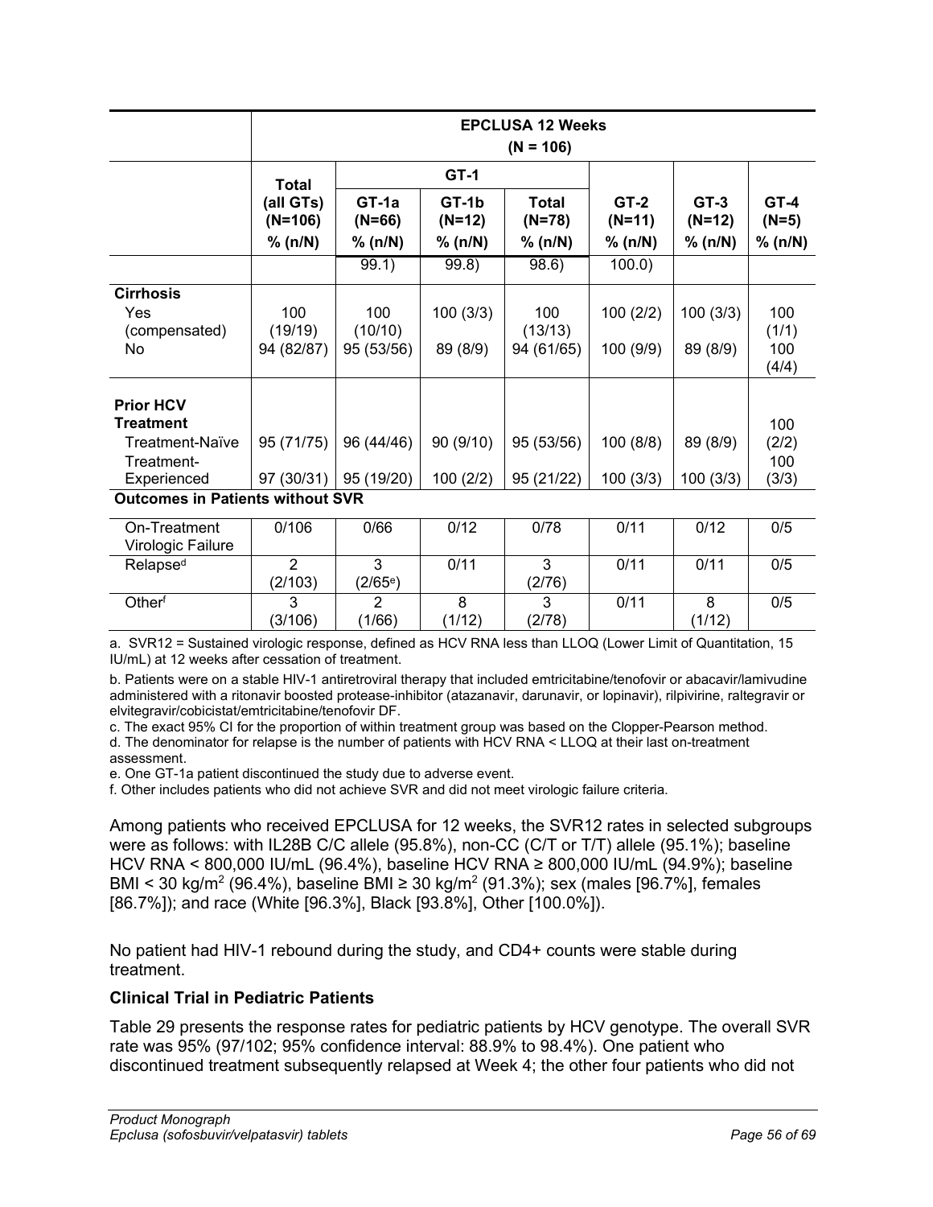| | EPCLUSA 12 Weeks (N = 106) | | | | | | |
|---|---|---|---|---|---|---|---|
| | Total | GT-1 | | | | | |
| | (all GTs) (N=106) % (n/N) | GT-1a (N=66) % (n/N) | GT-1b (N=12) % (n/N) | Total (N=78) % (n/N) | GT-2 (N=11) % (n/N) | GT-3 (N=12) % (n/N) | GT-4 (N=5) % (n/N) |
| | | 99.1) | 99.8) | 98.6) | 100.0) | | |
| **Cirrhosis** | | | | | | | |
| Yes (compensated) | 100 (19/19) | 100 (10/10) | 100 (3/3) | 100 (13/13) | 100 (2/2) | 100 (3/3) | 100 (1/1) |
| No | 94 (82/87) | 95 (53/56) | 89 (8/9) | 94 (61/65) | 100 (9/9) | 89 (8/9) | 100 (4/4) |
| **Prior HCV Treatment** | | | | | | | |
| Treatment-Naïve | 95 (71/75) | 96 (44/46) | 90 (9/10) | 95 (53/56) | 100 (8/8) | 89 (8/9) | 100 (2/2) |
| Treatment-Experienced | 97 (30/31) | 95 (19/20) | 100 (2/2) | 95 (21/22) | 100 (3/3) | 100 (3/3) | 100 (3/3) |
| **Outcomes in Patients without SVR** | | | | | | | |
| On-Treatment Virologic Failure | 0/106 | 0/66 | 0/12 | 0/78 | 0/11 | 0/12 | 0/5 |
| Relapse[d] | 2 (2/103) | 3 (2/65[e]) | 0/11 | 3 (2/76) | 0/11 | 0/11 | 0/5 |
| Other[f] | 3 (3/106) | 2 (1/66) | 8 (1/12) | 3 (2/78) | 0/11 | 8 (1/12) | 0/5 |

a. SVR12 = Sustained virologic response, defined as HCV RNA less than LLOQ (Lower Limit of Quantitation, 15 IU/mL) at 12 weeks after cessation of treatment.

b. Patients were on a stable HIV-1 antiretroviral therapy that included emtricitabine/tenofovir or abacavir/lamivudine administered with a ritonavir boosted protease-inhibitor (atazanavir, darunavir, or lopinavir), rilpivirine, raltegravir or elvitegravir/cobicistat/emtricitabine/tenofovir DF.

c. The exact 95% CI for the proportion of within treatment group was based on the Clopper-Pearson method.

d. The denominator for relapse is the number of patients with HCV RNA < LLOQ at their last on-treatment assessment.

e. One GT-1a patient discontinued the study due to adverse event.

f. Other includes patients who did not achieve SVR and did not meet virologic failure criteria.

Among patients who received EPCLUSA for 12 weeks, the SVR12 rates in selected subgroups were as follows: with IL28B C/C allele (95.8%), non-CC (C/T or T/T) allele (95.1%); baseline HCV RNA < 800,000 IU/mL (96.4%), baseline HCV RNA ≥ 800,000 IU/mL (94.9%); baseline BMI < 30 kg/m$^2$ (96.4%), baseline BMI ≥ 30 kg/m$^2$ (91.3%); sex (males [96.7%], females [86.7%]); and race (White [96.3%], Black [93.8%], Other [100.0%]).

No patient had HIV-1 rebound during the study, and CD4+ counts were stable during treatment.

### Clinical Trial in Pediatric Patients

Table 29 presents the response rates for pediatric patients by HCV genotype. The overall SVR rate was 95% (97/102; 95% confidence interval: 88.9% to 98.4%). One patient who discontinued treatment subsequently relapsed at Week 4; the other four patients who did not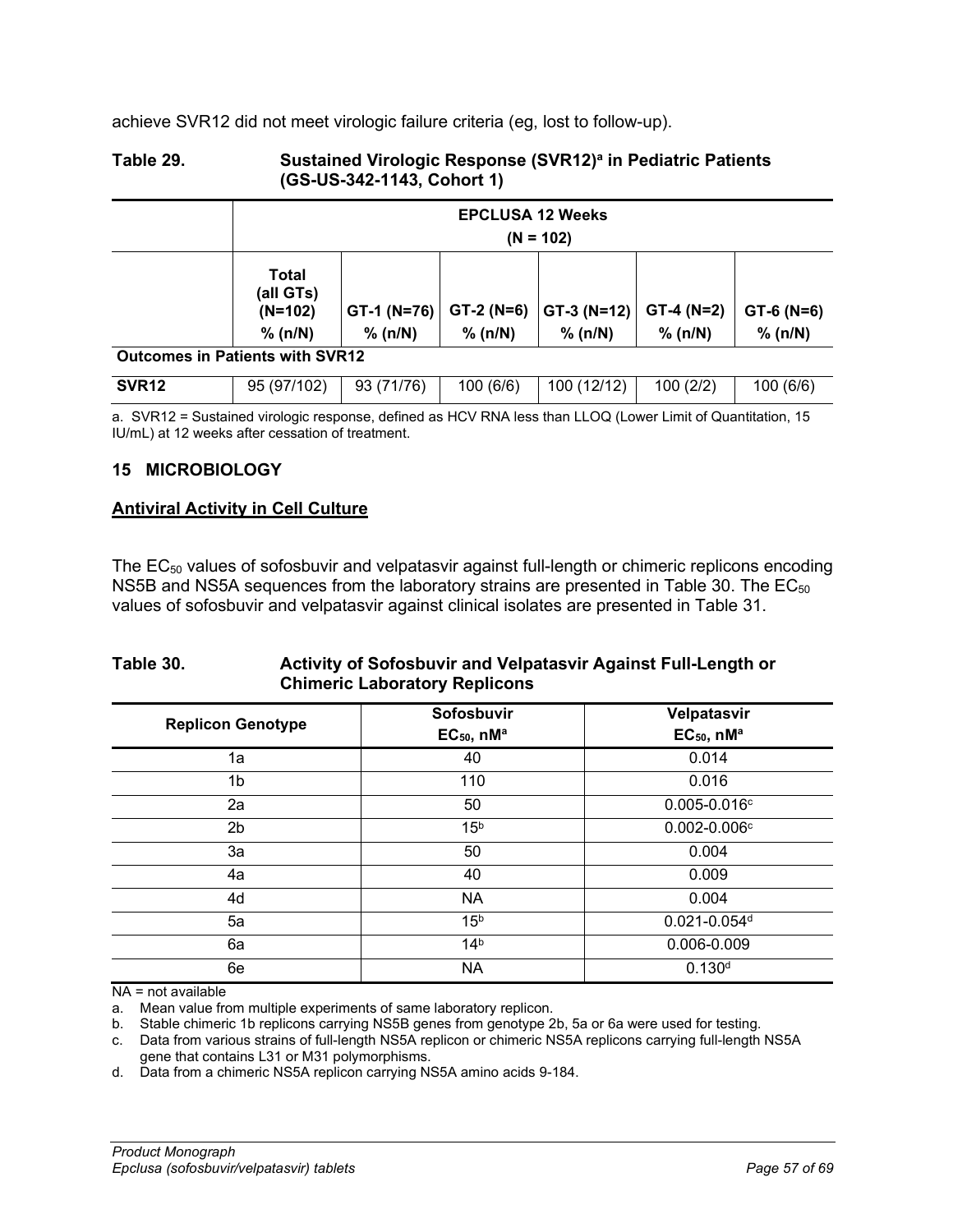achieve SVR12 did not meet virologic failure criteria (eg, lost to follow-up).

**Table 29. Sustained Virologic Response (SVR12)[a] in Pediatric Patients (GS-US-342-1143, Cohort 1)**

| | EPCLUSA 12 Weeks (N = 102) | | | | | |
|---|---|---|---|---|---|---|
| | Total (all GTs) (N=102) % (n/N) | GT-1 (N=76) % (n/N) | GT-2 (N=6) % (n/N) | GT-3 (N=12) % (n/N) | GT-4 (N=2) % (n/N) | GT-6 (N=6) % (n/N) |
| **Outcomes in Patients with SVR12** | | | | | | |
| **SVR12** | 95 (97/102) | 93 (71/76) | 100 (6/6) | 100 (12/12) | 100 (2/2) | 100 (6/6) |

a. SVR12 = Sustained virologic response, defined as HCV RNA less than LLOQ (Lower Limit of Quantitation, 15 IU/mL) at 12 weeks after cessation of treatment.

## 15 MICROBIOLOGY

### Antiviral Activity in Cell Culture

The $EC_{50}$ values of sofosbuvir and velpatasvir against full-length or chimeric replicons encoding NS5B and NS5A sequences from the laboratory strains are presented in Table 30. The $EC_{50}$ values of sofosbuvir and velpatasvir against clinical isolates are presented in Table 31.

**Table 30. Activity of Sofosbuvir and Velpatasvir Against Full-Length or Chimeric Laboratory Replicons**

| Replicon Genotype | Sofosbuvir $EC_{50}$, nM[a] | Velpatasvir $EC_{50}$, nM[a] |
|---|---|---|
| 1a | 40 | 0.014 |
| 1b | 110 | 0.016 |
| 2a | 50 | 0.005-0.016[c] |
| 2b | 15[b] | 0.002-0.006[c] |
| 3a | 50 | 0.004 |
| 4a | 40 | 0.009 |
| 4d | NA | 0.004 |
| 5a | 15[b] | 0.021-0.054[d] |
| 6a | 14[b] | 0.006-0.009 |
| 6e | NA | 0.130[d] |

NA = not available

a. Mean value from multiple experiments of same laboratory replicon.

b. Stable chimeric 1b replicons carrying NS5B genes from genotype 2b, 5a or 6a were used for testing.

c. Data from various strains of full-length NS5A replicon or chimeric NS5A replicons carrying full-length NS5A gene that contains L31 or M31 polymorphisms.

d. Data from a chimeric NS5A replicon carrying NS5A amino acids 9-184.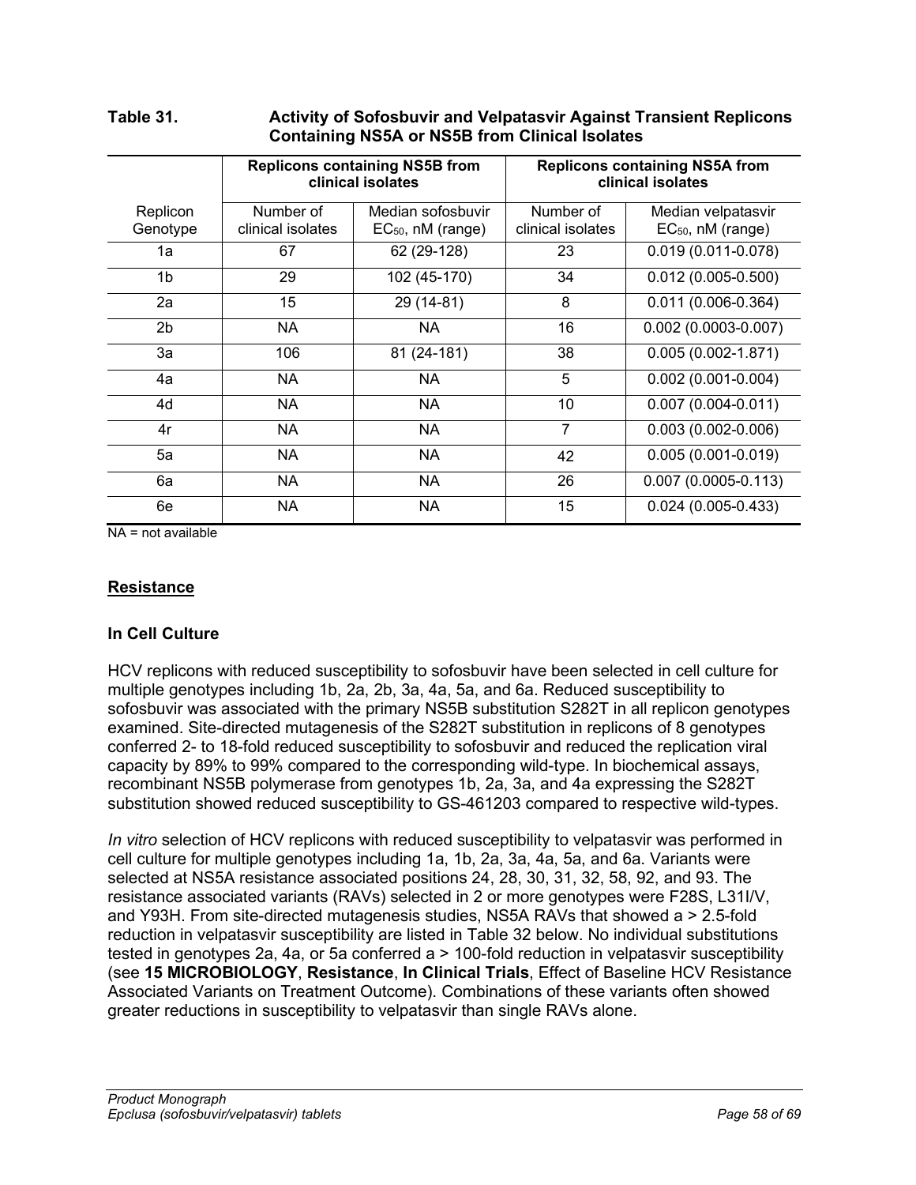**Table 31. Activity of Sofosbuvir and Velpatasvir Against Transient Replicons Containing NS5A or NS5B from Clinical Isolates**

| | Replicons containing NS5B from clinical isolates | | Replicons containing NS5A from clinical isolates | |
|---|---|---|---|---|
| Replicon Genotype | Number of clinical isolates | Median sofosbuvir $EC_{50}$, nM (range) | Number of clinical isolates | Median velpatasvir $EC_{50}$, nM (range) |
| 1a | 67 | 62 (29-128) | 23 | 0.019 (0.011-0.078) |
| 1b | 29 | 102 (45-170) | 34 | 0.012 (0.005-0.500) |
| 2a | 15 | 29 (14-81) | 8 | 0.011 (0.006-0.364) |
| 2b | NA | NA | 16 | 0.002 (0.0003-0.007) |
| 3a | 106 | 81 (24-181) | 38 | 0.005 (0.002-1.871) |
| 4a | NA | NA | 5 | 0.002 (0.001-0.004) |
| 4d | NA | NA | 10 | 0.007 (0.004-0.011) |
| 4r | NA | NA | 7 | 0.003 (0.002-0.006) |
| 5a | NA | NA | 42 | 0.005 (0.001-0.019) |
| 6a | NA | NA | 26 | 0.007 (0.0005-0.113) |
| 6e | NA | NA | 15 | 0.024 (0.005-0.433) |

NA = not available

## Resistance

### In Cell Culture

HCV replicons with reduced susceptibility to sofosbuvir have been selected in cell culture for multiple genotypes including 1b, 2a, 2b, 3a, 4a, 5a, and 6a. Reduced susceptibility to sofosbuvir was associated with the primary NS5B substitution S282T in all replicon genotypes examined. Site-directed mutagenesis of the S282T substitution in replicons of 8 genotypes conferred 2- to 18-fold reduced susceptibility to sofosbuvir and reduced the replication viral capacity by 89% to 99% compared to the corresponding wild-type. In biochemical assays, recombinant NS5B polymerase from genotypes 1b, 2a, 3a, and 4a expressing the S282T substitution showed reduced susceptibility to GS-461203 compared to respective wild-types.

*In vitro* selection of HCV replicons with reduced susceptibility to velpatasvir was performed in cell culture for multiple genotypes including 1a, 1b, 2a, 3a, 4a, 5a, and 6a. Variants were selected at NS5A resistance associated positions 24, 28, 30, 31, 32, 58, 92, and 93. The resistance associated variants (RAVs) selected in 2 or more genotypes were F28S, L31I/V, and Y93H. From site-directed mutagenesis studies, NS5A RAVs that showed a > 2.5-fold reduction in velpatasvir susceptibility are listed in Table 32 below. No individual substitutions tested in genotypes 2a, 4a, or 5a conferred a > 100-fold reduction in velpatasvir susceptibility (see **15 MICROBIOLOGY**, **Resistance**, **In Clinical Trials**, Effect of Baseline HCV Resistance Associated Variants on Treatment Outcome). Combinations of these variants often showed greater reductions in susceptibility to velpatasvir than single RAVs alone.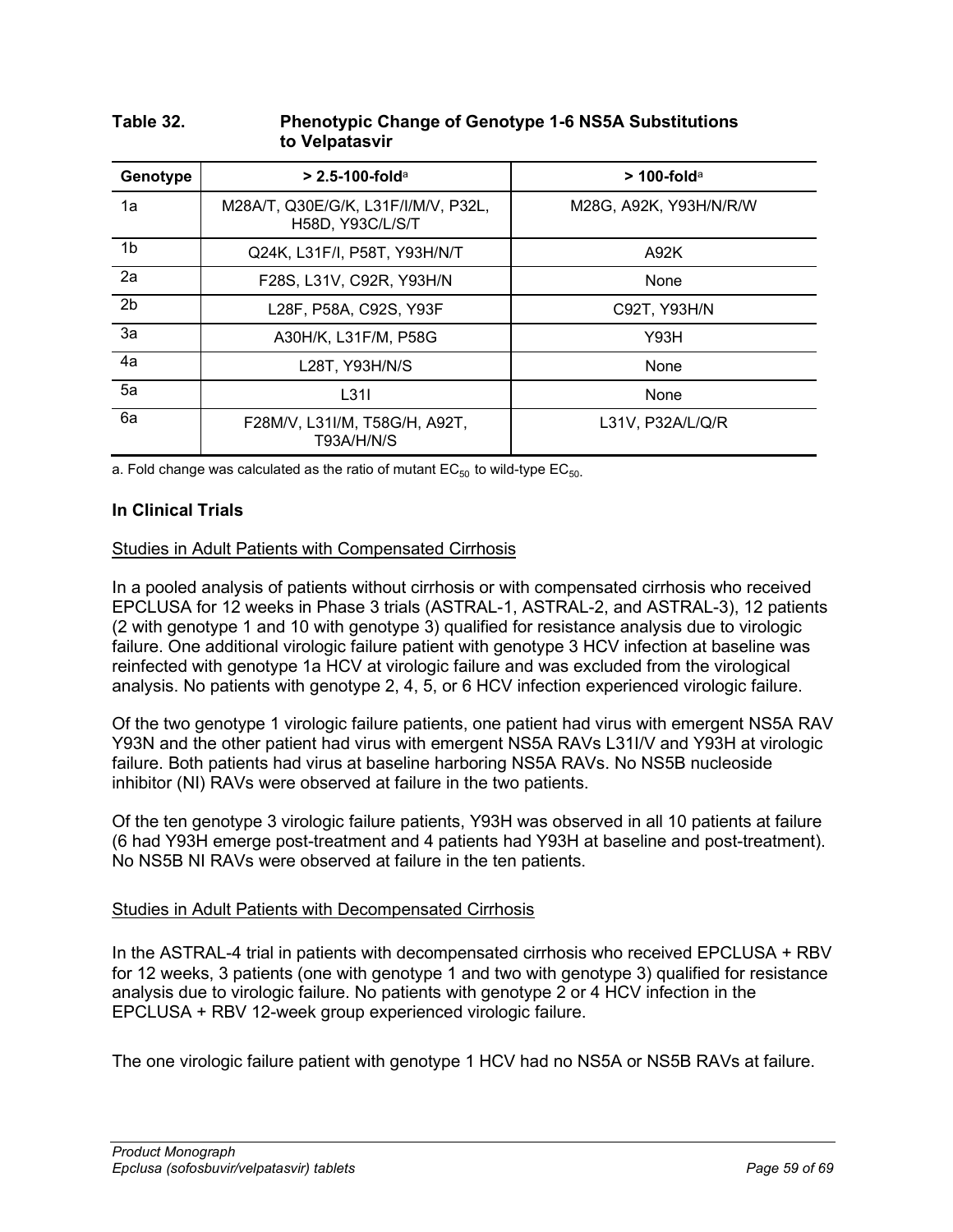**Table 32. Phenotypic Change of Genotype 1-6 NS5A Substitutions to Velpatasvir**

| Genotype | > 2.5-100-fold[a] | > 100-fold[a] |
|---|---|---|
| 1a | M28A/T, Q30E/G/K, L31F/I/M/V, P32L, H58D, Y93C/L/S/T | M28G, A92K, Y93H/N/R/W |
| 1b | Q24K, L31F/I, P58T, Y93H/N/T | A92K |
| 2a | F28S, L31V, C92R, Y93H/N | None |
| 2b | L28F, P58A, C92S, Y93F | C92T, Y93H/N |
| 3a | A30H/K, L31F/M, P58G | Y93H |
| 4a | L28T, Y93H/N/S | None |
| 5a | L31I | None |
| 6a | F28M/V, L31I/M, T58G/H, A92T, T93A/H/N/S | L31V, P32A/L/Q/R |

a. Fold change was calculated as the ratio of mutant $EC_{50}$ to wild-type $EC_{50}$.

### In Clinical Trials

Studies in Adult Patients with Compensated Cirrhosis

In a pooled analysis of patients without cirrhosis or with compensated cirrhosis who received EPCLUSA for 12 weeks in Phase 3 trials (ASTRAL-1, ASTRAL-2, and ASTRAL-3), 12 patients (2 with genotype 1 and 10 with genotype 3) qualified for resistance analysis due to virologic failure. One additional virologic failure patient with genotype 3 HCV infection at baseline was reinfected with genotype 1a HCV at virologic failure and was excluded from the virological analysis. No patients with genotype 2, 4, 5, or 6 HCV infection experienced virologic failure.

Of the two genotype 1 virologic failure patients, one patient had virus with emergent NS5A RAV Y93N and the other patient had virus with emergent NS5A RAVs L31I/V and Y93H at virologic failure. Both patients had virus at baseline harboring NS5A RAVs. No NS5B nucleoside inhibitor (NI) RAVs were observed at failure in the two patients.

Of the ten genotype 3 virologic failure patients, Y93H was observed in all 10 patients at failure (6 had Y93H emerge post-treatment and 4 patients had Y93H at baseline and post-treatment). No NS5B NI RAVs were observed at failure in the ten patients.

Studies in Adult Patients with Decompensated Cirrhosis

In the ASTRAL-4 trial in patients with decompensated cirrhosis who received EPCLUSA + RBV for 12 weeks, 3 patients (one with genotype 1 and two with genotype 3) qualified for resistance analysis due to virologic failure. No patients with genotype 2 or 4 HCV infection in the EPCLUSA + RBV 12-week group experienced virologic failure.

The one virologic failure patient with genotype 1 HCV had no NS5A or NS5B RAVs at failure.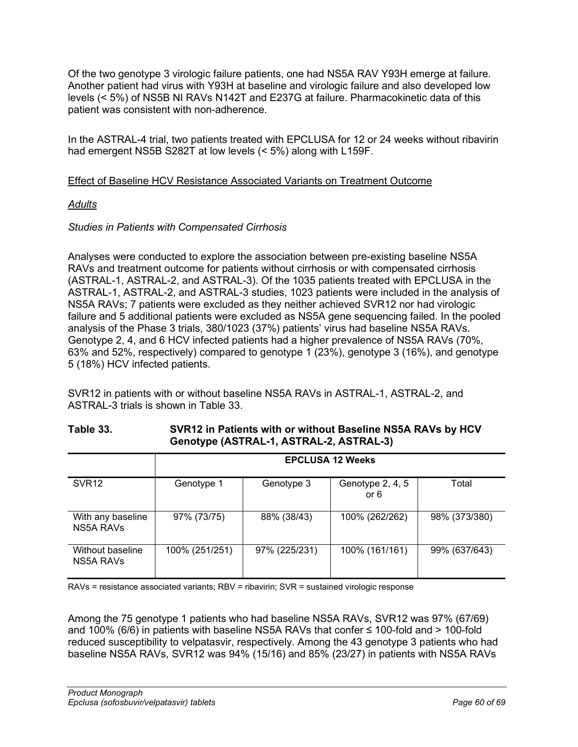Of the two genotype 3 virologic failure patients, one had NS5A RAV Y93H emerge at failure. Another patient had virus with Y93H at baseline and virologic failure and also developed low levels (< 5%) of NS5B NI RAVs N142T and E237G at failure. Pharmacokinetic data of this patient was consistent with non-adherence.

In the ASTRAL-4 trial, two patients treated with EPCLUSA for 12 or 24 weeks without ribavirin had emergent NS5B S282T at low levels (< 5%) along with L159F.

Effect of Baseline HCV Resistance Associated Variants on Treatment Outcome

*Adults*

*Studies in Patients with Compensated Cirrhosis*

Analyses were conducted to explore the association between pre-existing baseline NS5A RAVs and treatment outcome for patients without cirrhosis or with compensated cirrhosis (ASTRAL-1, ASTRAL-2, and ASTRAL-3). Of the 1035 patients treated with EPCLUSA in the ASTRAL-1, ASTRAL-2, and ASTRAL-3 studies, 1023 patients were included in the analysis of NS5A RAVs; 7 patients were excluded as they neither achieved SVR12 nor had virologic failure and 5 additional patients were excluded as NS5A gene sequencing failed. In the pooled analysis of the Phase 3 trials, 380/1023 (37%) patients' virus had baseline NS5A RAVs. Genotype 2, 4, and 6 HCV infected patients had a higher prevalence of NS5A RAVs (70%, 63% and 52%, respectively) compared to genotype 1 (23%), genotype 3 (16%), and genotype 5 (18%) HCV infected patients.

SVR12 in patients with or without baseline NS5A RAVs in ASTRAL-1, ASTRAL-2, and ASTRAL-3 trials is shown in Table 33.

**Table 33. SVR12 in Patients with or without Baseline NS5A RAVs by HCV Genotype (ASTRAL-1, ASTRAL-2, ASTRAL-3)**

| | **EPCLUSA 12 Weeks** | | | |
|---|---|---|---|---|
| SVR12 | Genotype 1 | Genotype 3 | Genotype 2, 4, 5 or 6 | Total |
| With any baseline NS5A RAVs | 97% (73/75) | 88% (38/43) | 100% (262/262) | 98% (373/380) |
| Without baseline NS5A RAVs | 100% (251/251) | 97% (225/231) | 100% (161/161) | 99% (637/643) |

RAVs = resistance associated variants; RBV = ribavirin; SVR = sustained virologic response

Among the 75 genotype 1 patients who had baseline NS5A RAVs, SVR12 was 97% (67/69) and 100% (6/6) in patients with baseline NS5A RAVs that confer ≤ 100-fold and > 100-fold reduced susceptibility to velpatasvir, respectively. Among the 43 genotype 3 patients who had baseline NS5A RAVs, SVR12 was 94% (15/16) and 85% (23/27) in patients with NS5A RAVs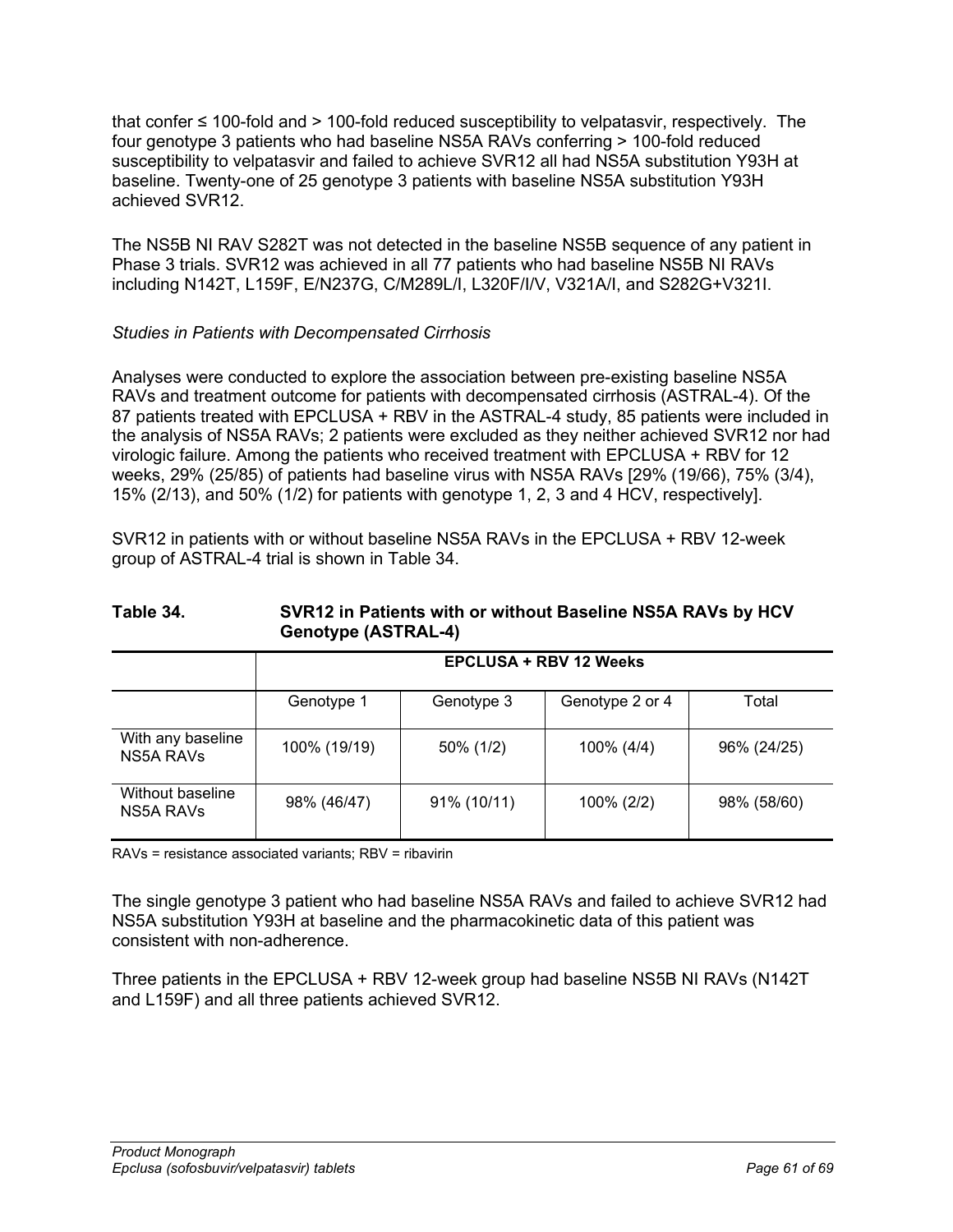that confer ≤ 100-fold and > 100-fold reduced susceptibility to velpatasvir, respectively. The four genotype 3 patients who had baseline NS5A RAVs conferring > 100-fold reduced susceptibility to velpatasvir and failed to achieve SVR12 all had NS5A substitution Y93H at baseline. Twenty-one of 25 genotype 3 patients with baseline NS5A substitution Y93H achieved SVR12.

The NS5B NI RAV S282T was not detected in the baseline NS5B sequence of any patient in Phase 3 trials. SVR12 was achieved in all 77 patients who had baseline NS5B NI RAVs including N142T, L159F, E/N237G, C/M289L/I, L320F/I/V, V321A/I, and S282G+V321I.

*Studies in Patients with Decompensated Cirrhosis*

Analyses were conducted to explore the association between pre-existing baseline NS5A RAVs and treatment outcome for patients with decompensated cirrhosis (ASTRAL-4). Of the 87 patients treated with EPCLUSA + RBV in the ASTRAL-4 study, 85 patients were included in the analysis of NS5A RAVs; 2 patients were excluded as they neither achieved SVR12 nor had virologic failure. Among the patients who received treatment with EPCLUSA + RBV for 12 weeks, 29% (25/85) of patients had baseline virus with NS5A RAVs [29% (19/66), 75% (3/4), 15% (2/13), and 50% (1/2) for patients with genotype 1, 2, 3 and 4 HCV, respectively].

SVR12 in patients with or without baseline NS5A RAVs in the EPCLUSA + RBV 12-week group of ASTRAL-4 trial is shown in Table 34.

**Table 34. SVR12 in Patients with or without Baseline NS5A RAVs by HCV Genotype (ASTRAL-4)**

| | EPCLUSA + RBV 12 Weeks | | | |
|---|---|---|---|---|
| | Genotype 1 | Genotype 3 | Genotype 2 or 4 | Total |
| With any baseline NS5A RAVs | 100% (19/19) | 50% (1/2) | 100% (4/4) | 96% (24/25) |
| Without baseline NS5A RAVs | 98% (46/47) | 91% (10/11) | 100% (2/2) | 98% (58/60) |

RAVs = resistance associated variants; RBV = ribavirin

The single genotype 3 patient who had baseline NS5A RAVs and failed to achieve SVR12 had NS5A substitution Y93H at baseline and the pharmacokinetic data of this patient was consistent with non-adherence.

Three patients in the EPCLUSA + RBV 12-week group had baseline NS5B NI RAVs (N142T and L159F) and all three patients achieved SVR12.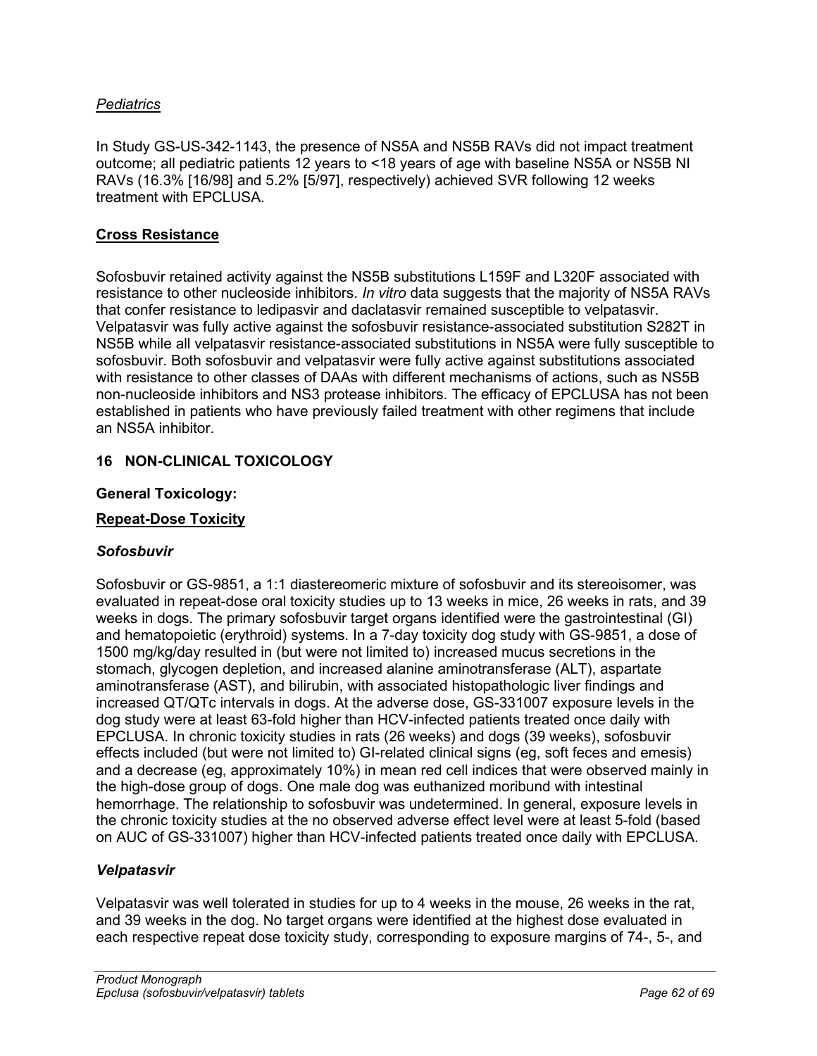*Pediatrics*

In Study GS-US-342-1143, the presence of NS5A and NS5B RAVs did not impact treatment outcome; all pediatric patients 12 years to <18 years of age with baseline NS5A or NS5B NI RAVs (16.3% [16/98] and 5.2% [5/97], respectively) achieved SVR following 12 weeks treatment with EPCLUSA.

**Cross Resistance**

Sofosbuvir retained activity against the NS5B substitutions L159F and L320F associated with resistance to other nucleoside inhibitors. *In vitro* data suggests that the majority of NS5A RAVs that confer resistance to ledipasvir and daclatasvir remained susceptible to velpatasvir. Velpatasvir was fully active against the sofosbuvir resistance-associated substitution S282T in NS5B while all velpatasvir resistance-associated substitutions in NS5A were fully susceptible to sofosbuvir. Both sofosbuvir and velpatasvir were fully active against substitutions associated with resistance to other classes of DAAs with different mechanisms of actions, such as NS5B non-nucleoside inhibitors and NS3 protease inhibitors. The efficacy of EPCLUSA has not been established in patients who have previously failed treatment with other regimens that include an NS5A inhibitor.

## 16 NON-CLINICAL TOXICOLOGY

**General Toxicology:**

**Repeat-Dose Toxicity**

***Sofosbuvir***

Sofosbuvir or GS-9851, a 1:1 diastereomeric mixture of sofosbuvir and its stereoisomer, was evaluated in repeat-dose oral toxicity studies up to 13 weeks in mice, 26 weeks in rats, and 39 weeks in dogs. The primary sofosbuvir target organs identified were the gastrointestinal (GI) and hematopoietic (erythroid) systems. In a 7-day toxicity dog study with GS-9851, a dose of 1500 mg/kg/day resulted in (but were not limited to) increased mucus secretions in the stomach, glycogen depletion, and increased alanine aminotransferase (ALT), aspartate aminotransferase (AST), and bilirubin, with associated histopathologic liver findings and increased QT/QTc intervals in dogs. At the adverse dose, GS-331007 exposure levels in the dog study were at least 63-fold higher than HCV-infected patients treated once daily with EPCLUSA. In chronic toxicity studies in rats (26 weeks) and dogs (39 weeks), sofosbuvir effects included (but were not limited to) GI-related clinical signs (eg, soft feces and emesis) and a decrease (eg, approximately 10%) in mean red cell indices that were observed mainly in the high-dose group of dogs. One male dog was euthanized moribund with intestinal hemorrhage. The relationship to sofosbuvir was undetermined. In general, exposure levels in the chronic toxicity studies at the no observed adverse effect level were at least 5-fold (based on AUC of GS-331007) higher than HCV-infected patients treated once daily with EPCLUSA.

***Velpatasvir***

Velpatasvir was well tolerated in studies for up to 4 weeks in the mouse, 26 weeks in the rat, and 39 weeks in the dog. No target organs were identified at the highest dose evaluated in each respective repeat dose toxicity study, corresponding to exposure margins of 74-, 5-, and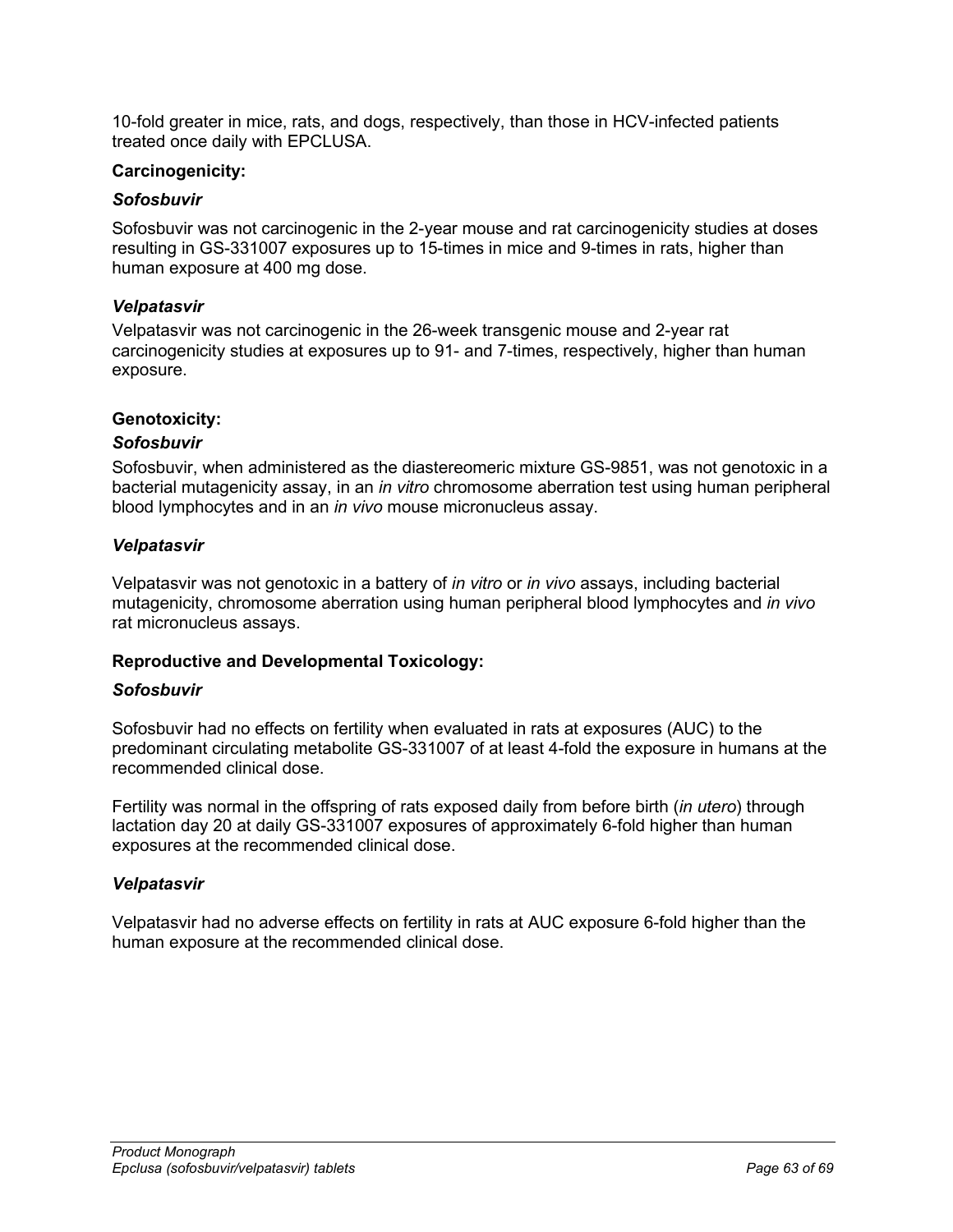10-fold greater in mice, rats, and dogs, respectively, than those in HCV-infected patients treated once daily with EPCLUSA.

**Carcinogenicity:**

***Sofosbuvir***

Sofosbuvir was not carcinogenic in the 2-year mouse and rat carcinogenicity studies at doses resulting in GS-331007 exposures up to 15-times in mice and 9-times in rats, higher than human exposure at 400 mg dose.

***Velpatasvir***

Velpatasvir was not carcinogenic in the 26-week transgenic mouse and 2-year rat carcinogenicity studies at exposures up to 91- and 7-times, respectively, higher than human exposure.

**Genotoxicity:**

***Sofosbuvir***

Sofosbuvir, when administered as the diastereomeric mixture GS-9851, was not genotoxic in a bacterial mutagenicity assay, in an *in vitro* chromosome aberration test using human peripheral blood lymphocytes and in an *in vivo* mouse micronucleus assay.

***Velpatasvir***

Velpatasvir was not genotoxic in a battery of *in vitro* or *in vivo* assays, including bacterial mutagenicity, chromosome aberration using human peripheral blood lymphocytes and *in vivo* rat micronucleus assays.

**Reproductive and Developmental Toxicology:**

***Sofosbuvir***

Sofosbuvir had no effects on fertility when evaluated in rats at exposures (AUC) to the predominant circulating metabolite GS-331007 of at least 4-fold the exposure in humans at the recommended clinical dose.

Fertility was normal in the offspring of rats exposed daily from before birth (*in utero*) through lactation day 20 at daily GS-331007 exposures of approximately 6-fold higher than human exposures at the recommended clinical dose.

***Velpatasvir***

Velpatasvir had no adverse effects on fertility in rats at AUC exposure 6-fold higher than the human exposure at the recommended clinical dose.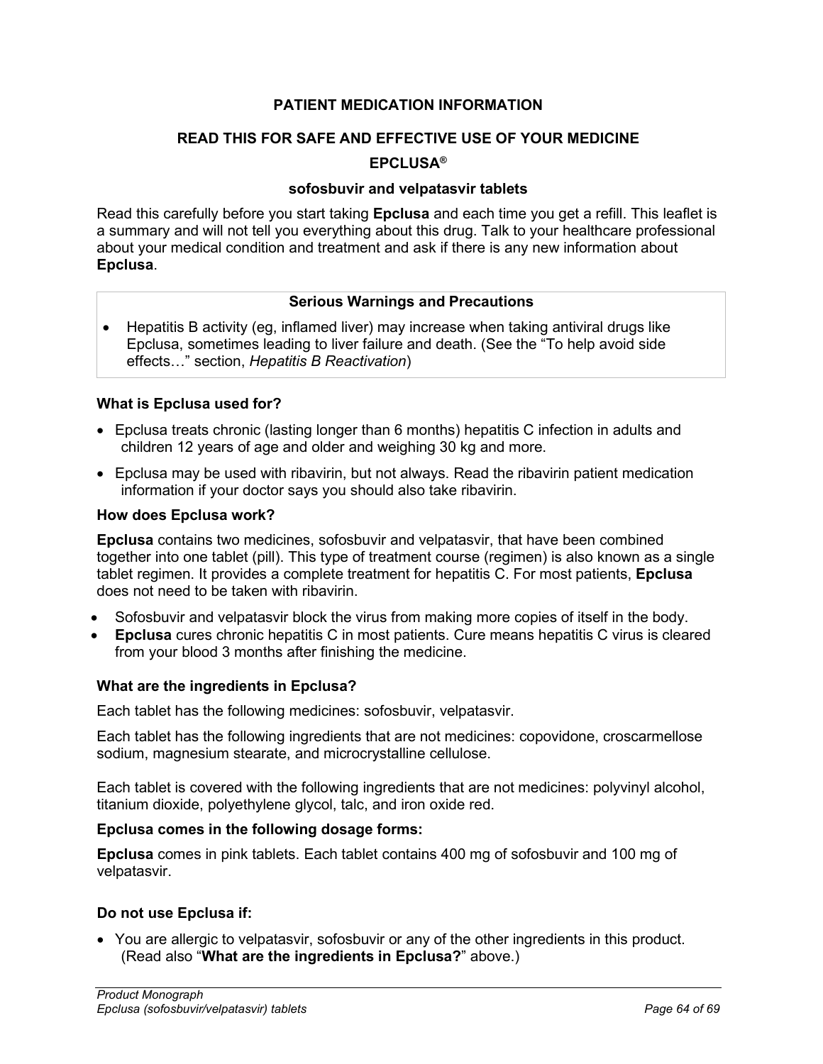# PATIENT MEDICATION INFORMATION

## READ THIS FOR SAFE AND EFFECTIVE USE OF YOUR MEDICINE

## EPCLUSA®

### sofosbuvir and velpatasvir tablets

Read this carefully before you start taking **Epclusa** and each time you get a refill. This leaflet is a summary and will not tell you everything about this drug. Talk to your healthcare professional about your medical condition and treatment and ask if there is any new information about **Epclusa**.

| Serious Warnings and Precautions |
| --- |
| • Hepatitis B activity (eg, inflamed liver) may increase when taking antiviral drugs like Epclusa, sometimes leading to liver failure and death. (See the "To help avoid side effects…" section, *Hepatitis B Reactivation*) |

### What is Epclusa used for?

- Epclusa treats chronic (lasting longer than 6 months) hepatitis C infection in adults and children 12 years of age and older and weighing 30 kg and more.
- Epclusa may be used with ribavirin, but not always. Read the ribavirin patient medication information if your doctor says you should also take ribavirin.

### How does Epclusa work?

**Epclusa** contains two medicines, sofosbuvir and velpatasvir, that have been combined together into one tablet (pill). This type of treatment course (regimen) is also known as a single tablet regimen. It provides a complete treatment for hepatitis C. For most patients, **Epclusa** does not need to be taken with ribavirin.

- Sofosbuvir and velpatasvir block the virus from making more copies of itself in the body.
- **Epclusa** cures chronic hepatitis C in most patients. Cure means hepatitis C virus is cleared from your blood 3 months after finishing the medicine.

### What are the ingredients in Epclusa?

Each tablet has the following medicines: sofosbuvir, velpatasvir.

Each tablet has the following ingredients that are not medicines: copovidone, croscarmellose sodium, magnesium stearate, and microcrystalline cellulose.

Each tablet is covered with the following ingredients that are not medicines: polyvinyl alcohol, titanium dioxide, polyethylene glycol, talc, and iron oxide red.

### Epclusa comes in the following dosage forms:

**Epclusa** comes in pink tablets. Each tablet contains 400 mg of sofosbuvir and 100 mg of velpatasvir.

### Do not use Epclusa if:

- You are allergic to velpatasvir, sofosbuvir or any of the other ingredients in this product. (Read also "**What are the ingredients in Epclusa?**" above.)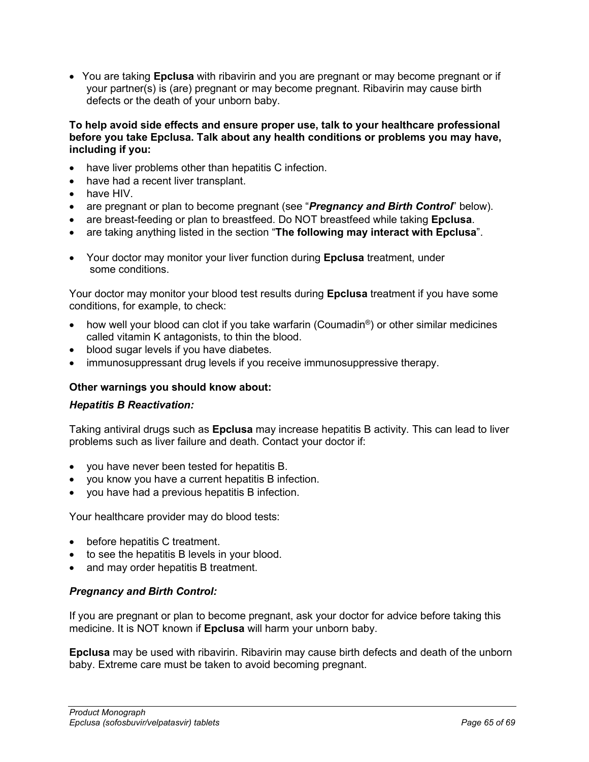- You are taking **Epclusa** with ribavirin and you are pregnant or may become pregnant or if your partner(s) is (are) pregnant or may become pregnant. Ribavirin may cause birth defects or the death of your unborn baby.

**To help avoid side effects and ensure proper use, talk to your healthcare professional before you take Epclusa. Talk about any health conditions or problems you may have, including if you:**

- have liver problems other than hepatitis C infection.
- have had a recent liver transplant.
- have HIV.
- are pregnant or plan to become pregnant (see "***Pregnancy and Birth Control***" below).
- are breast-feeding or plan to breastfeed. Do NOT breastfeed while taking **Epclusa**.
- are taking anything listed in the section "**The following may interact with Epclusa**".

- Your doctor may monitor your liver function during **Epclusa** treatment, under some conditions.

Your doctor may monitor your blood test results during **Epclusa** treatment if you have some conditions, for example, to check:

- how well your blood can clot if you take warfarin (Coumadin®) or other similar medicines called vitamin K antagonists, to thin the blood.
- blood sugar levels if you have diabetes.
- immunosuppressant drug levels if you receive immunosuppressive therapy.

**Other warnings you should know about:**

***Hepatitis B Reactivation:***

Taking antiviral drugs such as **Epclusa** may increase hepatitis B activity. This can lead to liver problems such as liver failure and death. Contact your doctor if:

- you have never been tested for hepatitis B.
- you know you have a current hepatitis B infection.
- you have had a previous hepatitis B infection.

Your healthcare provider may do blood tests:

- before hepatitis C treatment.
- to see the hepatitis B levels in your blood.
- and may order hepatitis B treatment.

***Pregnancy and Birth Control:***

If you are pregnant or plan to become pregnant, ask your doctor for advice before taking this medicine. It is NOT known if **Epclusa** will harm your unborn baby.

**Epclusa** may be used with ribavirin. Ribavirin may cause birth defects and death of the unborn baby. Extreme care must be taken to avoid becoming pregnant.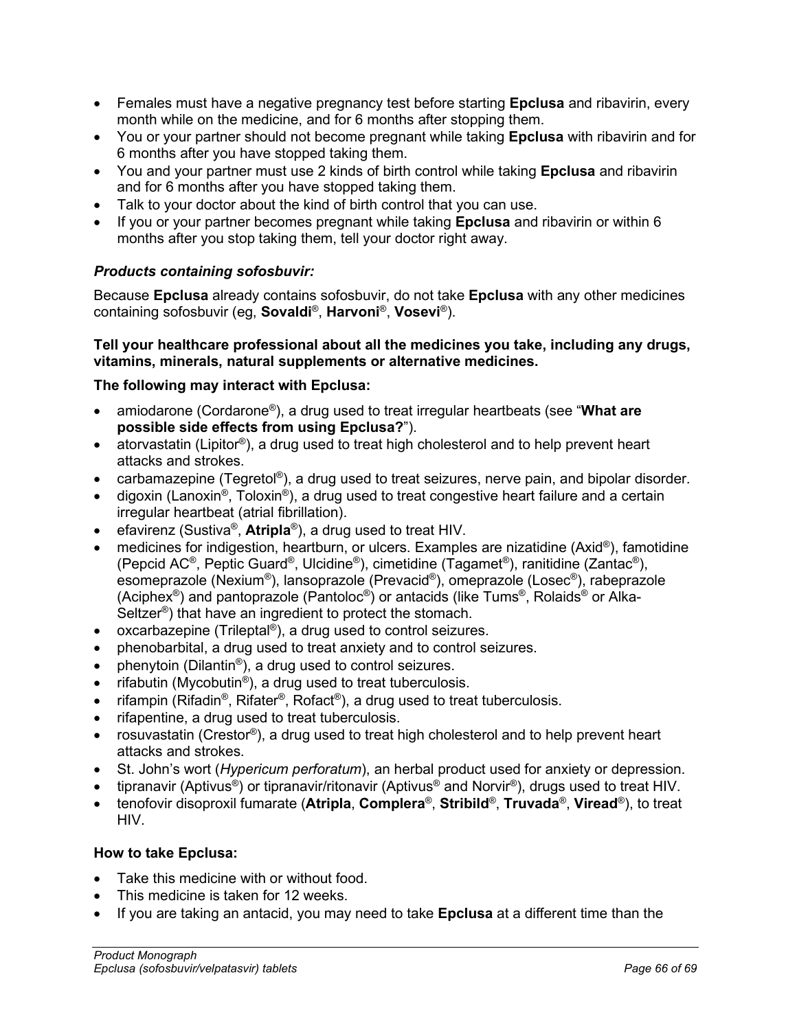- Females must have a negative pregnancy test before starting **Epclusa** and ribavirin, every month while on the medicine, and for 6 months after stopping them.
- You or your partner should not become pregnant while taking **Epclusa** with ribavirin and for 6 months after you have stopped taking them.
- You and your partner must use 2 kinds of birth control while taking **Epclusa** and ribavirin and for 6 months after you have stopped taking them.
- Talk to your doctor about the kind of birth control that you can use.
- If you or your partner becomes pregnant while taking **Epclusa** and ribavirin or within 6 months after you stop taking them, tell your doctor right away.

***Products containing sofosbuvir:***

Because **Epclusa** already contains sofosbuvir, do not take **Epclusa** with any other medicines containing sofosbuvir (eg, **Sovaldi**®, **Harvoni**®, **Vosevi**®).

**Tell your healthcare professional about all the medicines you take, including any drugs, vitamins, minerals, natural supplements or alternative medicines.**

**The following may interact with Epclusa:**

- amiodarone (Cordarone®), a drug used to treat irregular heartbeats (see "**What are possible side effects from using Epclusa?**").
- atorvastatin (Lipitor®), a drug used to treat high cholesterol and to help prevent heart attacks and strokes.
- carbamazepine (Tegretol®), a drug used to treat seizures, nerve pain, and bipolar disorder.
- digoxin (Lanoxin®, Toloxin®), a drug used to treat congestive heart failure and a certain irregular heartbeat (atrial fibrillation).
- efavirenz (Sustiva®, **Atripla**®), a drug used to treat HIV.
- medicines for indigestion, heartburn, or ulcers. Examples are nizatidine (Axid®), famotidine (Pepcid AC®, Peptic Guard®, Ulcidine®), cimetidine (Tagamet®), ranitidine (Zantac®), esomeprazole (Nexium®), lansoprazole (Prevacid®), omeprazole (Losec®), rabeprazole (Aciphex®) and pantoprazole (Pantoloc®) or antacids (like Tums®, Rolaids® or Alka-Seltzer®) that have an ingredient to protect the stomach.
- oxcarbazepine (Trileptal®), a drug used to control seizures.
- phenobarbital, a drug used to treat anxiety and to control seizures.
- phenytoin (Dilantin®), a drug used to control seizures.
- rifabutin (Mycobutin®), a drug used to treat tuberculosis.
- rifampin (Rifadin®, Rifater®, Rofact®), a drug used to treat tuberculosis.
- rifapentine, a drug used to treat tuberculosis.
- rosuvastatin (Crestor®), a drug used to treat high cholesterol and to help prevent heart attacks and strokes.
- St. John's wort (*Hypericum perforatum*), an herbal product used for anxiety or depression.
- tipranavir (Aptivus®) or tipranavir/ritonavir (Aptivus® and Norvir®), drugs used to treat HIV.
- tenofovir disoproxil fumarate (**Atripla**, **Complera**®, **Stribild**®, **Truvada**®, **Viread**®), to treat HIV.

**How to take Epclusa:**

- Take this medicine with or without food.
- This medicine is taken for 12 weeks.
- If you are taking an antacid, you may need to take **Epclusa** at a different time than the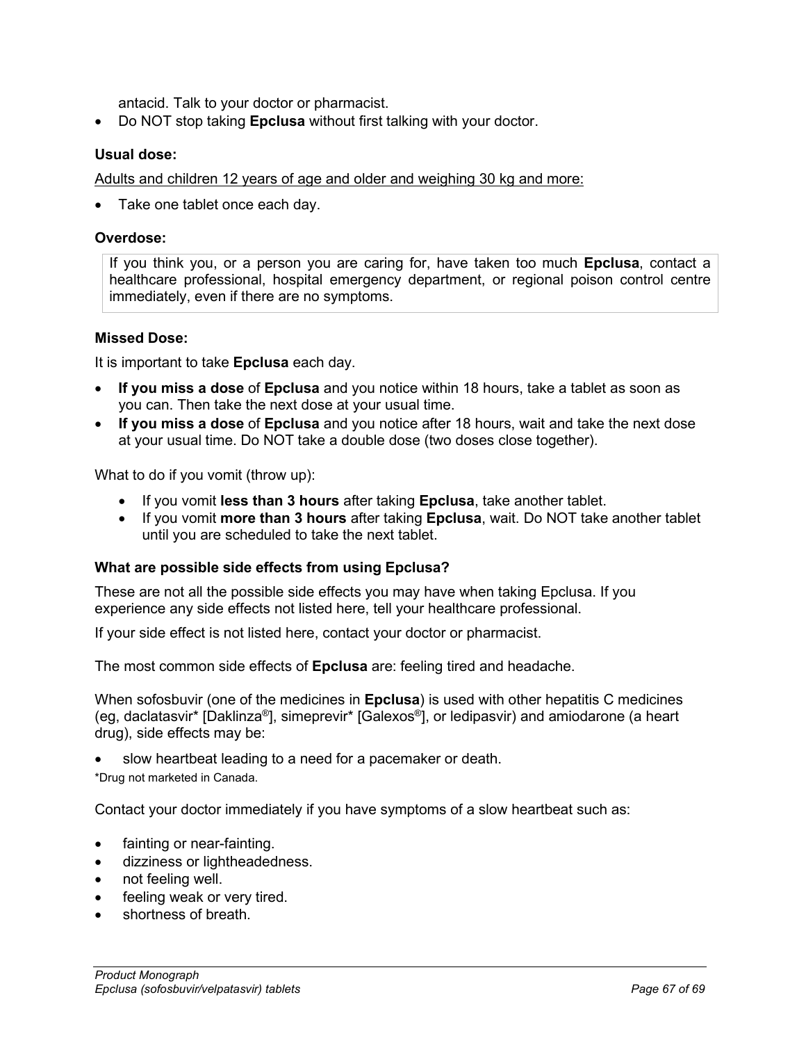antacid. Talk to your doctor or pharmacist.

- Do NOT stop taking **Epclusa** without first talking with your doctor.

**Usual dose:**

Adults and children 12 years of age and older and weighing 30 kg and more:

- Take one tablet once each day.

**Overdose:**

> If you think you, or a person you are caring for, have taken too much **Epclusa**, contact a healthcare professional, hospital emergency department, or regional poison control centre immediately, even if there are no symptoms.

**Missed Dose:**

It is important to take **Epclusa** each day.

- **If you miss a dose** of **Epclusa** and you notice within 18 hours, take a tablet as soon as you can. Then take the next dose at your usual time.
- **If you miss a dose** of **Epclusa** and you notice after 18 hours, wait and take the next dose at your usual time. Do NOT take a double dose (two doses close together).

What to do if you vomit (throw up):

- If you vomit **less than 3 hours** after taking **Epclusa**, take another tablet.
- If you vomit **more than 3 hours** after taking **Epclusa**, wait. Do NOT take another tablet until you are scheduled to take the next tablet.

**What are possible side effects from using Epclusa?**

These are not all the possible side effects you may have when taking Epclusa. If you experience any side effects not listed here, tell your healthcare professional.

If your side effect is not listed here, contact your doctor or pharmacist.

The most common side effects of **Epclusa** are: feeling tired and headache.

When sofosbuvir (one of the medicines in **Epclusa**) is used with other hepatitis C medicines (eg, daclatasvir* [Daklinza®], simeprevir* [Galexos®], or ledipasvir) and amiodarone (a heart drug), side effects may be:

- slow heartbeat leading to a need for a pacemaker or death.

*Drug not marketed in Canada.

Contact your doctor immediately if you have symptoms of a slow heartbeat such as:

- fainting or near-fainting.
- dizziness or lightheadedness.
- not feeling well.
- feeling weak or very tired.
- shortness of breath.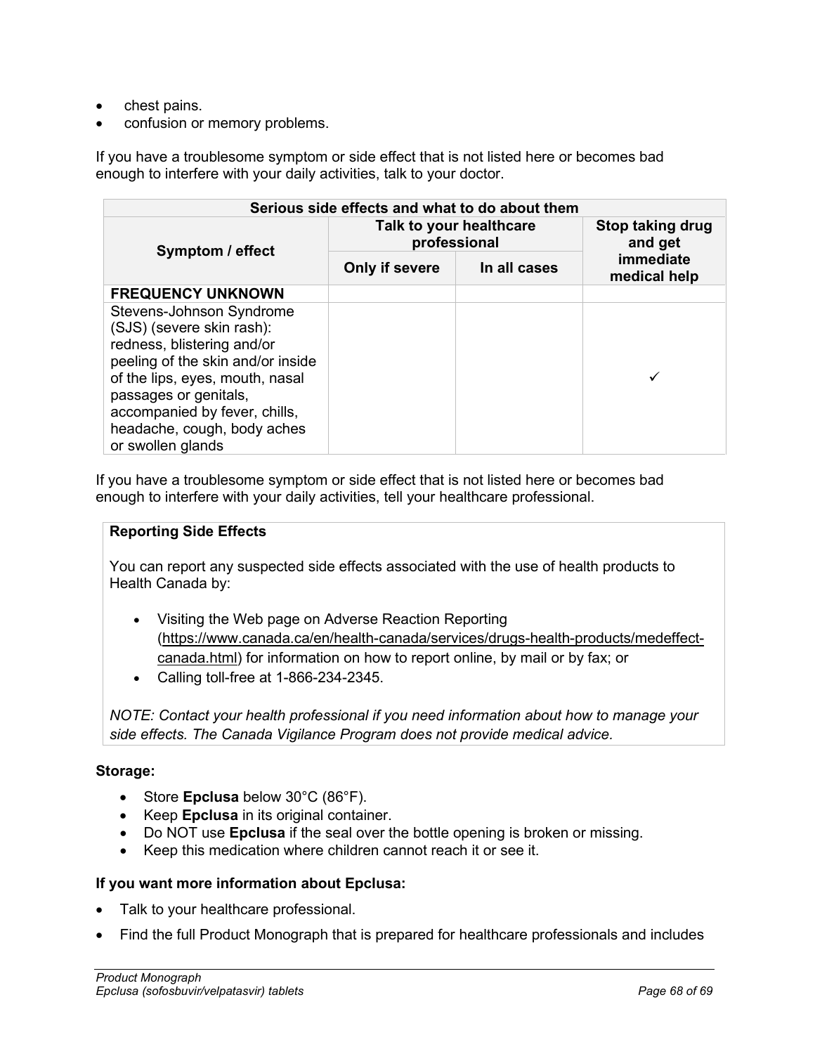- chest pains.
- confusion or memory problems.

If you have a troublesome symptom or side effect that is not listed here or becomes bad enough to interfere with your daily activities, talk to your doctor.

| Serious side effects and what to do about them | | | |
|---|---|---|---|
| Symptom / effect | Talk to your healthcare professional | | Stop taking drug and get immediate medical help |
| | Only if severe | In all cases | |
| **FREQUENCY UNKNOWN** | | | |
| Stevens-Johnson Syndrome (SJS) (severe skin rash): redness, blistering and/or peeling of the skin and/or inside of the lips, eyes, mouth, nasal passages or genitals, accompanied by fever, chills, headache, cough, body aches or swollen glands | | | ✓ |

If you have a troublesome symptom or side effect that is not listed here or becomes bad enough to interfere with your daily activities, tell your healthcare professional.

**Reporting Side Effects**

You can report any suspected side effects associated with the use of health products to Health Canada by:

- Visiting the Web page on Adverse Reaction Reporting (https://www.canada.ca/en/health-canada/services/drugs-health-products/medeffect-canada.html) for information on how to report online, by mail or by fax; or
- Calling toll-free at 1-866-234-2345.

*NOTE: Contact your health professional if you need information about how to manage your side effects. The Canada Vigilance Program does not provide medical advice.*

**Storage:**

- Store **Epclusa** below 30°C (86°F).
- Keep **Epclusa** in its original container.
- Do NOT use **Epclusa** if the seal over the bottle opening is broken or missing.
- Keep this medication where children cannot reach it or see it.

**If you want more information about Epclusa:**

- Talk to your healthcare professional.
- Find the full Product Monograph that is prepared for healthcare professionals and includes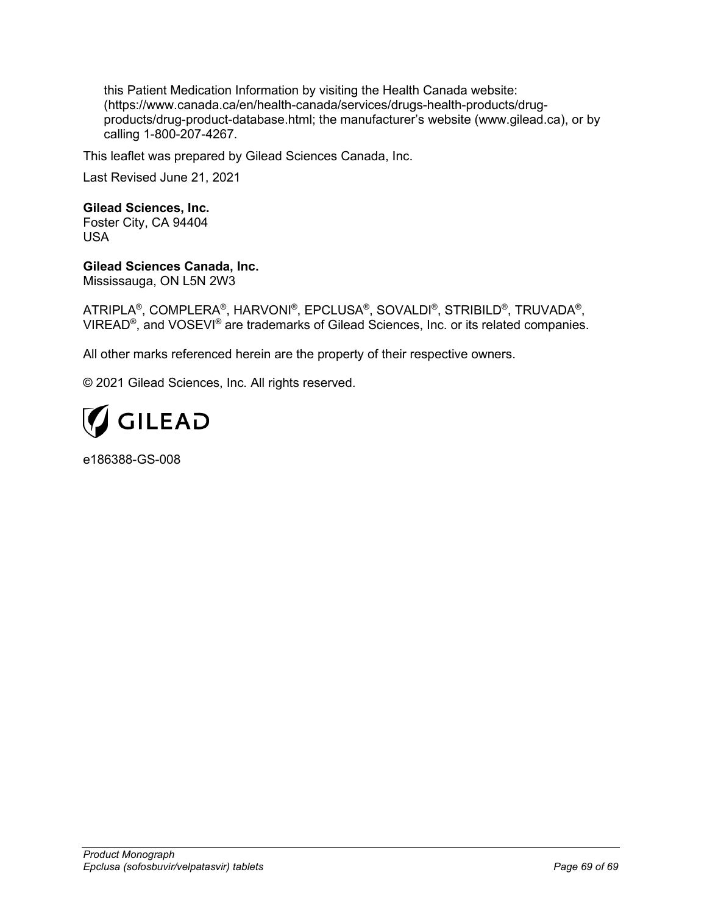this Patient Medication Information by visiting the Health Canada website: (https://www.canada.ca/en/health-canada/services/drugs-health-products/drug-products/drug-product-database.html; the manufacturer's website (www.gilead.ca), or by calling 1-800-207-4267.

This leaflet was prepared by Gilead Sciences Canada, Inc.

Last Revised June 21, 2021

**Gilead Sciences, Inc.**
Foster City, CA 94404
USA

**Gilead Sciences Canada, Inc.**
Mississauga, ON L5N 2W3

ATRIPLA®, COMPLERA®, HARVONI®, EPCLUSA®, SOVALDI®, STRIBILD®, TRUVADA®, VIREAD®, and VOSEVI® are trademarks of Gilead Sciences, Inc. or its related companies.

All other marks referenced herein are the property of their respective owners.

© 2021 Gilead Sciences, Inc. All rights reserved.

GILEAD

e186388-GS-008